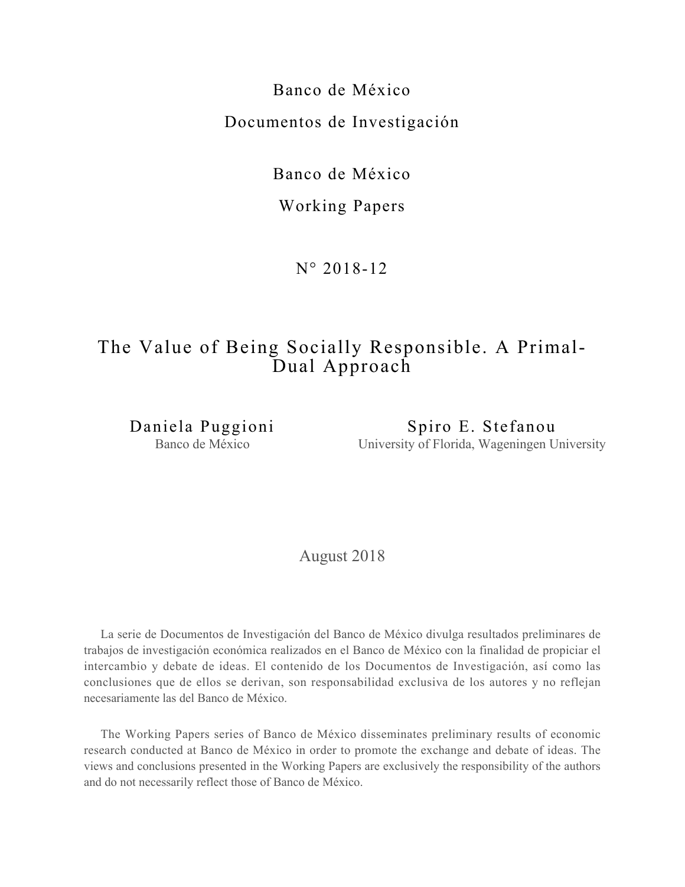Banco de México

Documentos de Investigación

Banco de México

Working Papers

N° 2018-12

# The Value of Being Socially Responsible. A Primal-Dual Approach

Daniela Puggioni
Banco de México

Spiro E. Stefanou
University of Florida, Wageningen University

August 2018

La serie de Documentos de Investigación del Banco de México divulga resultados preliminares de trabajos de investigación económica realizados en el Banco de México con la finalidad de propiciar el intercambio y debate de ideas. El contenido de los Documentos de Investigación, así como las conclusiones que de ellos se derivan, son responsabilidad exclusiva de los autores y no reflejan necesariamente las del Banco de México.

The Working Papers series of Banco de México disseminates preliminary results of economic research conducted at Banco de México in order to promote the exchange and debate of ideas. The views and conclusions presented in the Working Papers are exclusively the responsibility of the authors and do not necessarily reflect those of Banco de México.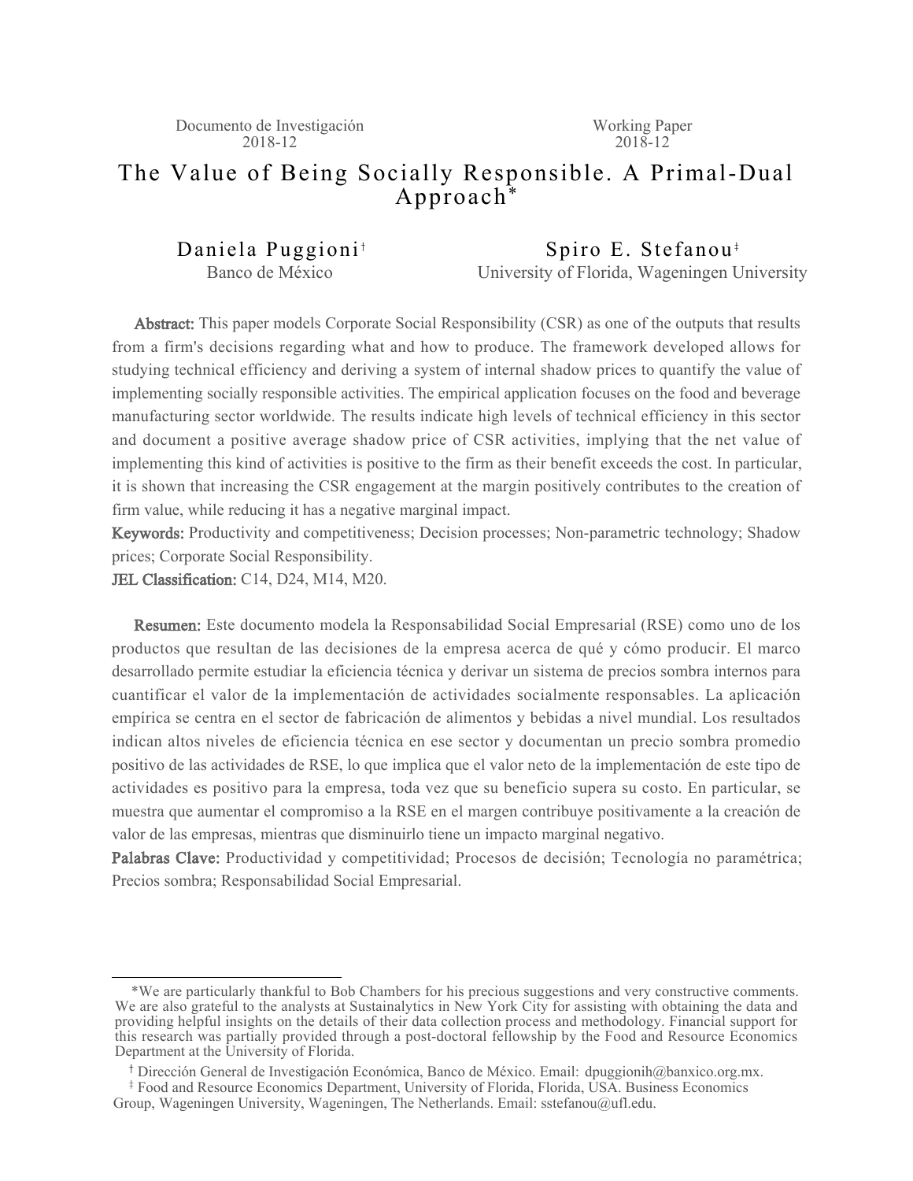Documento de Investigación 2018-12

Working Paper 2018-12

# The Value of Being Socially Responsible. A Primal-Dual Approach*

Daniela Puggioni[†]
Banco de México

Spiro E. Stefanou[‡]
University of Florida, Wageningen University

**Abstract:** This paper models Corporate Social Responsibility (CSR) as one of the outputs that results from a firm's decisions regarding what and how to produce. The framework developed allows for studying technical efficiency and deriving a system of internal shadow prices to quantify the value of implementing socially responsible activities. The empirical application focuses on the food and beverage manufacturing sector worldwide. The results indicate high levels of technical efficiency in this sector and document a positive average shadow price of CSR activities, implying that the net value of implementing this kind of activities is positive to the firm as their benefit exceeds the cost. In particular, it is shown that increasing the CSR engagement at the margin positively contributes to the creation of firm value, while reducing it has a negative marginal impact.

**Keywords:** Productivity and competitiveness; Decision processes; Non-parametric technology; Shadow prices; Corporate Social Responsibility.

**JEL Classification:** C14, D24, M14, M20.

**Resumen:** Este documento modela la Responsabilidad Social Empresarial (RSE) como uno de los productos que resultan de las decisiones de la empresa acerca de qué y cómo producir. El marco desarrollado permite estudiar la eficiencia técnica y derivar un sistema de precios sombra internos para cuantificar el valor de la implementación de actividades socialmente responsables. La aplicación empírica se centra en el sector de fabricación de alimentos y bebidas a nivel mundial. Los resultados indican altos niveles de eficiencia técnica en ese sector y documentan un precio sombra promedio positivo de las actividades de RSE, lo que implica que el valor neto de la implementación de este tipo de actividades es positivo para la empresa, toda vez que su beneficio supera su costo. En particular, se muestra que aumentar el compromiso a la RSE en el margen contribuye positivamente a la creación de valor de las empresas, mientras que disminuirlo tiene un impacto marginal negativo.

**Palabras Clave:** Productividad y competitividad; Procesos de decisión; Tecnología no paramétrica; Precios sombra; Responsabilidad Social Empresarial.

---

*We are particularly thankful to Bob Chambers for his precious suggestions and very constructive comments. We are also grateful to the analysts at Sustainalytics in New York City for assisting with obtaining the data and providing helpful insights on the details of their data collection process and methodology. Financial support for this research was partially provided through a post-doctoral fellowship by the Food and Resource Economics Department at the University of Florida.

[†] Dirección General de Investigación Económica, Banco de México. Email: dpuggionih@banxico.org.mx.

[‡] Food and Resource Economics Department, University of Florida, Florida, USA. Business Economics Group, Wageningen University, Wageningen, The Netherlands. Email: sstefanou@ufl.edu.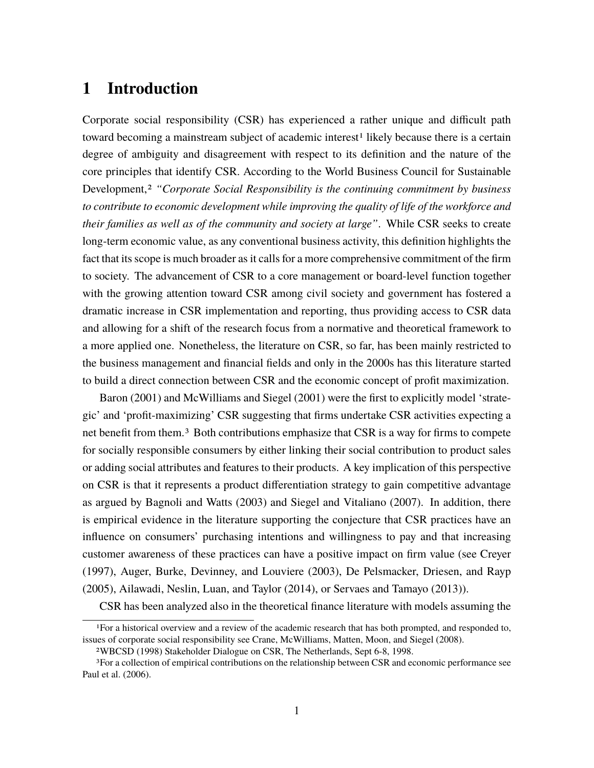# 1 Introduction

Corporate social responsibility (CSR) has experienced a rather unique and difficult path toward becoming a mainstream subject of academic interest[1] likely because there is a certain degree of ambiguity and disagreement with respect to its definition and the nature of the core principles that identify CSR. According to the World Business Council for Sustainable Development,[2] *"Corporate Social Responsibility is the continuing commitment by business to contribute to economic development while improving the quality of life of the workforce and their families as well as of the community and society at large"*. While CSR seeks to create long-term economic value, as any conventional business activity, this definition highlights the fact that its scope is much broader as it calls for a more comprehensive commitment of the firm to society. The advancement of CSR to a core management or board-level function together with the growing attention toward CSR among civil society and government has fostered a dramatic increase in CSR implementation and reporting, thus providing access to CSR data and allowing for a shift of the research focus from a normative and theoretical framework to a more applied one. Nonetheless, the literature on CSR, so far, has been mainly restricted to the business management and financial fields and only in the 2000s has this literature started to build a direct connection between CSR and the economic concept of profit maximization.

Baron (2001) and McWilliams and Siegel (2001) were the first to explicitly model 'strategic' and 'profit-maximizing' CSR suggesting that firms undertake CSR activities expecting a net benefit from them.[3] Both contributions emphasize that CSR is a way for firms to compete for socially responsible consumers by either linking their social contribution to product sales or adding social attributes and features to their products. A key implication of this perspective on CSR is that it represents a product differentiation strategy to gain competitive advantage as argued by Bagnoli and Watts (2003) and Siegel and Vitaliano (2007). In addition, there is empirical evidence in the literature supporting the conjecture that CSR practices have an influence on consumers' purchasing intentions and willingness to pay and that increasing customer awareness of these practices can have a positive impact on firm value (see Creyer (1997), Auger, Burke, Devinney, and Louviere (2003), De Pelsmacker, Driesen, and Rayp (2005), Ailawadi, Neslin, Luan, and Taylor (2014), or Servaes and Tamayo (2013)).

CSR has been analyzed also in the theoretical finance literature with models assuming the

---

[1] For a historical overview and a review of the academic research that has both prompted, and responded to, issues of corporate social responsibility see Crane, McWilliams, Matten, Moon, and Siegel (2008).

[2] WBCSD (1998) Stakeholder Dialogue on CSR, The Netherlands, Sept 6-8, 1998.

[3] For a collection of empirical contributions on the relationship between CSR and economic performance see Paul et al. (2006).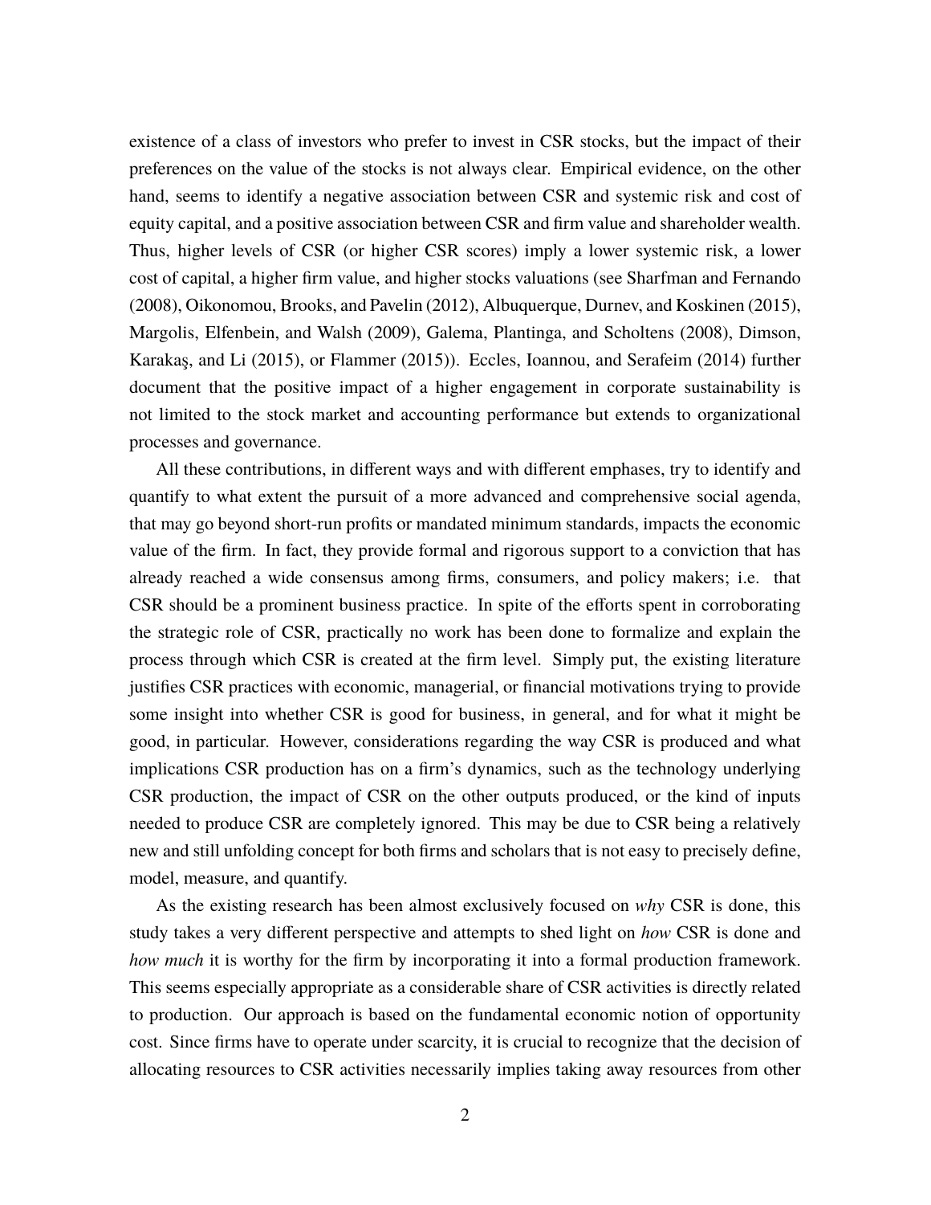existence of a class of investors who prefer to invest in CSR stocks, but the impact of their preferences on the value of the stocks is not always clear. Empirical evidence, on the other hand, seems to identify a negative association between CSR and systemic risk and cost of equity capital, and a positive association between CSR and firm value and shareholder wealth. Thus, higher levels of CSR (or higher CSR scores) imply a lower systemic risk, a lower cost of capital, a higher firm value, and higher stocks valuations (see Sharfman and Fernando (2008), Oikonomou, Brooks, and Pavelin (2012), Albuquerque, Durnev, and Koskinen (2015), Margolis, Elfenbein, and Walsh (2009), Galema, Plantinga, and Scholtens (2008), Dimson, Karakaş, and Li (2015), or Flammer (2015)). Eccles, Ioannou, and Serafeim (2014) further document that the positive impact of a higher engagement in corporate sustainability is not limited to the stock market and accounting performance but extends to organizational processes and governance.

All these contributions, in different ways and with different emphases, try to identify and quantify to what extent the pursuit of a more advanced and comprehensive social agenda, that may go beyond short-run profits or mandated minimum standards, impacts the economic value of the firm. In fact, they provide formal and rigorous support to a conviction that has already reached a wide consensus among firms, consumers, and policy makers; i.e. that CSR should be a prominent business practice. In spite of the efforts spent in corroborating the strategic role of CSR, practically no work has been done to formalize and explain the process through which CSR is created at the firm level. Simply put, the existing literature justifies CSR practices with economic, managerial, or financial motivations trying to provide some insight into whether CSR is good for business, in general, and for what it might be good, in particular. However, considerations regarding the way CSR is produced and what implications CSR production has on a firm's dynamics, such as the technology underlying CSR production, the impact of CSR on the other outputs produced, or the kind of inputs needed to produce CSR are completely ignored. This may be due to CSR being a relatively new and still unfolding concept for both firms and scholars that is not easy to precisely define, model, measure, and quantify.

As the existing research has been almost exclusively focused on *why* CSR is done, this study takes a very different perspective and attempts to shed light on *how* CSR is done and *how much* it is worthy for the firm by incorporating it into a formal production framework. This seems especially appropriate as a considerable share of CSR activities is directly related to production. Our approach is based on the fundamental economic notion of opportunity cost. Since firms have to operate under scarcity, it is crucial to recognize that the decision of allocating resources to CSR activities necessarily implies taking away resources from other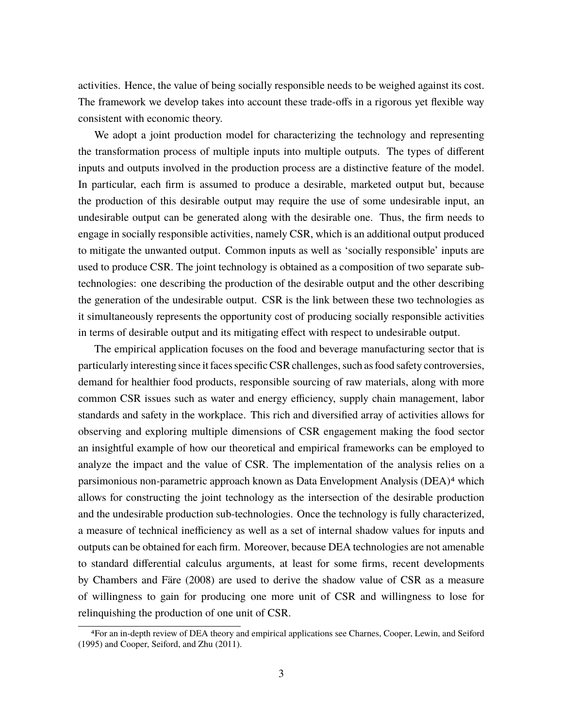activities. Hence, the value of being socially responsible needs to be weighed against its cost. The framework we develop takes into account these trade-offs in a rigorous yet flexible way consistent with economic theory.

We adopt a joint production model for characterizing the technology and representing the transformation process of multiple inputs into multiple outputs. The types of different inputs and outputs involved in the production process are a distinctive feature of the model. In particular, each firm is assumed to produce a desirable, marketed output but, because the production of this desirable output may require the use of some undesirable input, an undesirable output can be generated along with the desirable one. Thus, the firm needs to engage in socially responsible activities, namely CSR, which is an additional output produced to mitigate the unwanted output. Common inputs as well as 'socially responsible' inputs are used to produce CSR. The joint technology is obtained as a composition of two separate sub-technologies: one describing the production of the desirable output and the other describing the generation of the undesirable output. CSR is the link between these two technologies as it simultaneously represents the opportunity cost of producing socially responsible activities in terms of desirable output and its mitigating effect with respect to undesirable output.

The empirical application focuses on the food and beverage manufacturing sector that is particularly interesting since it faces specific CSR challenges, such as food safety controversies, demand for healthier food products, responsible sourcing of raw materials, along with more common CSR issues such as water and energy efficiency, supply chain management, labor standards and safety in the workplace. This rich and diversified array of activities allows for observing and exploring multiple dimensions of CSR engagement making the food sector an insightful example of how our theoretical and empirical frameworks can be employed to analyze the impact and the value of CSR. The implementation of the analysis relies on a parsimonious non-parametric approach known as Data Envelopment Analysis (DEA)[4] which allows for constructing the joint technology as the intersection of the desirable production and the undesirable production sub-technologies. Once the technology is fully characterized, a measure of technical inefficiency as well as a set of internal shadow values for inputs and outputs can be obtained for each firm. Moreover, because DEA technologies are not amenable to standard differential calculus arguments, at least for some firms, recent developments by Chambers and Färe (2008) are used to derive the shadow value of CSR as a measure of willingness to gain for producing one more unit of CSR and willingness to lose for relinquishing the production of one unit of CSR.

[4]For an in-depth review of DEA theory and empirical applications see Charnes, Cooper, Lewin, and Seiford (1995) and Cooper, Seiford, and Zhu (2011).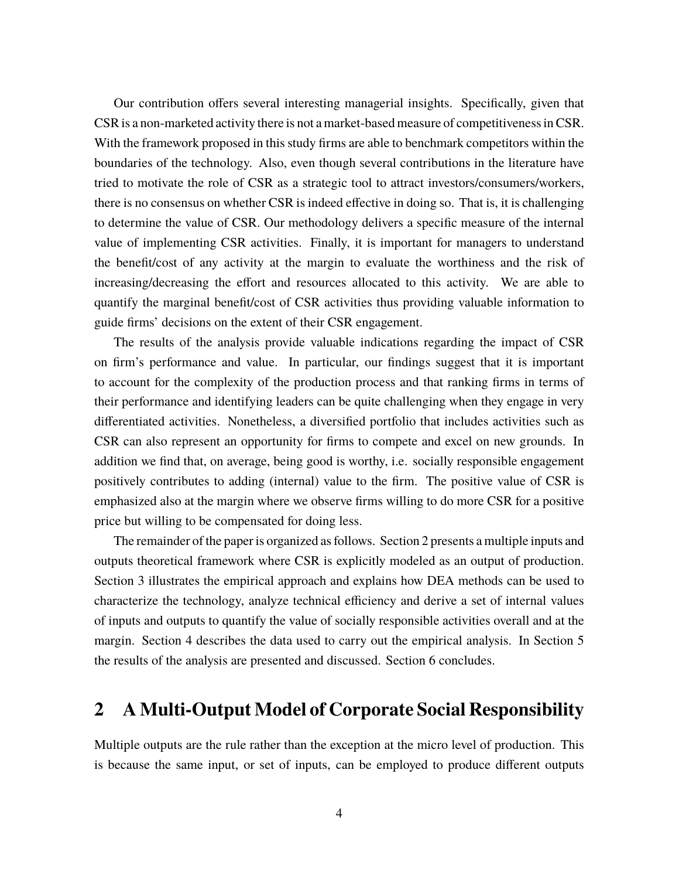Our contribution offers several interesting managerial insights. Specifically, given that CSR is a non-marketed activity there is not a market-based measure of competitiveness in CSR. With the framework proposed in this study firms are able to benchmark competitors within the boundaries of the technology. Also, even though several contributions in the literature have tried to motivate the role of CSR as a strategic tool to attract investors/consumers/workers, there is no consensus on whether CSR is indeed effective in doing so. That is, it is challenging to determine the value of CSR. Our methodology delivers a specific measure of the internal value of implementing CSR activities. Finally, it is important for managers to understand the benefit/cost of any activity at the margin to evaluate the worthiness and the risk of increasing/decreasing the effort and resources allocated to this activity. We are able to quantify the marginal benefit/cost of CSR activities thus providing valuable information to guide firms' decisions on the extent of their CSR engagement.

The results of the analysis provide valuable indications regarding the impact of CSR on firm's performance and value. In particular, our findings suggest that it is important to account for the complexity of the production process and that ranking firms in terms of their performance and identifying leaders can be quite challenging when they engage in very differentiated activities. Nonetheless, a diversified portfolio that includes activities such as CSR can also represent an opportunity for firms to compete and excel on new grounds. In addition we find that, on average, being good is worthy, i.e. socially responsible engagement positively contributes to adding (internal) value to the firm. The positive value of CSR is emphasized also at the margin where we observe firms willing to do more CSR for a positive price but willing to be compensated for doing less.

The remainder of the paper is organized as follows. Section 2 presents a multiple inputs and outputs theoretical framework where CSR is explicitly modeled as an output of production. Section 3 illustrates the empirical approach and explains how DEA methods can be used to characterize the technology, analyze technical efficiency and derive a set of internal values of inputs and outputs to quantify the value of socially responsible activities overall and at the margin. Section 4 describes the data used to carry out the empirical analysis. In Section 5 the results of the analysis are presented and discussed. Section 6 concludes.

## 2 A Multi-Output Model of Corporate Social Responsibility

Multiple outputs are the rule rather than the exception at the micro level of production. This is because the same input, or set of inputs, can be employed to produce different outputs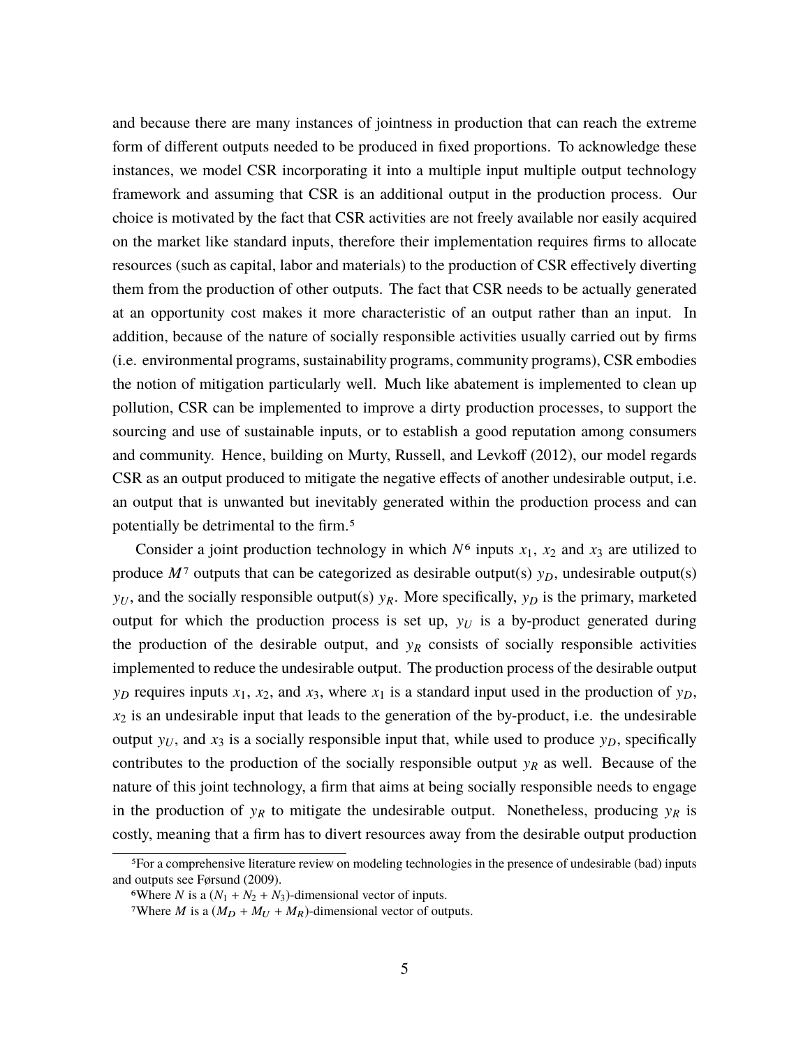and because there are many instances of jointness in production that can reach the extreme form of different outputs needed to be produced in fixed proportions. To acknowledge these instances, we model CSR incorporating it into a multiple input multiple output technology framework and assuming that CSR is an additional output in the production process. Our choice is motivated by the fact that CSR activities are not freely available nor easily acquired on the market like standard inputs, therefore their implementation requires firms to allocate resources (such as capital, labor and materials) to the production of CSR effectively diverting them from the production of other outputs. The fact that CSR needs to be actually generated at an opportunity cost makes it more characteristic of an output rather than an input. In addition, because of the nature of socially responsible activities usually carried out by firms (i.e. environmental programs, sustainability programs, community programs), CSR embodies the notion of mitigation particularly well. Much like abatement is implemented to clean up pollution, CSR can be implemented to improve a dirty production processes, to support the sourcing and use of sustainable inputs, or to establish a good reputation among consumers and community. Hence, building on Murty, Russell, and Levkoff (2012), our model regards CSR as an output produced to mitigate the negative effects of another undesirable output, i.e. an output that is unwanted but inevitably generated within the production process and can potentially be detrimental to the firm.[5]

Consider a joint production technology in which $N$[6] inputs $x_1$, $x_2$ and $x_3$ are utilized to produce $M$[7] outputs that can be categorized as desirable output(s) $y_D$, undesirable output(s) $y_U$, and the socially responsible output(s) $y_R$. More specifically, $y_D$ is the primary, marketed output for which the production process is set up, $y_U$ is a by-product generated during the production of the desirable output, and $y_R$ consists of socially responsible activities implemented to reduce the undesirable output. The production process of the desirable output $y_D$ requires inputs $x_1$, $x_2$, and $x_3$, where $x_1$ is a standard input used in the production of $y_D$, $x_2$ is an undesirable input that leads to the generation of the by-product, i.e. the undesirable output $y_U$, and $x_3$ is a socially responsible input that, while used to produce $y_D$, specifically contributes to the production of the socially responsible output $y_R$ as well. Because of the nature of this joint technology, a firm that aims at being socially responsible needs to engage in the production of $y_R$ to mitigate the undesirable output. Nonetheless, producing $y_R$ is costly, meaning that a firm has to divert resources away from the desirable output production

[5] For a comprehensive literature review on modeling technologies in the presence of undesirable (bad) inputs and outputs see Førsund (2009).

[6] Where $N$ is a $(N_1 + N_2 + N_3)$-dimensional vector of inputs.

[7] Where $M$ is a $(M_D + M_U + M_R)$-dimensional vector of outputs.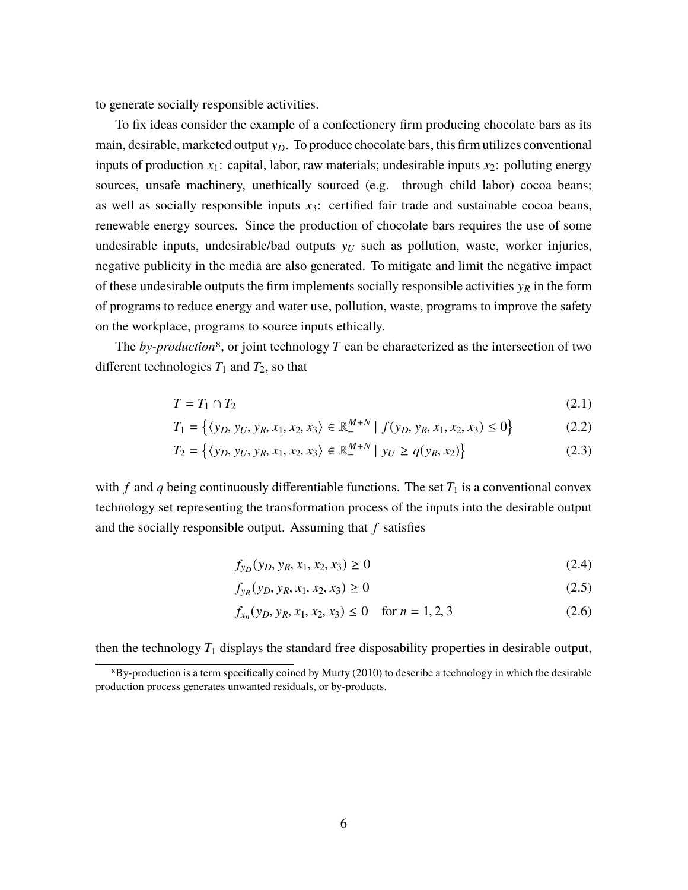to generate socially responsible activities.

To fix ideas consider the example of a confectionery firm producing chocolate bars as its main, desirable, marketed output $y_D$. To produce chocolate bars, this firm utilizes conventional inputs of production $x_1$: capital, labor, raw materials; undesirable inputs $x_2$: polluting energy sources, unsafe machinery, unethically sourced (e.g. through child labor) cocoa beans; as well as socially responsible inputs $x_3$: certified fair trade and sustainable cocoa beans, renewable energy sources. Since the production of chocolate bars requires the use of some undesirable inputs, undesirable/bad outputs $y_U$ such as pollution, waste, worker injuries, negative publicity in the media are also generated. To mitigate and limit the negative impact of these undesirable outputs the firm implements socially responsible activities $y_R$ in the form of programs to reduce energy and water use, pollution, waste, programs to improve the safety on the workplace, programs to source inputs ethically.

The *by-production*[8], or joint technology $T$ can be characterized as the intersection of two different technologies $T_1$ and $T_2$, so that

$$T = T_1 \cap T_2 \tag{2.1}$$

$$T_1 = \left\{ \langle y_D, y_U, y_R, x_1, x_2, x_3 \rangle \in \mathbb{R}_+^{M+N} \mid f(y_D, y_R, x_1, x_2, x_3) \leq 0 \right\} \tag{2.2}$$

$$T_2 = \left\{ \langle y_D, y_U, y_R, x_1, x_2, x_3 \rangle \in \mathbb{R}_+^{M+N} \mid y_U \geq q(y_R, x_2) \right\} \tag{2.3}$$

with $f$ and $q$ being continuously differentiable functions. The set $T_1$ is a conventional convex technology set representing the transformation process of the inputs into the desirable output and the socially responsible output. Assuming that $f$ satisfies

$$f_{y_D}(y_D, y_R, x_1, x_2, x_3) \geq 0 \tag{2.4}$$

$$f_{y_R}(y_D, y_R, x_1, x_2, x_3) \geq 0 \tag{2.5}$$

$$f_{x_n}(y_D, y_R, x_1, x_2, x_3) \leq 0 \quad \text{for } n = 1, 2, 3 \tag{2.6}$$

then the technology $T_1$ displays the standard free disposability properties in desirable output,

[8] By-production is a term specifically coined by Murty (2010) to describe a technology in which the desirable production process generates unwanted residuals, or by-products.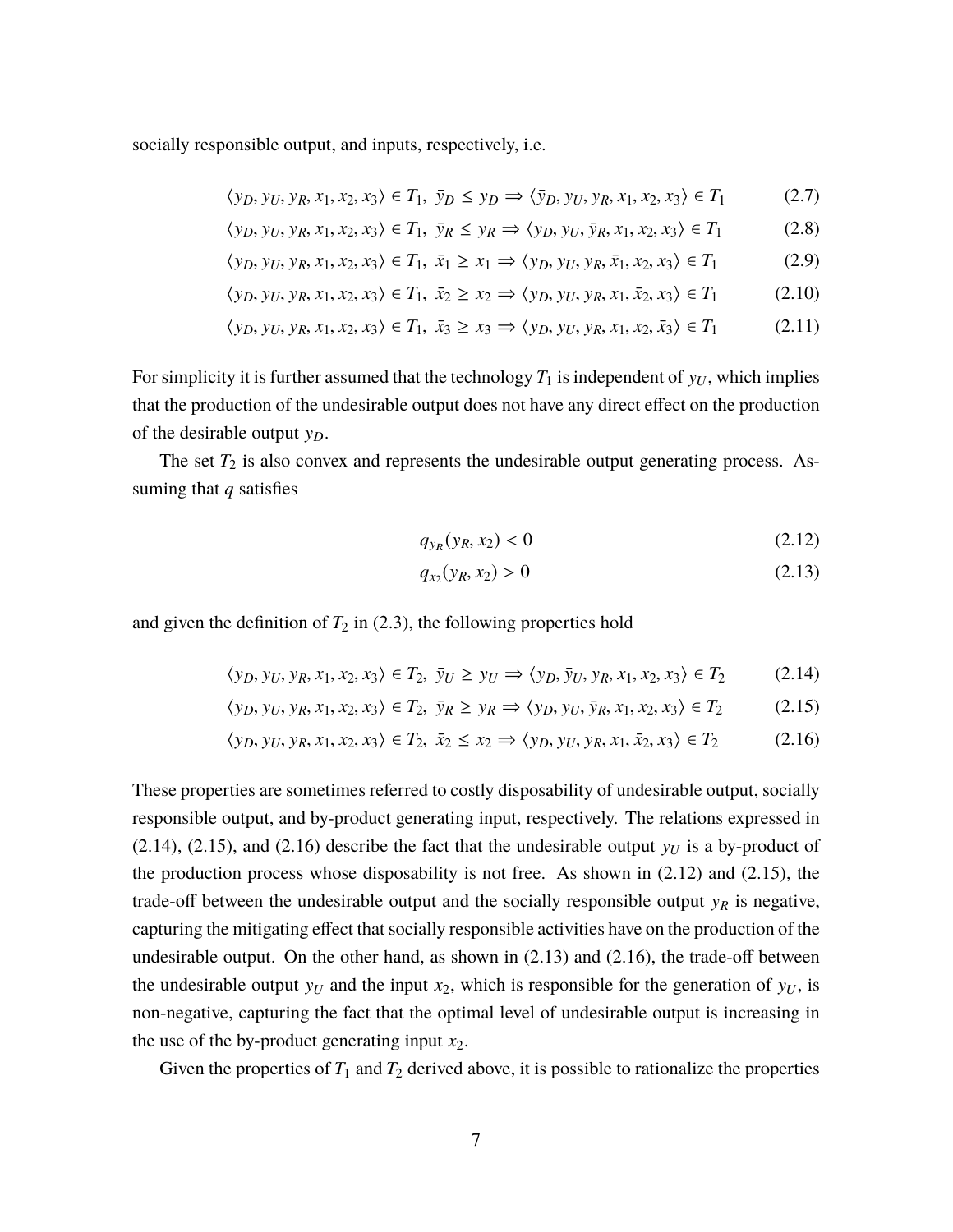socially responsible output, and inputs, respectively, i.e.

$$\langle y_D, y_U, y_R, x_1, x_2, x_3 \rangle \in T_1,\ \bar{y}_D \leq y_D \Rightarrow \langle \bar{y}_D, y_U, y_R, x_1, x_2, x_3 \rangle \in T_1 \tag{2.7}$$

$$\langle y_D, y_U, y_R, x_1, x_2, x_3 \rangle \in T_1,\ \bar{y}_R \leq y_R \Rightarrow \langle y_D, y_U, \bar{y}_R, x_1, x_2, x_3 \rangle \in T_1 \tag{2.8}$$

$$\langle y_D, y_U, y_R, x_1, x_2, x_3 \rangle \in T_1,\ \bar{x}_1 \geq x_1 \Rightarrow \langle y_D, y_U, y_R, \bar{x}_1, x_2, x_3 \rangle \in T_1 \tag{2.9}$$

$$\langle y_D, y_U, y_R, x_1, x_2, x_3 \rangle \in T_1,\ \bar{x}_2 \geq x_2 \Rightarrow \langle y_D, y_U, y_R, x_1, \bar{x}_2, x_3 \rangle \in T_1 \tag{2.10}$$

$$\langle y_D, y_U, y_R, x_1, x_2, x_3 \rangle \in T_1,\ \bar{x}_3 \geq x_3 \Rightarrow \langle y_D, y_U, y_R, x_1, x_2, \bar{x}_3 \rangle \in T_1 \tag{2.11}$$

For simplicity it is further assumed that the technology $T_1$ is independent of $y_U$, which implies that the production of the undesirable output does not have any direct effect on the production of the desirable output $y_D$.

The set $T_2$ is also convex and represents the undesirable output generating process. Assuming that $q$ satisfies

$$q_{y_R}(y_R, x_2) < 0 \tag{2.12}$$

$$q_{x_2}(y_R, x_2) > 0 \tag{2.13}$$

and given the definition of $T_2$ in (2.3), the following properties hold

$$\langle y_D, y_U, y_R, x_1, x_2, x_3 \rangle \in T_2,\ \bar{y}_U \geq y_U \Rightarrow \langle y_D, \bar{y}_U, y_R, x_1, x_2, x_3 \rangle \in T_2 \tag{2.14}$$

$$\langle y_D, y_U, y_R, x_1, x_2, x_3 \rangle \in T_2,\ \bar{y}_R \geq y_R \Rightarrow \langle y_D, y_U, \bar{y}_R, x_1, x_2, x_3 \rangle \in T_2 \tag{2.15}$$

$$\langle y_D, y_U, y_R, x_1, x_2, x_3 \rangle \in T_2,\ \bar{x}_2 \leq x_2 \Rightarrow \langle y_D, y_U, y_R, x_1, \bar{x}_2, x_3 \rangle \in T_2 \tag{2.16}$$

These properties are sometimes referred to costly disposability of undesirable output, socially responsible output, and by-product generating input, respectively. The relations expressed in (2.14), (2.15), and (2.16) describe the fact that the undesirable output $y_U$ is a by-product of the production process whose disposability is not free. As shown in (2.12) and (2.15), the trade-off between the undesirable output and the socially responsible output $y_R$ is negative, capturing the mitigating effect that socially responsible activities have on the production of the undesirable output. On the other hand, as shown in (2.13) and (2.16), the trade-off between the undesirable output $y_U$ and the input $x_2$, which is responsible for the generation of $y_U$, is non-negative, capturing the fact that the optimal level of undesirable output is increasing in the use of the by-product generating input $x_2$.

Given the properties of $T_1$ and $T_2$ derived above, it is possible to rationalize the properties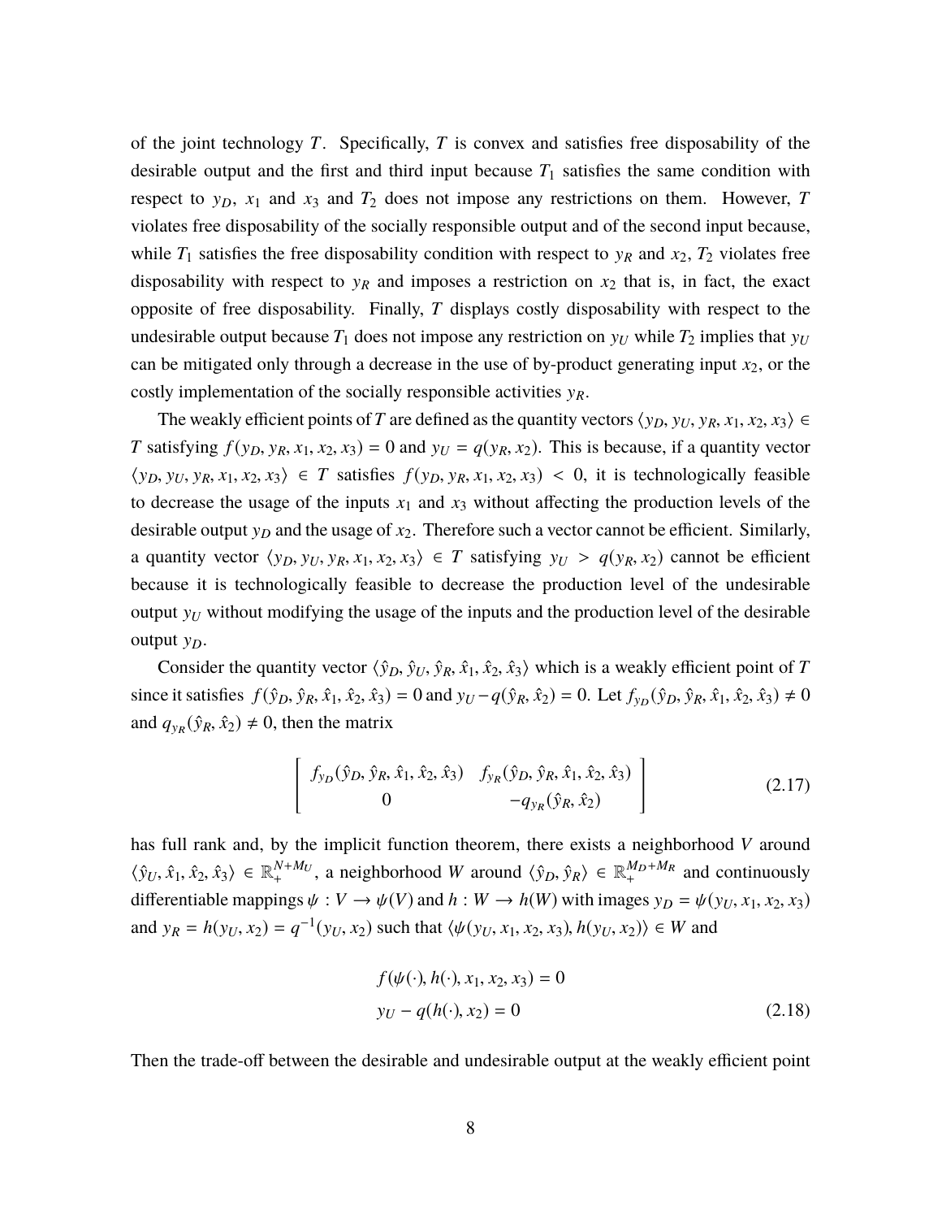of the joint technology $T$. Specifically, $T$ is convex and satisfies free disposability of the desirable output and the first and third input because $T_1$ satisfies the same condition with respect to $y_D$, $x_1$ and $x_3$ and $T_2$ does not impose any restrictions on them. However, $T$ violates free disposability of the socially responsible output and of the second input because, while $T_1$ satisfies the free disposability condition with respect to $y_R$ and $x_2$, $T_2$ violates free disposability with respect to $y_R$ and imposes a restriction on $x_2$ that is, in fact, the exact opposite of free disposability. Finally, $T$ displays costly disposability with respect to the undesirable output because $T_1$ does not impose any restriction on $y_U$ while $T_2$ implies that $y_U$ can be mitigated only through a decrease in the use of by-product generating input $x_2$, or the costly implementation of the socially responsible activities $y_R$.

The weakly efficient points of $T$ are defined as the quantity vectors $\langle y_D, y_U, y_R, x_1, x_2, x_3\rangle \in T$ satisfying $f(y_D, y_R, x_1, x_2, x_3) = 0$ and $y_U = q(y_R, x_2)$. This is because, if a quantity vector $\langle y_D, y_U, y_R, x_1, x_2, x_3\rangle \in T$ satisfies $f(y_D, y_R, x_1, x_2, x_3) < 0$, it is technologically feasible to decrease the usage of the inputs $x_1$ and $x_3$ without affecting the production levels of the desirable output $y_D$ and the usage of $x_2$. Therefore such a vector cannot be efficient. Similarly, a quantity vector $\langle y_D, y_U, y_R, x_1, x_2, x_3\rangle \in T$ satisfying $y_U > q(y_R, x_2)$ cannot be efficient because it is technologically feasible to decrease the production level of the undesirable output $y_U$ without modifying the usage of the inputs and the production level of the desirable output $y_D$.

Consider the quantity vector $\langle \hat{y}_D, \hat{y}_U, \hat{y}_R, \hat{x}_1, \hat{x}_2, \hat{x}_3\rangle$ which is a weakly efficient point of $T$ since it satisfies $f(\hat{y}_D, \hat{y}_R, \hat{x}_1, \hat{x}_2, \hat{x}_3) = 0$ and $y_U - q(\hat{y}_R, \hat{x}_2) = 0$. Let $f_{y_D}(\hat{y}_D, \hat{y}_R, \hat{x}_1, \hat{x}_2, \hat{x}_3) \neq 0$ and $q_{y_R}(\hat{y}_R, \hat{x}_2) \neq 0$, then the matrix

$$\begin{bmatrix} f_{y_D}(\hat{y}_D, \hat{y}_R, \hat{x}_1, \hat{x}_2, \hat{x}_3) & f_{y_R}(\hat{y}_D, \hat{y}_R, \hat{x}_1, \hat{x}_2, \hat{x}_3) \\ 0 & -q_{y_R}(\hat{y}_R, \hat{x}_2) \end{bmatrix} \tag{2.17}$$

has full rank and, by the implicit function theorem, there exists a neighborhood $V$ around $\langle \hat{y}_U, \hat{x}_1, \hat{x}_2, \hat{x}_3\rangle \in \mathbb{R}_+^{N+M_U}$, a neighborhood $W$ around $\langle \hat{y}_D, \hat{y}_R\rangle \in \mathbb{R}_+^{M_D+M_R}$ and continuously differentiable mappings $\psi : V \longrightarrow \psi(V)$ and $h : W \longrightarrow h(W)$ with images $y_D = \psi(y_U, x_1, x_2, x_3)$ and $y_R = h(y_U, x_2) = q^{-1}(y_U, x_2)$ such that $\langle \psi(y_U, x_1, x_2, x_3), h(y_U, x_2)\rangle \in W$ and

$$\begin{aligned} &f(\psi(\cdot), h(\cdot), x_1, x_2, x_3) = 0 \\ &y_U - q(h(\cdot), x_2) = 0 \end{aligned} \tag{2.18}$$

Then the trade-off between the desirable and undesirable output at the weakly efficient point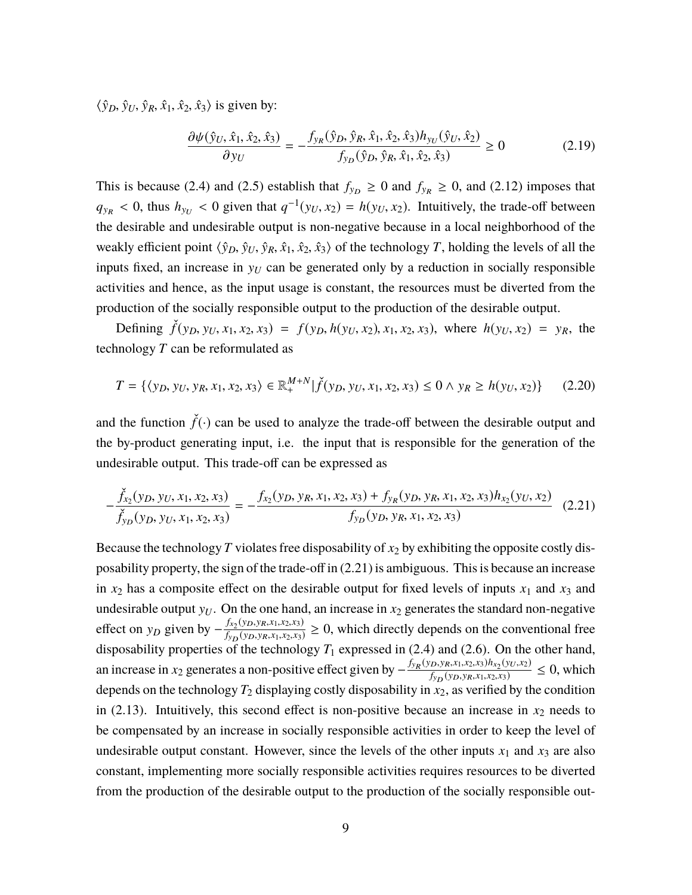$\langle \hat{y}_D, \hat{y}_U, \hat{y}_R, \hat{x}_1, \hat{x}_2, \hat{x}_3 \rangle$ is given by:

$$\frac{\partial \psi(\hat{y}_U, \hat{x}_1, \hat{x}_2, \hat{x}_3)}{\partial y_U} = -\frac{f_{y_R}(\hat{y}_D, \hat{y}_R, \hat{x}_1, \hat{x}_2, \hat{x}_3) h_{y_U}(\hat{y}_U, \hat{x}_2)}{f_{y_D}(\hat{y}_D, \hat{y}_R, \hat{x}_1, \hat{x}_2, \hat{x}_3)} \geq 0 \tag{2.19}$$

This is because (2.4) and (2.5) establish that $f_{y_D} \geq 0$ and $f_{y_R} \geq 0$, and (2.12) imposes that $q_{y_R} < 0$, thus $h_{y_U} < 0$ given that $q^{-1}(y_U, x_2) = h(y_U, x_2)$. Intuitively, the trade-off between the desirable and undesirable output is non-negative because in a local neighborhood of the weakly efficient point $\langle \hat{y}_D, \hat{y}_U, \hat{y}_R, \hat{x}_1, \hat{x}_2, \hat{x}_3 \rangle$ of the technology $T$, holding the levels of all the inputs fixed, an increase in $y_U$ can be generated only by a reduction in socially responsible activities and hence, as the input usage is constant, the resources must be diverted from the production of the socially responsible output to the production of the desirable output.

Defining $\check{f}(y_D, y_U, x_1, x_2, x_3) = f(y_D, h(y_U, x_2), x_1, x_2, x_3)$, where $h(y_U, x_2) = y_R$, the technology $T$ can be reformulated as

$$T = \{\langle y_D, y_U, y_R, x_1, x_2, x_3 \rangle \in \mathbb{R}_+^{M+N} | \check{f}(y_D, y_U, x_1, x_2, x_3) \leq 0 \wedge y_R \geq h(y_U, x_2)\} \tag{2.20}$$

and the function $\check{f}(\cdot)$ can be used to analyze the trade-off between the desirable output and the by-product generating input, i.e. the input that is responsible for the generation of the undesirable output. This trade-off can be expressed as

$$-\frac{\check{f}_{x_2}(y_D, y_U, x_1, x_2, x_3)}{\check{f}_{y_D}(y_D, y_U, x_1, x_2, x_3)} = -\frac{f_{x_2}(y_D, y_R, x_1, x_2, x_3) + f_{y_R}(y_D, y_R, x_1, x_2, x_3) h_{x_2}(y_U, x_2)}{f_{y_D}(y_D, y_R, x_1, x_2, x_3)} \tag{2.21}$$

Because the technology $T$ violates free disposability of $x_2$ by exhibiting the opposite costly disposability property, the sign of the trade-off in (2.21) is ambiguous. This is because an increase in $x_2$ has a composite effect on the desirable output for fixed levels of inputs $x_1$ and $x_3$ and undesirable output $y_U$. On the one hand, an increase in $x_2$ generates the standard non-negative effect on $y_D$ given by $-\frac{f_{x_2}(y_D, y_R, x_1, x_2, x_3)}{f_{y_D}(y_D, y_R, x_1, x_2, x_3)} \geq 0$, which directly depends on the conventional free disposability properties of the technology $T_1$ expressed in (2.4) and (2.6). On the other hand, an increase in $x_2$ generates a non-positive effect given by $-\frac{f_{y_R}(y_D, y_R, x_1, x_2, x_3) h_{x_2}(y_U, x_2)}{f_{y_D}(y_D, y_R, x_1, x_2, x_3)} \leq 0$, which depends on the technology $T_2$ displaying costly disposability in $x_2$, as verified by the condition in (2.13). Intuitively, this second effect is non-positive because an increase in $x_2$ needs to be compensated by an increase in socially responsible activities in order to keep the level of undesirable output constant. However, since the levels of the other inputs $x_1$ and $x_3$ are also constant, implementing more socially responsible activities requires resources to be diverted from the production of the desirable output to the production of the socially responsible out-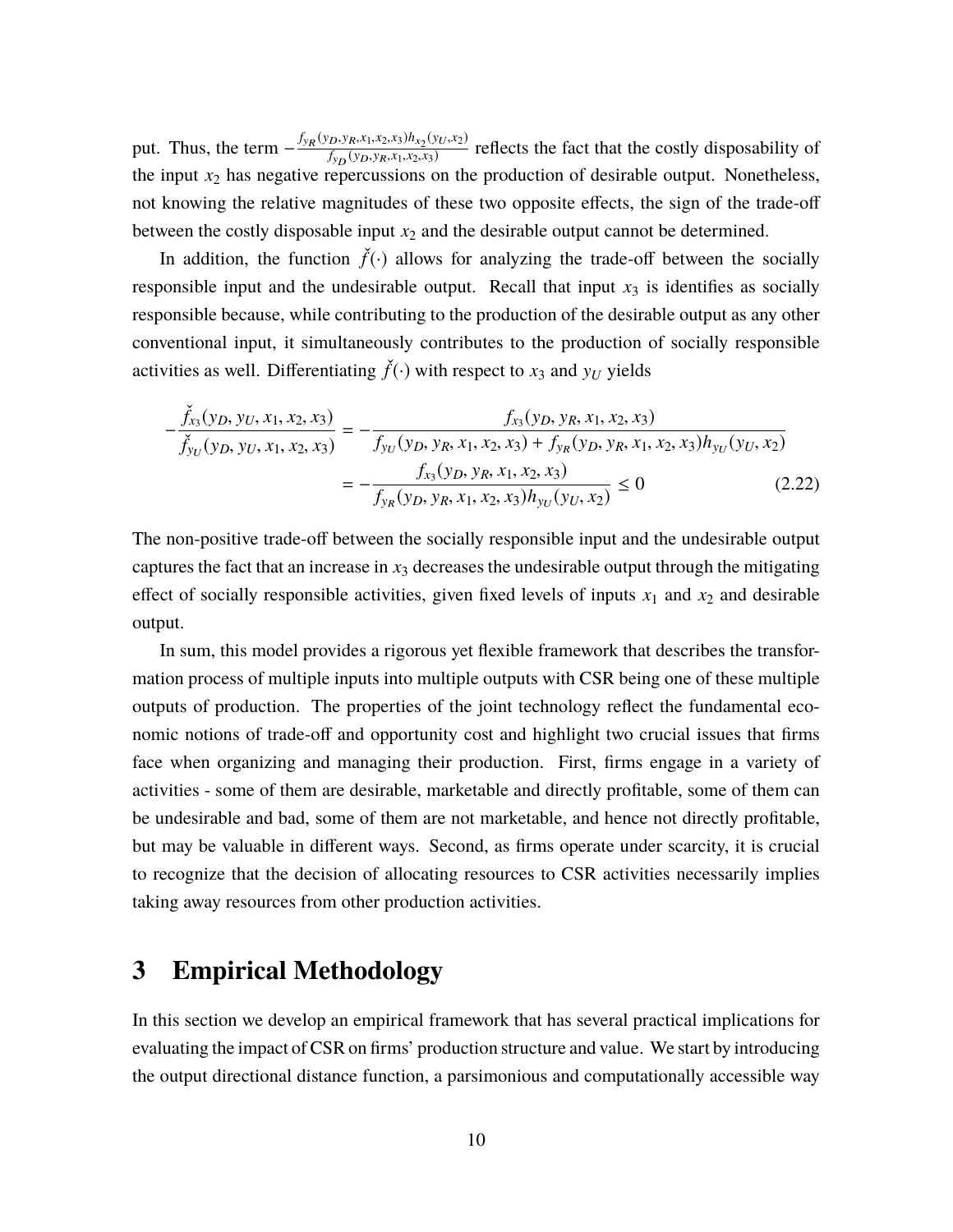put. Thus, the term $-\frac{f_{y_R}(y_D,y_R,x_1,x_2,x_3)h_{x_2}(y_U,x_2)}{f_{y_D}(y_D,y_R,x_1,x_2,x_3)}$ reflects the fact that the costly disposability of the input $x_2$ has negative repercussions on the production of desirable output. Nonetheless, not knowing the relative magnitudes of these two opposite effects, the sign of the trade-off between the costly disposable input $x_2$ and the desirable output cannot be determined.

In addition, the function $\check{f}(\cdot)$ allows for analyzing the trade-off between the socially responsible input and the undesirable output. Recall that input $x_3$ is identifies as socially responsible because, while contributing to the production of the desirable output as any other conventional input, it simultaneously contributes to the production of socially responsible activities as well. Differentiating $\check{f}(\cdot)$ with respect to $x_3$ and $y_U$ yields

$$
\begin{aligned}
-\frac{\check{f}_{x_3}(y_D, y_U, x_1, x_2, x_3)}{\check{f}_{y_U}(y_D, y_U, x_1, x_2, x_3)} &= -\frac{f_{x_3}(y_D, y_R, x_1, x_2, x_3)}{f_{y_U}(y_D, y_R, x_1, x_2, x_3) + f_{y_R}(y_D, y_R, x_1, x_2, x_3)h_{y_U}(y_U, x_2)} \\
&= -\frac{f_{x_3}(y_D, y_R, x_1, x_2, x_3)}{f_{y_R}(y_D, y_R, x_1, x_2, x_3)h_{y_U}(y_U, x_2)} \leq 0 \qquad (2.22)
\end{aligned}
$$

The non-positive trade-off between the socially responsible input and the undesirable output captures the fact that an increase in $x_3$ decreases the undesirable output through the mitigating effect of socially responsible activities, given fixed levels of inputs $x_1$ and $x_2$ and desirable output.

In sum, this model provides a rigorous yet flexible framework that describes the transformation process of multiple inputs into multiple outputs with CSR being one of these multiple outputs of production. The properties of the joint technology reflect the fundamental economic notions of trade-off and opportunity cost and highlight two crucial issues that firms face when organizing and managing their production. First, firms engage in a variety of activities - some of them are desirable, marketable and directly profitable, some of them can be undesirable and bad, some of them are not marketable, and hence not directly profitable, but may be valuable in different ways. Second, as firms operate under scarcity, it is crucial to recognize that the decision of allocating resources to CSR activities necessarily implies taking away resources from other production activities.

# 3 Empirical Methodology

In this section we develop an empirical framework that has several practical implications for evaluating the impact of CSR on firms' production structure and value. We start by introducing the output directional distance function, a parsimonious and computationally accessible way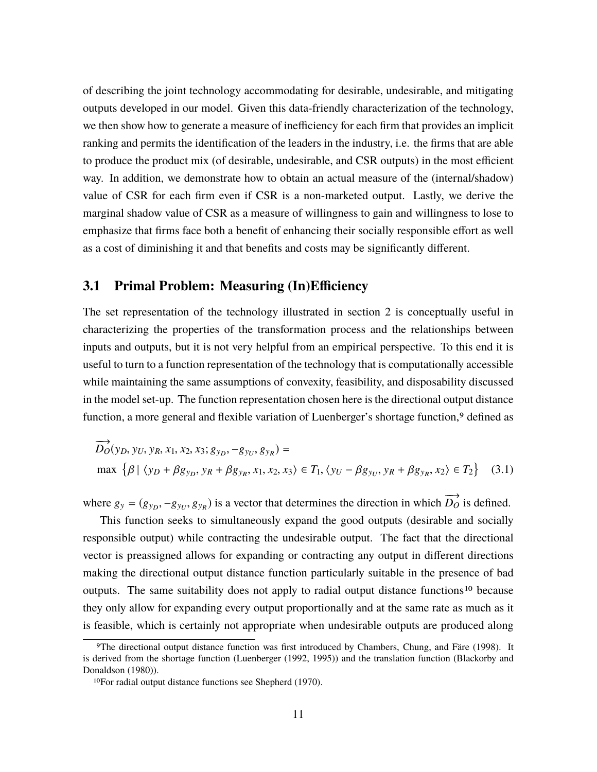of describing the joint technology accommodating for desirable, undesirable, and mitigating outputs developed in our model. Given this data-friendly characterization of the technology, we then show how to generate a measure of inefficiency for each firm that provides an implicit ranking and permits the identification of the leaders in the industry, i.e. the firms that are able to produce the product mix (of desirable, undesirable, and CSR outputs) in the most efficient way. In addition, we demonstrate how to obtain an actual measure of the (internal/shadow) value of CSR for each firm even if CSR is a non-marketed output. Lastly, we derive the marginal shadow value of CSR as a measure of willingness to gain and willingness to lose to emphasize that firms face both a benefit of enhancing their socially responsible effort as well as a cost of diminishing it and that benefits and costs may be significantly different.

## 3.1 Primal Problem: Measuring (In)Efficiency

The set representation of the technology illustrated in section 2 is conceptually useful in characterizing the properties of the transformation process and the relationships between inputs and outputs, but it is not very helpful from an empirical perspective. To this end it is useful to turn to a function representation of the technology that is computationally accessible while maintaining the same assumptions of convexity, feasibility, and disposability discussed in the model set-up. The function representation chosen here is the directional output distance function, a more general and flexible variation of Luenberger's shortage function,[9] defined as

$$\overrightarrow{D_O}(y_D, y_U, y_R, x_1, x_2, x_3; g_{y_D}, -g_{y_U}, g_{y_R}) = \\ \max \left\{ \beta \mid \langle y_D + \beta g_{y_D}, y_R + \beta g_{y_R}, x_1, x_2, x_3 \rangle \in T_1, \langle y_U - \beta g_{y_U}, y_R + \beta g_{y_R}, x_2 \rangle \in T_2 \right\} \quad (3.1)$$

where $g_y = (g_{y_D}, -g_{y_U}, g_{y_R})$ is a vector that determines the direction in which $\overrightarrow{D_O}$ is defined.

This function seeks to simultaneously expand the good outputs (desirable and socially responsible output) while contracting the undesirable output. The fact that the directional vector is preassigned allows for expanding or contracting any output in different directions making the directional output distance function particularly suitable in the presence of bad outputs. The same suitability does not apply to radial output distance functions[10] because they only allow for expanding every output proportionally and at the same rate as much as it is feasible, which is certainly not appropriate when undesirable outputs are produced along

[9]The directional output distance function was first introduced by Chambers, Chung, and Färe (1998). It is derived from the shortage function (Luenberger (1992, 1995)) and the translation function (Blackorby and Donaldson (1980)).

[10]For radial output distance functions see Shepherd (1970).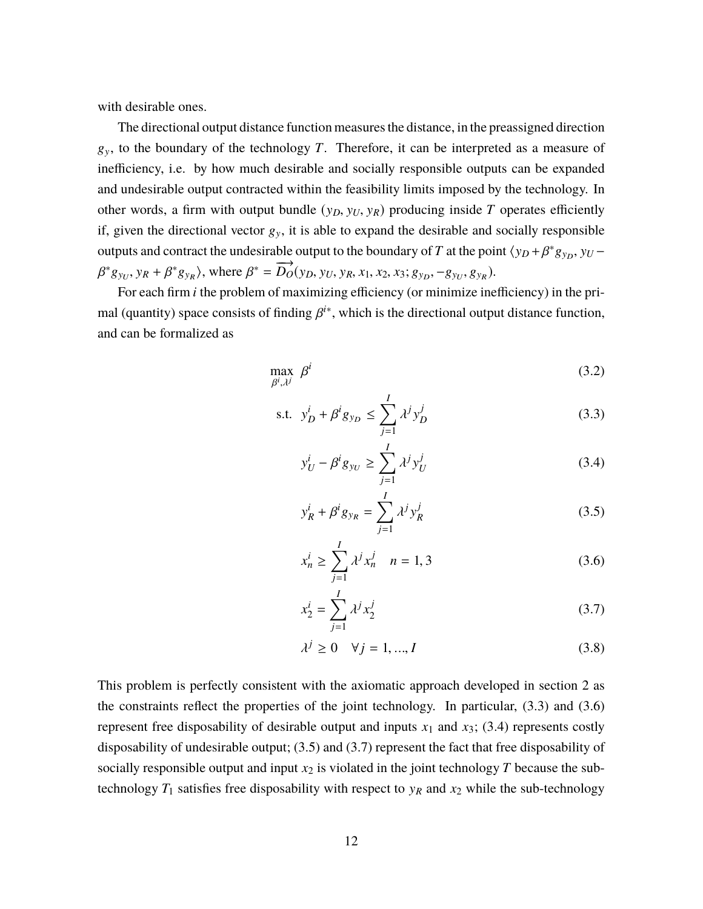with desirable ones.

The directional output distance function measures the distance, in the preassigned direction $g_y$, to the boundary of the technology $T$. Therefore, it can be interpreted as a measure of inefficiency, i.e. by how much desirable and socially responsible outputs can be expanded and undesirable output contracted within the feasibility limits imposed by the technology. In other words, a firm with output bundle $(y_D, y_U, y_R)$ producing inside $T$ operates efficiently if, given the directional vector $g_y$, it is able to expand the desirable and socially responsible outputs and contract the undesirable output to the boundary of $T$ at the point $\langle y_D + \beta^* g_{y_D}, y_U - \beta^* g_{y_U}, y_R + \beta^* g_{y_R} \rangle$, where $\beta^* = \overrightarrow{D_O}(y_D, y_U, y_R, x_1, x_2, x_3; g_{y_D}, -g_{y_U}, g_{y_R})$.

For each firm $i$ the problem of maximizing efficiency (or minimize inefficiency) in the primal (quantity) space consists of finding $\beta^{i*}$, which is the directional output distance function, and can be formalized as

$$\max_{\beta^i, \lambda^j} \ \beta^i \tag{3.2}$$

$$\text{s.t.} \quad y_D^i + \beta^i g_{y_D} \leq \sum_{j=1}^{I} \lambda^j y_D^j \tag{3.3}$$

$$y_U^i - \beta^i g_{y_U} \geq \sum_{j=1}^{I} \lambda^j y_U^j \tag{3.4}$$

$$y_R^i + \beta^i g_{y_R} = \sum_{j=1}^{I} \lambda^j y_R^j \tag{3.5}$$

$$x_n^i \geq \sum_{j=1}^{I} \lambda^j x_n^j \quad n = 1, 3 \tag{3.6}$$

$$x_2^i = \sum_{j=1}^{I} \lambda^j x_2^j \tag{3.7}$$

$$\lambda^j \geq 0 \quad \forall j = 1, ..., I \tag{3.8}$$

This problem is perfectly consistent with the axiomatic approach developed in section 2 as the constraints reflect the properties of the joint technology. In particular, (3.3) and (3.6) represent free disposability of desirable output and inputs $x_1$ and $x_3$; (3.4) represents costly disposability of undesirable output; (3.5) and (3.7) represent the fact that free disposability of socially responsible output and input $x_2$ is violated in the joint technology $T$ because the sub-technology $T_1$ satisfies free disposability with respect to $y_R$ and $x_2$ while the sub-technology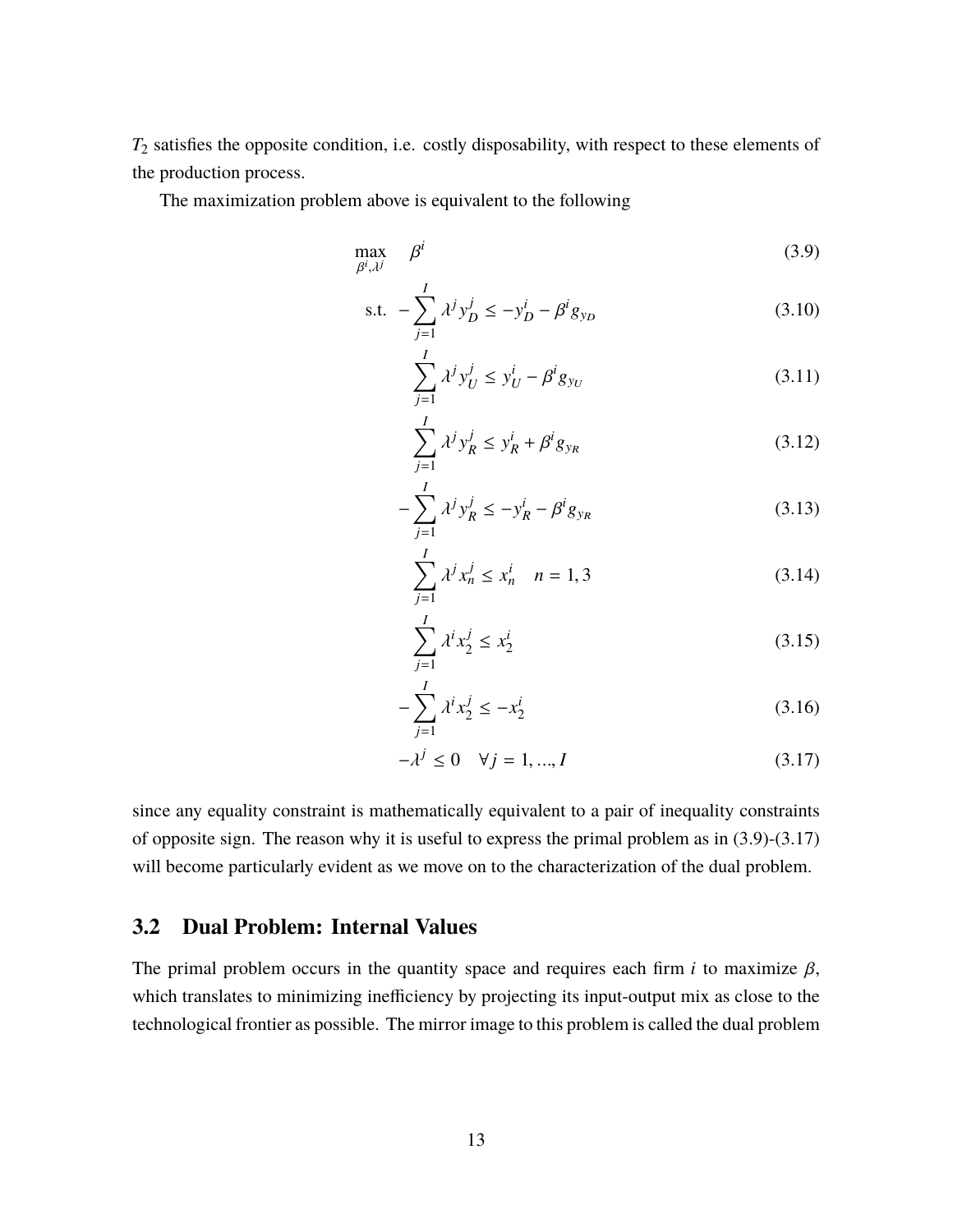$T_2$ satisfies the opposite condition, i.e. costly disposability, with respect to these elements of the production process.

The maximization problem above is equivalent to the following

$$\max_{\beta^i,\lambda^j} \quad \beta^i \tag{3.9}$$

$$\text{s.t.} \quad -\sum_{j=1}^{I} \lambda^j y_D^j \leq -y_D^i - \beta^i g_{y_D} \tag{3.10}$$

$$\sum_{j=1}^{I} \lambda^j y_U^j \leq y_U^i - \beta^i g_{y_U} \tag{3.11}$$

$$\sum_{j=1}^{I} \lambda^j y_R^j \leq y_R^i + \beta^i g_{y_R} \tag{3.12}$$

$$-\sum_{j=1}^{I} \lambda^j y_R^j \leq -y_R^i - \beta^i g_{y_R} \tag{3.13}$$

$$\sum_{j=1}^{I} \lambda^j x_n^j \leq x_n^i \quad n = 1, 3 \tag{3.14}$$

$$\sum_{j=1}^{I} \lambda^i x_2^j \leq x_2^i \tag{3.15}$$

$$-\sum_{j=1}^{I} \lambda^i x_2^j \leq -x_2^i \tag{3.16}$$

$$-\lambda^j \leq 0 \quad \forall j = 1, ..., I \tag{3.17}$$

since any equality constraint is mathematically equivalent to a pair of inequality constraints of opposite sign. The reason why it is useful to express the primal problem as in (3.9)-(3.17) will become particularly evident as we move on to the characterization of the dual problem.

## 3.2 Dual Problem: Internal Values

The primal problem occurs in the quantity space and requires each firm $i$ to maximize $\beta$, which translates to minimizing inefficiency by projecting its input-output mix as close to the technological frontier as possible. The mirror image to this problem is called the dual problem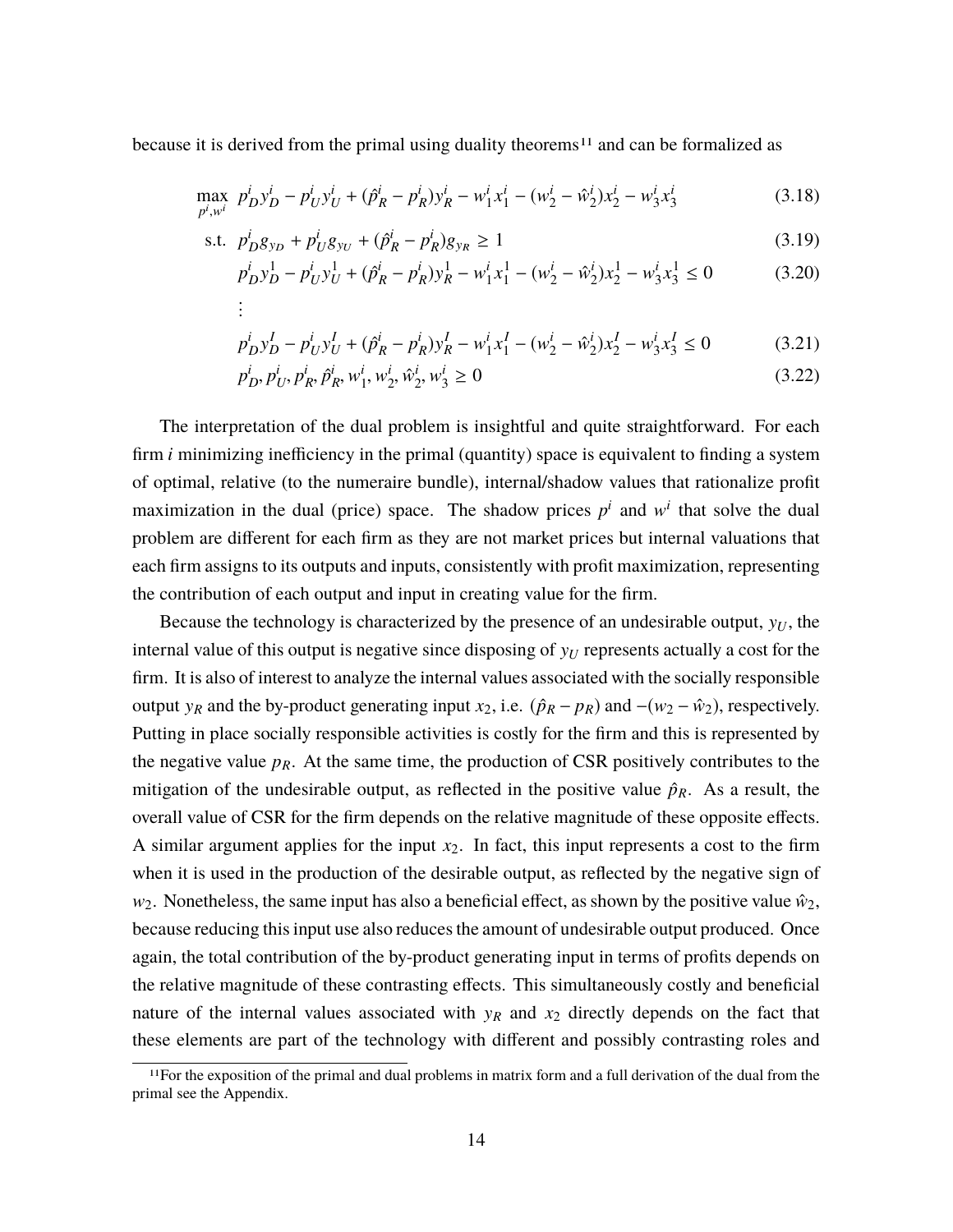because it is derived from the primal using duality theorems[11] and can be formalized as

$$
\max_{p^i, w^i} \; p_D^i y_D^i - p_U^i y_U^i + (\hat{p}_R^i - p_R^i) y_R^i - w_1^i x_1^i - (w_2^i - \hat{w}_2^i) x_2^i - w_3^i x_3^i \tag{3.18}
$$

$$
\text{s.t.} \;\; p_D^i g_{y_D} + p_U^i g_{y_U} + (\hat{p}_R^i - p_R^i) g_{y_R} \geq 1 \tag{3.19}
$$

$$
p_D^i y_D^1 - p_U^i y_U^1 + (\hat{p}_R^i - p_R^i) y_R^1 - w_1^i x_1^1 - (w_2^i - \hat{w}_2^i) x_2^1 - w_3^i x_3^1 \leq 0 \tag{3.20}
$$

$$
\vdots
$$

$$
p_D^i y_D^I - p_U^i y_U^I + (\hat{p}_R^i - p_R^i) y_R^I - w_1^i x_1^I - (w_2^i - \hat{w}_2^i) x_2^I - w_3^i x_3^I \leq 0 \tag{3.21}
$$

$$
p_D^i, p_U^i, p_R^i, \hat{p}_R^i, w_1^i, w_2^i, \hat{w}_2^i, w_3^i \geq 0 \tag{3.22}
$$

The interpretation of the dual problem is insightful and quite straightforward. For each firm $i$ minimizing inefficiency in the primal (quantity) space is equivalent to finding a system of optimal, relative (to the numeraire bundle), internal/shadow values that rationalize profit maximization in the dual (price) space. The shadow prices $p^i$ and $w^i$ that solve the dual problem are different for each firm as they are not market prices but internal valuations that each firm assigns to its outputs and inputs, consistently with profit maximization, representing the contribution of each output and input in creating value for the firm.

Because the technology is characterized by the presence of an undesirable output, $y_U$, the internal value of this output is negative since disposing of $y_U$ represents actually a cost for the firm. It is also of interest to analyze the internal values associated with the socially responsible output $y_R$ and the by-product generating input $x_2$, i.e. $(\hat{p}_R - p_R)$ and $-(w_2 - \hat{w}_2)$, respectively. Putting in place socially responsible activities is costly for the firm and this is represented by the negative value $p_R$. At the same time, the production of CSR positively contributes to the mitigation of the undesirable output, as reflected in the positive value $\hat{p}_R$. As a result, the overall value of CSR for the firm depends on the relative magnitude of these opposite effects. A similar argument applies for the input $x_2$. In fact, this input represents a cost to the firm when it is used in the production of the desirable output, as reflected by the negative sign of $w_2$. Nonetheless, the same input has also a beneficial effect, as shown by the positive value $\hat{w}_2$, because reducing this input use also reduces the amount of undesirable output produced. Once again, the total contribution of the by-product generating input in terms of profits depends on the relative magnitude of these contrasting effects. This simultaneously costly and beneficial nature of the internal values associated with $y_R$ and $x_2$ directly depends on the fact that these elements are part of the technology with different and possibly contrasting roles and

[11] For the exposition of the primal and dual problems in matrix form and a full derivation of the dual from the primal see the Appendix.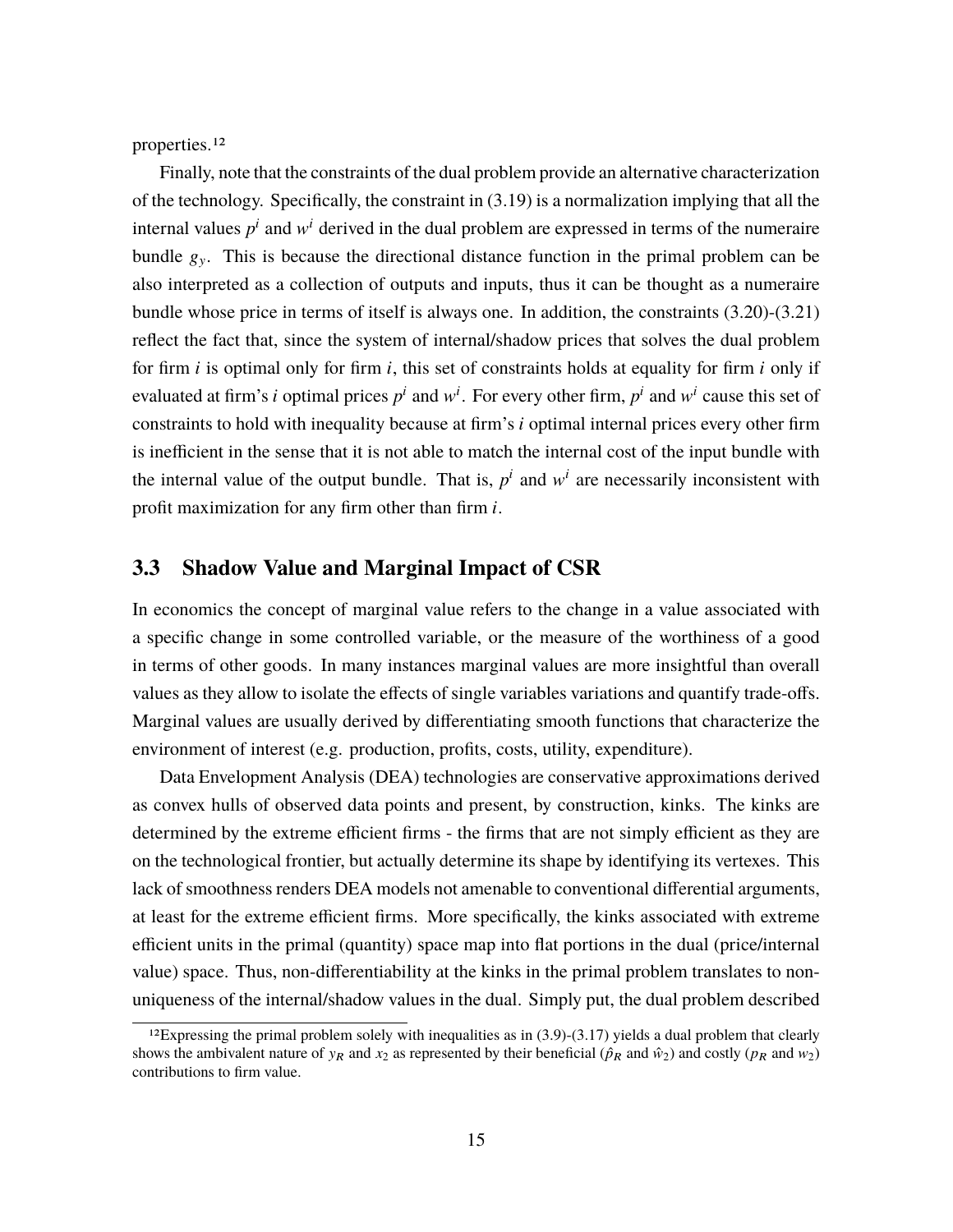properties.[12]

Finally, note that the constraints of the dual problem provide an alternative characterization of the technology. Specifically, the constraint in (3.19) is a normalization implying that all the internal values $p^i$ and $w^i$ derived in the dual problem are expressed in terms of the numeraire bundle $g_y$. This is because the directional distance function in the primal problem can be also interpreted as a collection of outputs and inputs, thus it can be thought as a numeraire bundle whose price in terms of itself is always one. In addition, the constraints (3.20)-(3.21) reflect the fact that, since the system of internal/shadow prices that solves the dual problem for firm $i$ is optimal only for firm $i$, this set of constraints holds at equality for firm $i$ only if evaluated at firm's $i$ optimal prices $p^i$ and $w^i$. For every other firm, $p^i$ and $w^i$ cause this set of constraints to hold with inequality because at firm's $i$ optimal internal prices every other firm is inefficient in the sense that it is not able to match the internal cost of the input bundle with the internal value of the output bundle. That is, $p^i$ and $w^i$ are necessarily inconsistent with profit maximization for any firm other than firm $i$.

## 3.3 Shadow Value and Marginal Impact of CSR

In economics the concept of marginal value refers to the change in a value associated with a specific change in some controlled variable, or the measure of the worthiness of a good in terms of other goods. In many instances marginal values are more insightful than overall values as they allow to isolate the effects of single variables variations and quantify trade-offs. Marginal values are usually derived by differentiating smooth functions that characterize the environment of interest (e.g. production, profits, costs, utility, expenditure).

Data Envelopment Analysis (DEA) technologies are conservative approximations derived as convex hulls of observed data points and present, by construction, kinks. The kinks are determined by the extreme efficient firms - the firms that are not simply efficient as they are on the technological frontier, but actually determine its shape by identifying its vertexes. This lack of smoothness renders DEA models not amenable to conventional differential arguments, at least for the extreme efficient firms. More specifically, the kinks associated with extreme efficient units in the primal (quantity) space map into flat portions in the dual (price/internal value) space. Thus, non-differentiability at the kinks in the primal problem translates to non-uniqueness of the internal/shadow values in the dual. Simply put, the dual problem described

[12] Expressing the primal problem solely with inequalities as in (3.9)-(3.17) yields a dual problem that clearly shows the ambivalent nature of $y_R$ and $x_2$ as represented by their beneficial ($\hat{p}_R$ and $\hat{w}_2$) and costly ($p_R$ and $w_2$) contributions to firm value.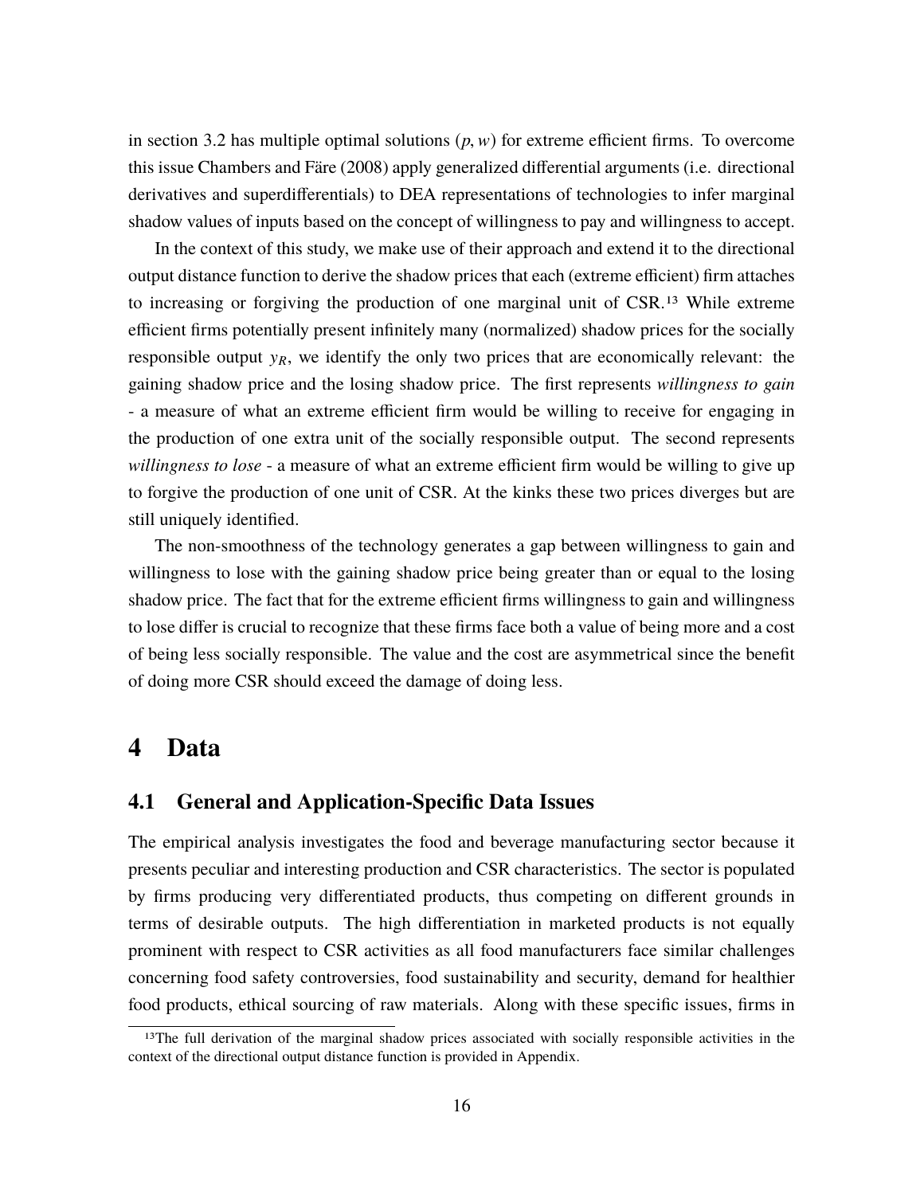in section 3.2 has multiple optimal solutions $(p, w)$ for extreme efficient firms. To overcome this issue Chambers and Färe (2008) apply generalized differential arguments (i.e. directional derivatives and superdifferentials) to DEA representations of technologies to infer marginal shadow values of inputs based on the concept of willingness to pay and willingness to accept.

In the context of this study, we make use of their approach and extend it to the directional output distance function to derive the shadow prices that each (extreme efficient) firm attaches to increasing or forgiving the production of one marginal unit of CSR.[13] While extreme efficient firms potentially present infinitely many (normalized) shadow prices for the socially responsible output $y_R$, we identify the only two prices that are economically relevant: the gaining shadow price and the losing shadow price. The first represents *willingness to gain* - a measure of what an extreme efficient firm would be willing to receive for engaging in the production of one extra unit of the socially responsible output. The second represents *willingness to lose* - a measure of what an extreme efficient firm would be willing to give up to forgive the production of one unit of CSR. At the kinks these two prices diverges but are still uniquely identified.

The non-smoothness of the technology generates a gap between willingness to gain and willingness to lose with the gaining shadow price being greater than or equal to the losing shadow price. The fact that for the extreme efficient firms willingness to gain and willingness to lose differ is crucial to recognize that these firms face both a value of being more and a cost of being less socially responsible. The value and the cost are asymmetrical since the benefit of doing more CSR should exceed the damage of doing less.

# 4 Data

## 4.1 General and Application-Specific Data Issues

The empirical analysis investigates the food and beverage manufacturing sector because it presents peculiar and interesting production and CSR characteristics. The sector is populated by firms producing very differentiated products, thus competing on different grounds in terms of desirable outputs. The high differentiation in marketed products is not equally prominent with respect to CSR activities as all food manufacturers face similar challenges concerning food safety controversies, food sustainability and security, demand for healthier food products, ethical sourcing of raw materials. Along with these specific issues, firms in

[13]The full derivation of the marginal shadow prices associated with socially responsible activities in the context of the directional output distance function is provided in Appendix.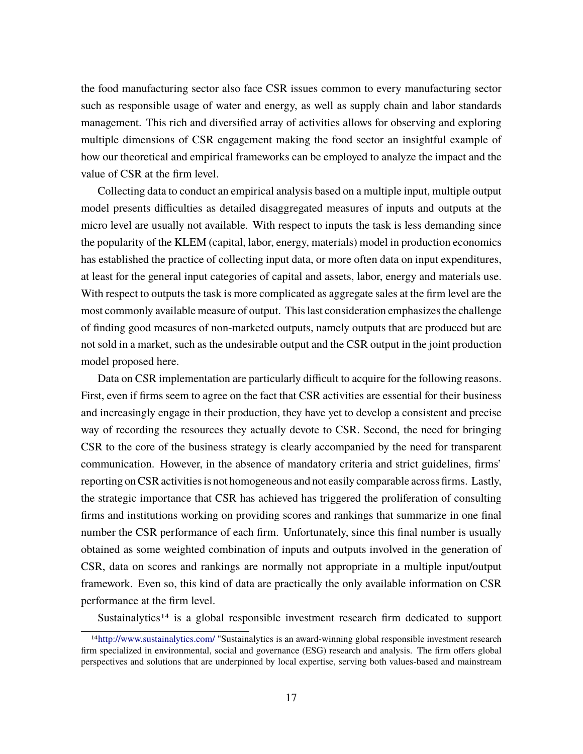the food manufacturing sector also face CSR issues common to every manufacturing sector such as responsible usage of water and energy, as well as supply chain and labor standards management. This rich and diversified array of activities allows for observing and exploring multiple dimensions of CSR engagement making the food sector an insightful example of how our theoretical and empirical frameworks can be employed to analyze the impact and the value of CSR at the firm level.

Collecting data to conduct an empirical analysis based on a multiple input, multiple output model presents difficulties as detailed disaggregated measures of inputs and outputs at the micro level are usually not available. With respect to inputs the task is less demanding since the popularity of the KLEM (capital, labor, energy, materials) model in production economics has established the practice of collecting input data, or more often data on input expenditures, at least for the general input categories of capital and assets, labor, energy and materials use. With respect to outputs the task is more complicated as aggregate sales at the firm level are the most commonly available measure of output. This last consideration emphasizes the challenge of finding good measures of non-marketed outputs, namely outputs that are produced but are not sold in a market, such as the undesirable output and the CSR output in the joint production model proposed here.

Data on CSR implementation are particularly difficult to acquire for the following reasons. First, even if firms seem to agree on the fact that CSR activities are essential for their business and increasingly engage in their production, they have yet to develop a consistent and precise way of recording the resources they actually devote to CSR. Second, the need for bringing CSR to the core of the business strategy is clearly accompanied by the need for transparent communication. However, in the absence of mandatory criteria and strict guidelines, firms' reporting on CSR activities is not homogeneous and not easily comparable across firms. Lastly, the strategic importance that CSR has achieved has triggered the proliferation of consulting firms and institutions working on providing scores and rankings that summarize in one final number the CSR performance of each firm. Unfortunately, since this final number is usually obtained as some weighted combination of inputs and outputs involved in the generation of CSR, data on scores and rankings are normally not appropriate in a multiple input/output framework. Even so, this kind of data are practically the only available information on CSR performance at the firm level.

Sustainalytics[14] is a global responsible investment research firm dedicated to support

[14]http://www.sustainalytics.com/ "Sustainalytics is an award-winning global responsible investment research firm specialized in environmental, social and governance (ESG) research and analysis. The firm offers global perspectives and solutions that are underpinned by local expertise, serving both values-based and mainstream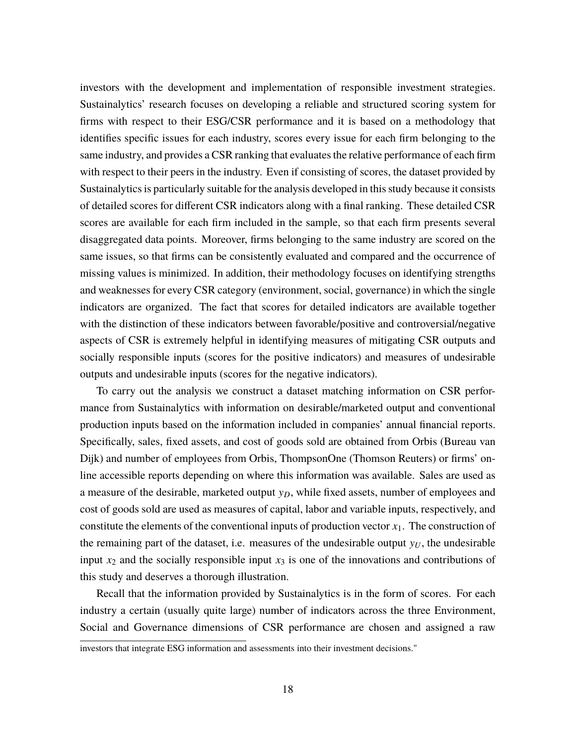investors with the development and implementation of responsible investment strategies. Sustainalytics' research focuses on developing a reliable and structured scoring system for firms with respect to their ESG/CSR performance and it is based on a methodology that identifies specific issues for each industry, scores every issue for each firm belonging to the same industry, and provides a CSR ranking that evaluates the relative performance of each firm with respect to their peers in the industry. Even if consisting of scores, the dataset provided by Sustainalytics is particularly suitable for the analysis developed in this study because it consists of detailed scores for different CSR indicators along with a final ranking. These detailed CSR scores are available for each firm included in the sample, so that each firm presents several disaggregated data points. Moreover, firms belonging to the same industry are scored on the same issues, so that firms can be consistently evaluated and compared and the occurrence of missing values is minimized. In addition, their methodology focuses on identifying strengths and weaknesses for every CSR category (environment, social, governance) in which the single indicators are organized. The fact that scores for detailed indicators are available together with the distinction of these indicators between favorable/positive and controversial/negative aspects of CSR is extremely helpful in identifying measures of mitigating CSR outputs and socially responsible inputs (scores for the positive indicators) and measures of undesirable outputs and undesirable inputs (scores for the negative indicators).

To carry out the analysis we construct a dataset matching information on CSR performance from Sustainalytics with information on desirable/marketed output and conventional production inputs based on the information included in companies' annual financial reports. Specifically, sales, fixed assets, and cost of goods sold are obtained from Orbis (Bureau van Dijk) and number of employees from Orbis, ThompsonOne (Thomson Reuters) or firms' online accessible reports depending on where this information was available. Sales are used as a measure of the desirable, marketed output $y_D$, while fixed assets, number of employees and cost of goods sold are used as measures of capital, labor and variable inputs, respectively, and constitute the elements of the conventional inputs of production vector $x_1$. The construction of the remaining part of the dataset, i.e. measures of the undesirable output $y_U$, the undesirable input $x_2$ and the socially responsible input $x_3$ is one of the innovations and contributions of this study and deserves a thorough illustration.

Recall that the information provided by Sustainalytics is in the form of scores. For each industry a certain (usually quite large) number of indicators across the three Environment, Social and Governance dimensions of CSR performance are chosen and assigned a raw

investors that integrate ESG information and assessments into their investment decisions."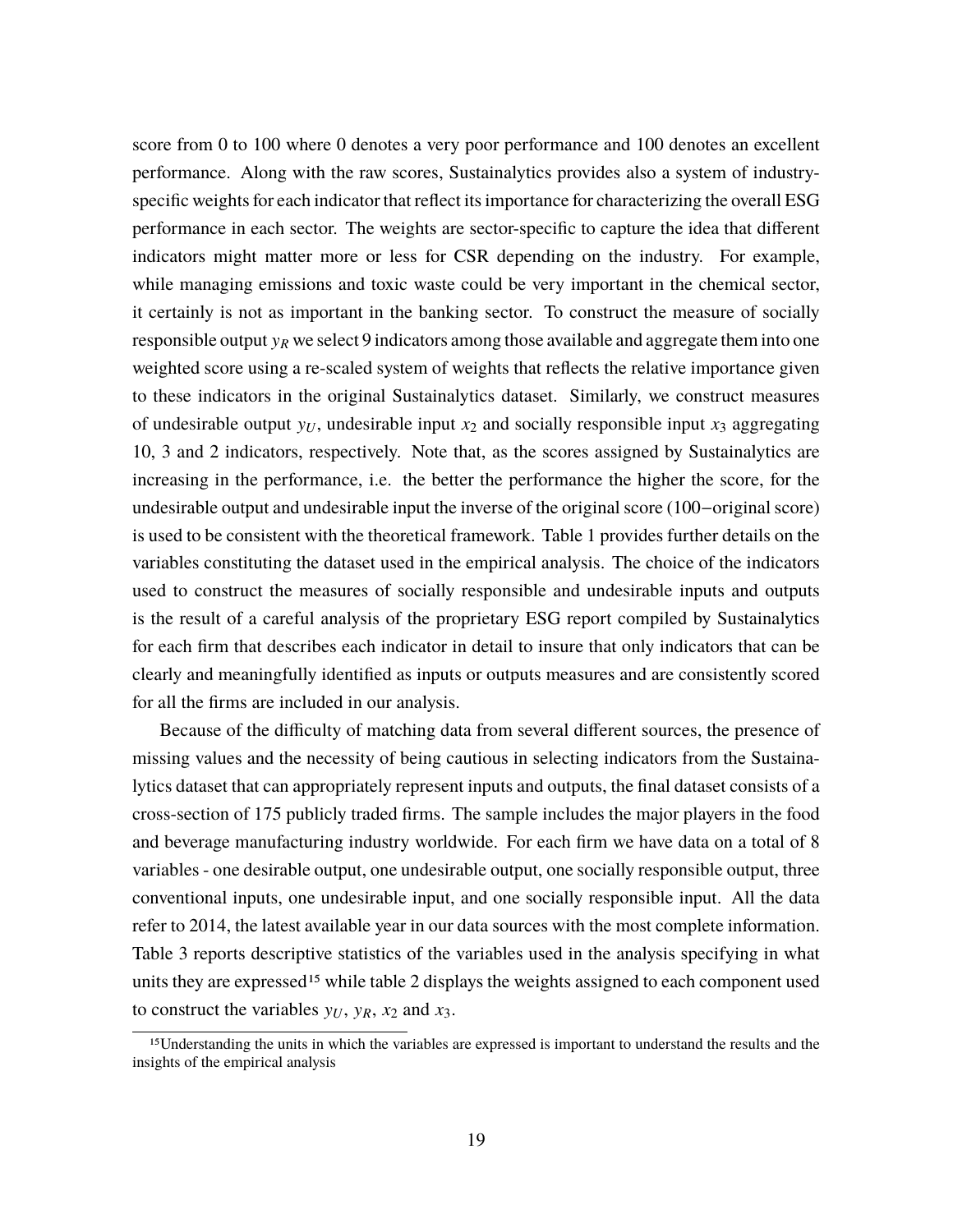score from 0 to 100 where 0 denotes a very poor performance and 100 denotes an excellent performance. Along with the raw scores, Sustainalytics provides also a system of industry-specific weights for each indicator that reflect its importance for characterizing the overall ESG performance in each sector. The weights are sector-specific to capture the idea that different indicators might matter more or less for CSR depending on the industry. For example, while managing emissions and toxic waste could be very important in the chemical sector, it certainly is not as important in the banking sector. To construct the measure of socially responsible output $y_R$ we select 9 indicators among those available and aggregate them into one weighted score using a re-scaled system of weights that reflects the relative importance given to these indicators in the original Sustainalytics dataset. Similarly, we construct measures of undesirable output $y_U$, undesirable input $x_2$ and socially responsible input $x_3$ aggregating 10, 3 and 2 indicators, respectively. Note that, as the scores assigned by Sustainalytics are increasing in the performance, i.e. the better the performance the higher the score, for the undesirable output and undesirable input the inverse of the original score ($100-$original score) is used to be consistent with the theoretical framework. Table 1 provides further details on the variables constituting the dataset used in the empirical analysis. The choice of the indicators used to construct the measures of socially responsible and undesirable inputs and outputs is the result of a careful analysis of the proprietary ESG report compiled by Sustainalytics for each firm that describes each indicator in detail to insure that only indicators that can be clearly and meaningfully identified as inputs or outputs measures and are consistently scored for all the firms are included in our analysis.

Because of the difficulty of matching data from several different sources, the presence of missing values and the necessity of being cautious in selecting indicators from the Sustainalytics dataset that can appropriately represent inputs and outputs, the final dataset consists of a cross-section of 175 publicly traded firms. The sample includes the major players in the food and beverage manufacturing industry worldwide. For each firm we have data on a total of 8 variables - one desirable output, one undesirable output, one socially responsible output, three conventional inputs, one undesirable input, and one socially responsible input. All the data refer to 2014, the latest available year in our data sources with the most complete information. Table 3 reports descriptive statistics of the variables used in the analysis specifying in what units they are expressed[15] while table 2 displays the weights assigned to each component used to construct the variables $y_U$, $y_R$, $x_2$ and $x_3$.

[15]Understanding the units in which the variables are expressed is important to understand the results and the insights of the empirical analysis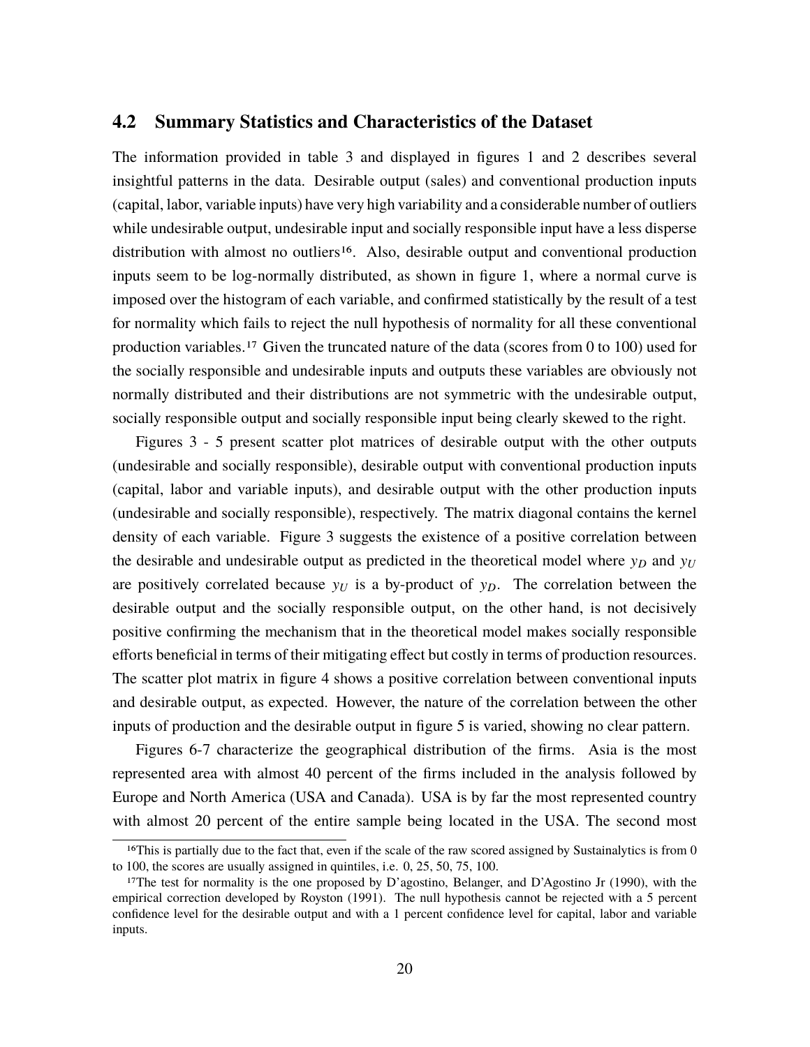## 4.2 Summary Statistics and Characteristics of the Dataset

The information provided in table 3 and displayed in figures 1 and 2 describes several insightful patterns in the data. Desirable output (sales) and conventional production inputs (capital, labor, variable inputs) have very high variability and a considerable number of outliers while undesirable output, undesirable input and socially responsible input have a less disperse distribution with almost no outliers[16]. Also, desirable output and conventional production inputs seem to be log-normally distributed, as shown in figure 1, where a normal curve is imposed over the histogram of each variable, and confirmed statistically by the result of a test for normality which fails to reject the null hypothesis of normality for all these conventional production variables.[17] Given the truncated nature of the data (scores from 0 to 100) used for the socially responsible and undesirable inputs and outputs these variables are obviously not normally distributed and their distributions are not symmetric with the undesirable output, socially responsible output and socially responsible input being clearly skewed to the right.

Figures 3 - 5 present scatter plot matrices of desirable output with the other outputs (undesirable and socially responsible), desirable output with conventional production inputs (capital, labor and variable inputs), and desirable output with the other production inputs (undesirable and socially responsible), respectively. The matrix diagonal contains the kernel density of each variable. Figure 3 suggests the existence of a positive correlation between the desirable and undesirable output as predicted in the theoretical model where $y_D$ and $y_U$ are positively correlated because $y_U$ is a by-product of $y_D$. The correlation between the desirable output and the socially responsible output, on the other hand, is not decisively positive confirming the mechanism that in the theoretical model makes socially responsible efforts beneficial in terms of their mitigating effect but costly in terms of production resources. The scatter plot matrix in figure 4 shows a positive correlation between conventional inputs and desirable output, as expected. However, the nature of the correlation between the other inputs of production and the desirable output in figure 5 is varied, showing no clear pattern.

Figures 6-7 characterize the geographical distribution of the firms. Asia is the most represented area with almost 40 percent of the firms included in the analysis followed by Europe and North America (USA and Canada). USA is by far the most represented country with almost 20 percent of the entire sample being located in the USA. The second most

[16] This is partially due to the fact that, even if the scale of the raw scored assigned by Sustainalytics is from 0 to 100, the scores are usually assigned in quintiles, i.e. 0, 25, 50, 75, 100.

[17] The test for normality is the one proposed by D'agostino, Belanger, and D'Agostino Jr (1990), with the empirical correction developed by Royston (1991). The null hypothesis cannot be rejected with a 5 percent confidence level for the desirable output and with a 1 percent confidence level for capital, labor and variable inputs.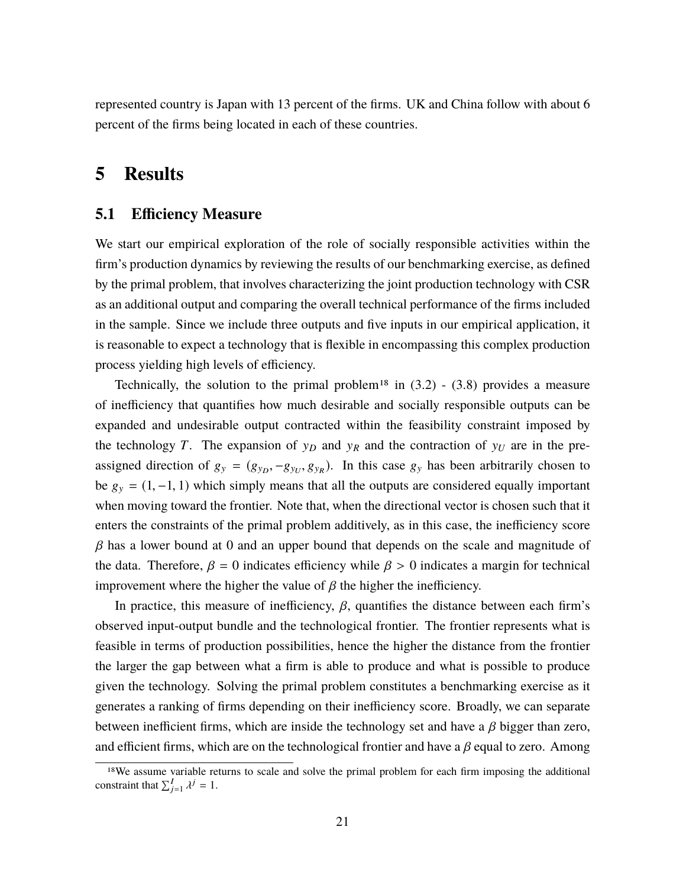represented country is Japan with 13 percent of the firms. UK and China follow with about 6 percent of the firms being located in each of these countries.

# 5 Results

## 5.1 Efficiency Measure

We start our empirical exploration of the role of socially responsible activities within the firm's production dynamics by reviewing the results of our benchmarking exercise, as defined by the primal problem, that involves characterizing the joint production technology with CSR as an additional output and comparing the overall technical performance of the firms included in the sample. Since we include three outputs and five inputs in our empirical application, it is reasonable to expect a technology that is flexible in encompassing this complex production process yielding high levels of efficiency.

Technically, the solution to the primal problem[18] in (3.2) - (3.8) provides a measure of inefficiency that quantifies how much desirable and socially responsible outputs can be expanded and undesirable output contracted within the feasibility constraint imposed by the technology $T$. The expansion of $y_D$ and $y_R$ and the contraction of $y_U$ are in the pre-assigned direction of $g_y = (g_{y_D}, -g_{y_U}, g_{y_R})$. In this case $g_y$ has been arbitrarily chosen to be $g_y = (1, -1, 1)$ which simply means that all the outputs are considered equally important when moving toward the frontier. Note that, when the directional vector is chosen such that it enters the constraints of the primal problem additively, as in this case, the inefficiency score $\beta$ has a lower bound at 0 and an upper bound that depends on the scale and magnitude of the data. Therefore, $\beta = 0$ indicates efficiency while $\beta > 0$ indicates a margin for technical improvement where the higher the value of $\beta$ the higher the inefficiency.

In practice, this measure of inefficiency, $\beta$, quantifies the distance between each firm's observed input-output bundle and the technological frontier. The frontier represents what is feasible in terms of production possibilities, hence the higher the distance from the frontier the larger the gap between what a firm is able to produce and what is possible to produce given the technology. Solving the primal problem constitutes a benchmarking exercise as it generates a ranking of firms depending on their inefficiency score. Broadly, we can separate between inefficient firms, which are inside the technology set and have a $\beta$ bigger than zero, and efficient firms, which are on the technological frontier and have a $\beta$ equal to zero. Among

[18] We assume variable returns to scale and solve the primal problem for each firm imposing the additional constraint that $\sum_{j=1}^{I} \lambda^j = 1$.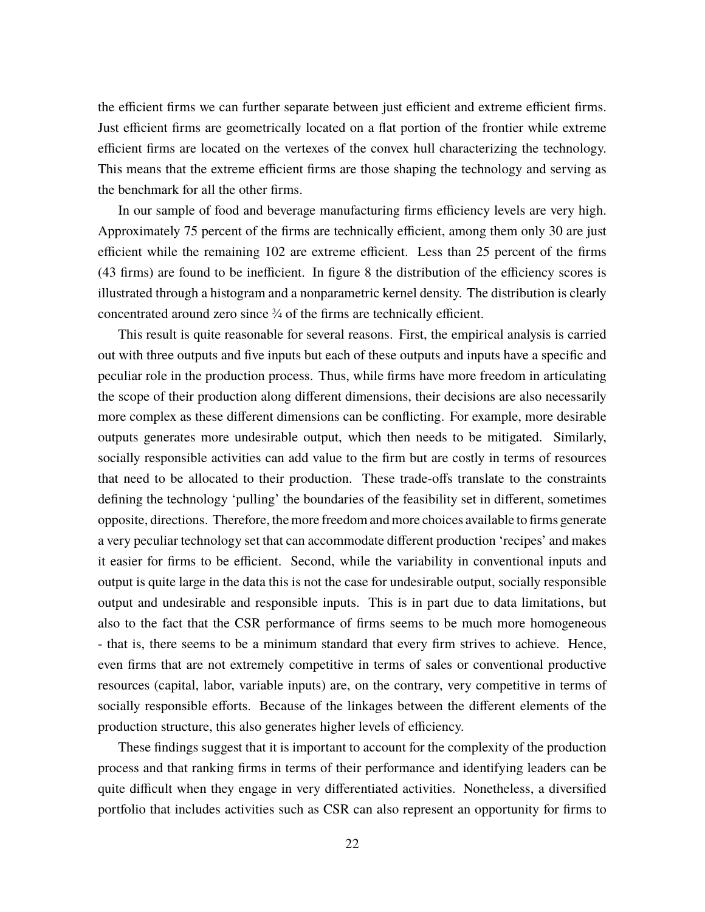the efficient firms we can further separate between just efficient and extreme efficient firms. Just efficient firms are geometrically located on a flat portion of the frontier while extreme efficient firms are located on the vertexes of the convex hull characterizing the technology. This means that the extreme efficient firms are those shaping the technology and serving as the benchmark for all the other firms.

In our sample of food and beverage manufacturing firms efficiency levels are very high. Approximately 75 percent of the firms are technically efficient, among them only 30 are just efficient while the remaining 102 are extreme efficient. Less than 25 percent of the firms (43 firms) are found to be inefficient. In figure 8 the distribution of the efficiency scores is illustrated through a histogram and a nonparametric kernel density. The distribution is clearly concentrated around zero since ¾ of the firms are technically efficient.

This result is quite reasonable for several reasons. First, the empirical analysis is carried out with three outputs and five inputs but each of these outputs and inputs have a specific and peculiar role in the production process. Thus, while firms have more freedom in articulating the scope of their production along different dimensions, their decisions are also necessarily more complex as these different dimensions can be conflicting. For example, more desirable outputs generates more undesirable output, which then needs to be mitigated. Similarly, socially responsible activities can add value to the firm but are costly in terms of resources that need to be allocated to their production. These trade-offs translate to the constraints defining the technology 'pulling' the boundaries of the feasibility set in different, sometimes opposite, directions. Therefore, the more freedom and more choices available to firms generate a very peculiar technology set that can accommodate different production 'recipes' and makes it easier for firms to be efficient. Second, while the variability in conventional inputs and output is quite large in the data this is not the case for undesirable output, socially responsible output and undesirable and responsible inputs. This is in part due to data limitations, but also to the fact that the CSR performance of firms seems to be much more homogeneous - that is, there seems to be a minimum standard that every firm strives to achieve. Hence, even firms that are not extremely competitive in terms of sales or conventional productive resources (capital, labor, variable inputs) are, on the contrary, very competitive in terms of socially responsible efforts. Because of the linkages between the different elements of the production structure, this also generates higher levels of efficiency.

These findings suggest that it is important to account for the complexity of the production process and that ranking firms in terms of their performance and identifying leaders can be quite difficult when they engage in very differentiated activities. Nonetheless, a diversified portfolio that includes activities such as CSR can also represent an opportunity for firms to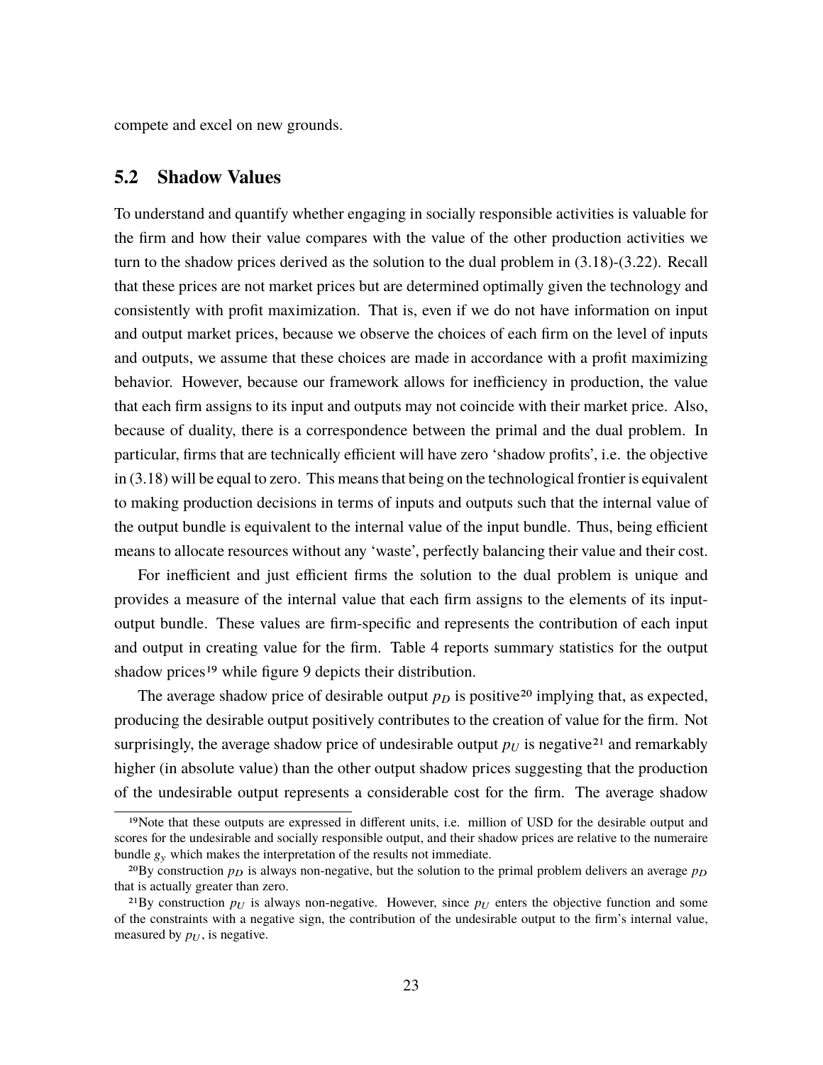compete and excel on new grounds.

## 5.2 Shadow Values

To understand and quantify whether engaging in socially responsible activities is valuable for the firm and how their value compares with the value of the other production activities we turn to the shadow prices derived as the solution to the dual problem in (3.18)-(3.22). Recall that these prices are not market prices but are determined optimally given the technology and consistently with profit maximization. That is, even if we do not have information on input and output market prices, because we observe the choices of each firm on the level of inputs and outputs, we assume that these choices are made in accordance with a profit maximizing behavior. However, because our framework allows for inefficiency in production, the value that each firm assigns to its input and outputs may not coincide with their market price. Also, because of duality, there is a correspondence between the primal and the dual problem. In particular, firms that are technically efficient will have zero 'shadow profits', i.e. the objective in (3.18) will be equal to zero. This means that being on the technological frontier is equivalent to making production decisions in terms of inputs and outputs such that the internal value of the output bundle is equivalent to the internal value of the input bundle. Thus, being efficient means to allocate resources without any 'waste', perfectly balancing their value and their cost.

For inefficient and just efficient firms the solution to the dual problem is unique and provides a measure of the internal value that each firm assigns to the elements of its input-output bundle. These values are firm-specific and represents the contribution of each input and output in creating value for the firm. Table 4 reports summary statistics for the output shadow prices[19] while figure 9 depicts their distribution.

The average shadow price of desirable output $p_D$ is positive[20] implying that, as expected, producing the desirable output positively contributes to the creation of value for the firm. Not surprisingly, the average shadow price of undesirable output $p_U$ is negative[21] and remarkably higher (in absolute value) than the other output shadow prices suggesting that the production of the undesirable output represents a considerable cost for the firm. The average shadow

[19] Note that these outputs are expressed in different units, i.e. million of USD for the desirable output and scores for the undesirable and socially responsible output, and their shadow prices are relative to the numeraire bundle $g_y$ which makes the interpretation of the results not immediate.

[20] By construction $p_D$ is always non-negative, but the solution to the primal problem delivers an average $p_D$ that is actually greater than zero.

[21] By construction $p_U$ is always non-negative. However, since $p_U$ enters the objective function and some of the constraints with a negative sign, the contribution of the undesirable output to the firm's internal value, measured by $p_U$, is negative.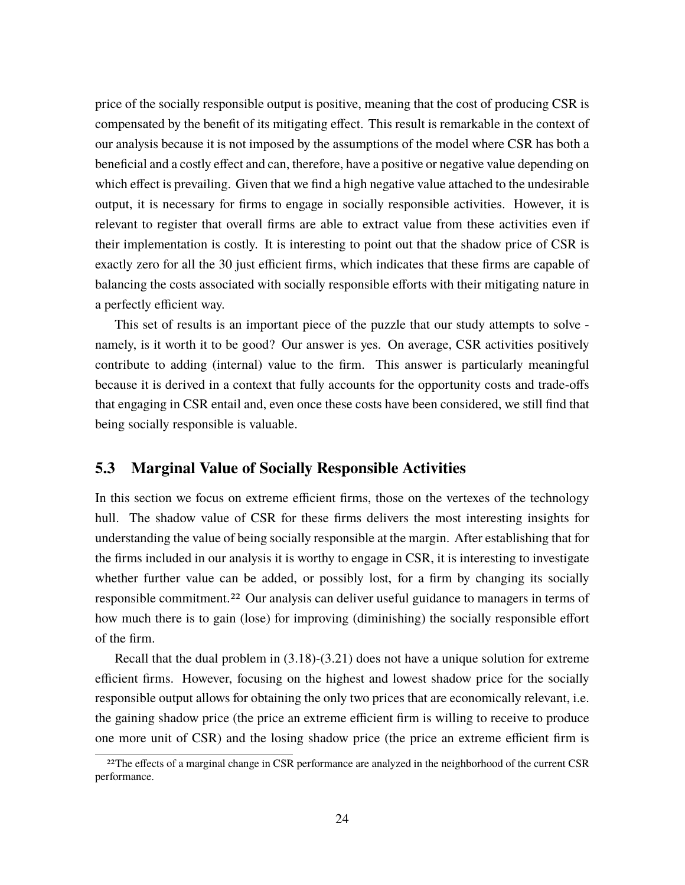price of the socially responsible output is positive, meaning that the cost of producing CSR is compensated by the benefit of its mitigating effect. This result is remarkable in the context of our analysis because it is not imposed by the assumptions of the model where CSR has both a beneficial and a costly effect and can, therefore, have a positive or negative value depending on which effect is prevailing. Given that we find a high negative value attached to the undesirable output, it is necessary for firms to engage in socially responsible activities. However, it is relevant to register that overall firms are able to extract value from these activities even if their implementation is costly. It is interesting to point out that the shadow price of CSR is exactly zero for all the 30 just efficient firms, which indicates that these firms are capable of balancing the costs associated with socially responsible efforts with their mitigating nature in a perfectly efficient way.

This set of results is an important piece of the puzzle that our study attempts to solve - namely, is it worth it to be good? Our answer is yes. On average, CSR activities positively contribute to adding (internal) value to the firm. This answer is particularly meaningful because it is derived in a context that fully accounts for the opportunity costs and trade-offs that engaging in CSR entail and, even once these costs have been considered, we still find that being socially responsible is valuable.

## 5.3 Marginal Value of Socially Responsible Activities

In this section we focus on extreme efficient firms, those on the vertexes of the technology hull. The shadow value of CSR for these firms delivers the most interesting insights for understanding the value of being socially responsible at the margin. After establishing that for the firms included in our analysis it is worthy to engage in CSR, it is interesting to investigate whether further value can be added, or possibly lost, for a firm by changing its socially responsible commitment.[22] Our analysis can deliver useful guidance to managers in terms of how much there is to gain (lose) for improving (diminishing) the socially responsible effort of the firm.

Recall that the dual problem in (3.18)-(3.21) does not have a unique solution for extreme efficient firms. However, focusing on the highest and lowest shadow price for the socially responsible output allows for obtaining the only two prices that are economically relevant, i.e. the gaining shadow price (the price an extreme efficient firm is willing to receive to produce one more unit of CSR) and the losing shadow price (the price an extreme efficient firm is

[22] The effects of a marginal change in CSR performance are analyzed in the neighborhood of the current CSR performance.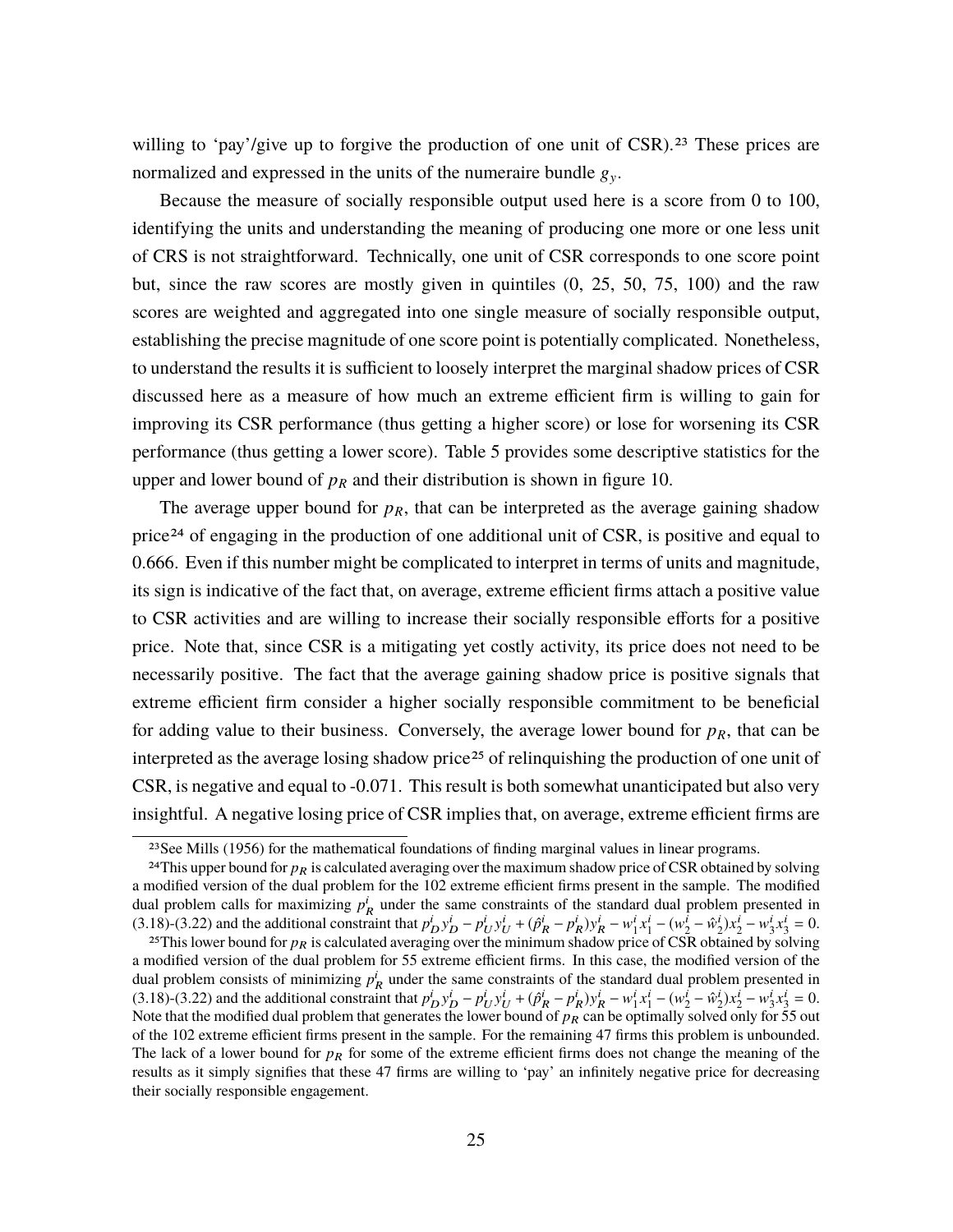willing to 'pay'/give up to forgive the production of one unit of CSR).[23] These prices are normalized and expressed in the units of the numeraire bundle $g_y$.

Because the measure of socially responsible output used here is a score from 0 to 100, identifying the units and understanding the meaning of producing one more or one less unit of CRS is not straightforward. Technically, one unit of CSR corresponds to one score point but, since the raw scores are mostly given in quintiles (0, 25, 50, 75, 100) and the raw scores are weighted and aggregated into one single measure of socially responsible output, establishing the precise magnitude of one score point is potentially complicated. Nonetheless, to understand the results it is sufficient to loosely interpret the marginal shadow prices of CSR discussed here as a measure of how much an extreme efficient firm is willing to gain for improving its CSR performance (thus getting a higher score) or lose for worsening its CSR performance (thus getting a lower score). Table 5 provides some descriptive statistics for the upper and lower bound of $p_R$ and their distribution is shown in figure 10.

The average upper bound for $p_R$, that can be interpreted as the average gaining shadow price[24] of engaging in the production of one additional unit of CSR, is positive and equal to 0.666. Even if this number might be complicated to interpret in terms of units and magnitude, its sign is indicative of the fact that, on average, extreme efficient firms attach a positive value to CSR activities and are willing to increase their socially responsible efforts for a positive price. Note that, since CSR is a mitigating yet costly activity, its price does not need to be necessarily positive. The fact that the average gaining shadow price is positive signals that extreme efficient firm consider a higher socially responsible commitment to be beneficial for adding value to their business. Conversely, the average lower bound for $p_R$, that can be interpreted as the average losing shadow price[25] of relinquishing the production of one unit of CSR, is negative and equal to -0.071. This result is both somewhat unanticipated but also very insightful. A negative losing price of CSR implies that, on average, extreme efficient firms are

[23] See Mills (1956) for the mathematical foundations of finding marginal values in linear programs.

[24] This upper bound for $p_R$ is calculated averaging over the maximum shadow price of CSR obtained by solving a modified version of the dual problem for the 102 extreme efficient firms present in the sample. The modified dual problem calls for maximizing $p_R^i$ under the same constraints of the standard dual problem presented in (3.18)-(3.22) and the additional constraint that $p_D^i y_D^i - p_U^i y_U^i + (\hat{p}_R^i - p_R^i) y_R^i - w_1^i x_1^i - (w_2^i - \hat{w}_2^i) x_2^i - w_3^i x_3^i = 0$.

[25] This lower bound for $p_R$ is calculated averaging over the minimum shadow price of CSR obtained by solving a modified version of the dual problem for 55 extreme efficient firms. In this case, the modified version of the dual problem consists of minimizing $p_R^i$ under the same constraints of the standard dual problem presented in (3.18)-(3.22) and the additional constraint that $p_D^i y_D^i - p_U^i y_U^i + (\hat{p}_R^i - p_R^i) y_R^i - w_1^i x_1^i - (w_2^i - \hat{w}_2^i) x_2^i - w_3^i x_3^i = 0$. Note that the modified dual problem that generates the lower bound of $p_R$ can be optimally solved only for 55 out of the 102 extreme efficient firms present in the sample. For the remaining 47 firms this problem is unbounded. The lack of a lower bound for $p_R$ for some of the extreme efficient firms does not change the meaning of the results as it simply signifies that these 47 firms are willing to 'pay' an infinitely negative price for decreasing their socially responsible engagement.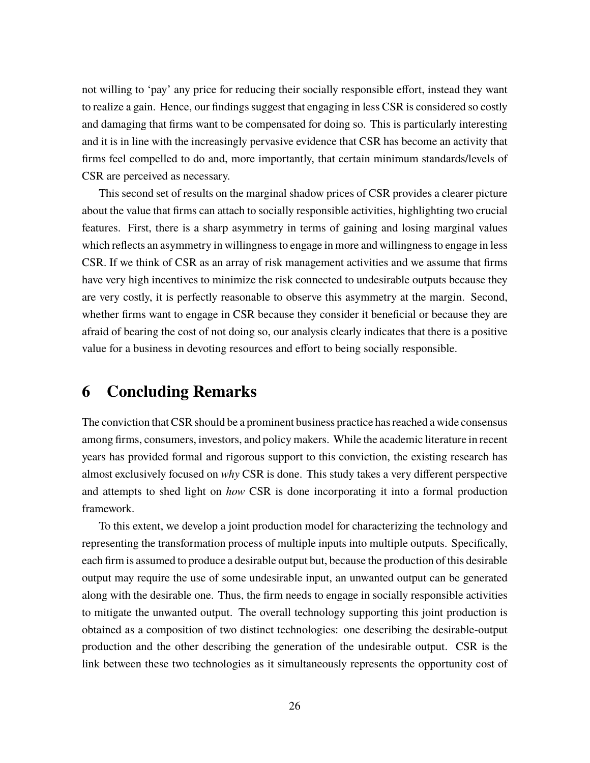not willing to 'pay' any price for reducing their socially responsible effort, instead they want to realize a gain. Hence, our findings suggest that engaging in less CSR is considered so costly and damaging that firms want to be compensated for doing so. This is particularly interesting and it is in line with the increasingly pervasive evidence that CSR has become an activity that firms feel compelled to do and, more importantly, that certain minimum standards/levels of CSR are perceived as necessary.

This second set of results on the marginal shadow prices of CSR provides a clearer picture about the value that firms can attach to socially responsible activities, highlighting two crucial features. First, there is a sharp asymmetry in terms of gaining and losing marginal values which reflects an asymmetry in willingness to engage in more and willingness to engage in less CSR. If we think of CSR as an array of risk management activities and we assume that firms have very high incentives to minimize the risk connected to undesirable outputs because they are very costly, it is perfectly reasonable to observe this asymmetry at the margin. Second, whether firms want to engage in CSR because they consider it beneficial or because they are afraid of bearing the cost of not doing so, our analysis clearly indicates that there is a positive value for a business in devoting resources and effort to being socially responsible.

# 6 Concluding Remarks

The conviction that CSR should be a prominent business practice has reached a wide consensus among firms, consumers, investors, and policy makers. While the academic literature in recent years has provided formal and rigorous support to this conviction, the existing research has almost exclusively focused on *why* CSR is done. This study takes a very different perspective and attempts to shed light on *how* CSR is done incorporating it into a formal production framework.

To this extent, we develop a joint production model for characterizing the technology and representing the transformation process of multiple inputs into multiple outputs. Specifically, each firm is assumed to produce a desirable output but, because the production of this desirable output may require the use of some undesirable input, an unwanted output can be generated along with the desirable one. Thus, the firm needs to engage in socially responsible activities to mitigate the unwanted output. The overall technology supporting this joint production is obtained as a composition of two distinct technologies: one describing the desirable-output production and the other describing the generation of the undesirable output. CSR is the link between these two technologies as it simultaneously represents the opportunity cost of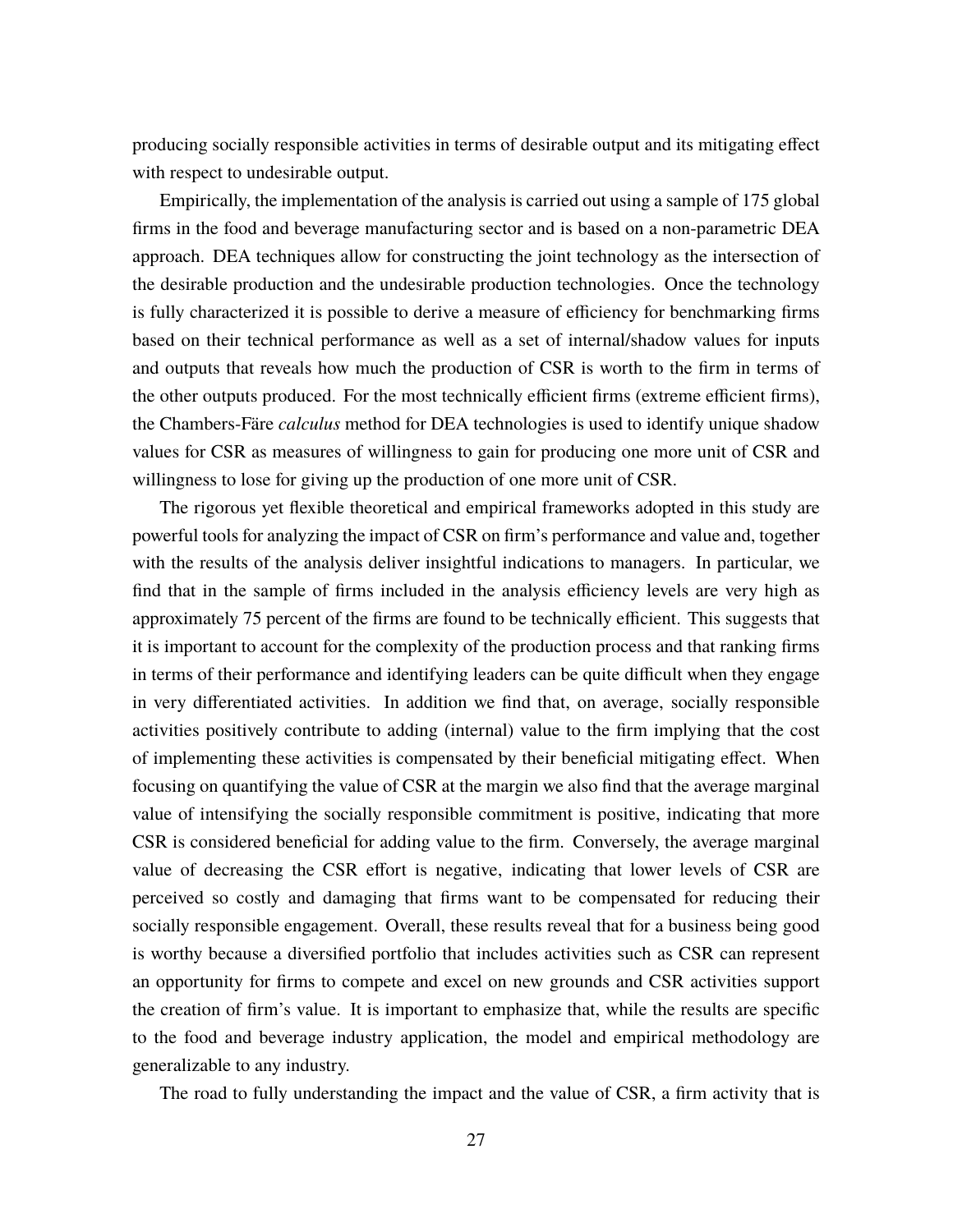producing socially responsible activities in terms of desirable output and its mitigating effect with respect to undesirable output.

Empirically, the implementation of the analysis is carried out using a sample of 175 global firms in the food and beverage manufacturing sector and is based on a non-parametric DEA approach. DEA techniques allow for constructing the joint technology as the intersection of the desirable production and the undesirable production technologies. Once the technology is fully characterized it is possible to derive a measure of efficiency for benchmarking firms based on their technical performance as well as a set of internal/shadow values for inputs and outputs that reveals how much the production of CSR is worth to the firm in terms of the other outputs produced. For the most technically efficient firms (extreme efficient firms), the Chambers-Färe *calculus* method for DEA technologies is used to identify unique shadow values for CSR as measures of willingness to gain for producing one more unit of CSR and willingness to lose for giving up the production of one more unit of CSR.

The rigorous yet flexible theoretical and empirical frameworks adopted in this study are powerful tools for analyzing the impact of CSR on firm's performance and value and, together with the results of the analysis deliver insightful indications to managers. In particular, we find that in the sample of firms included in the analysis efficiency levels are very high as approximately 75 percent of the firms are found to be technically efficient. This suggests that it is important to account for the complexity of the production process and that ranking firms in terms of their performance and identifying leaders can be quite difficult when they engage in very differentiated activities. In addition we find that, on average, socially responsible activities positively contribute to adding (internal) value to the firm implying that the cost of implementing these activities is compensated by their beneficial mitigating effect. When focusing on quantifying the value of CSR at the margin we also find that the average marginal value of intensifying the socially responsible commitment is positive, indicating that more CSR is considered beneficial for adding value to the firm. Conversely, the average marginal value of decreasing the CSR effort is negative, indicating that lower levels of CSR are perceived so costly and damaging that firms want to be compensated for reducing their socially responsible engagement. Overall, these results reveal that for a business being good is worthy because a diversified portfolio that includes activities such as CSR can represent an opportunity for firms to compete and excel on new grounds and CSR activities support the creation of firm's value. It is important to emphasize that, while the results are specific to the food and beverage industry application, the model and empirical methodology are generalizable to any industry.

The road to fully understanding the impact and the value of CSR, a firm activity that is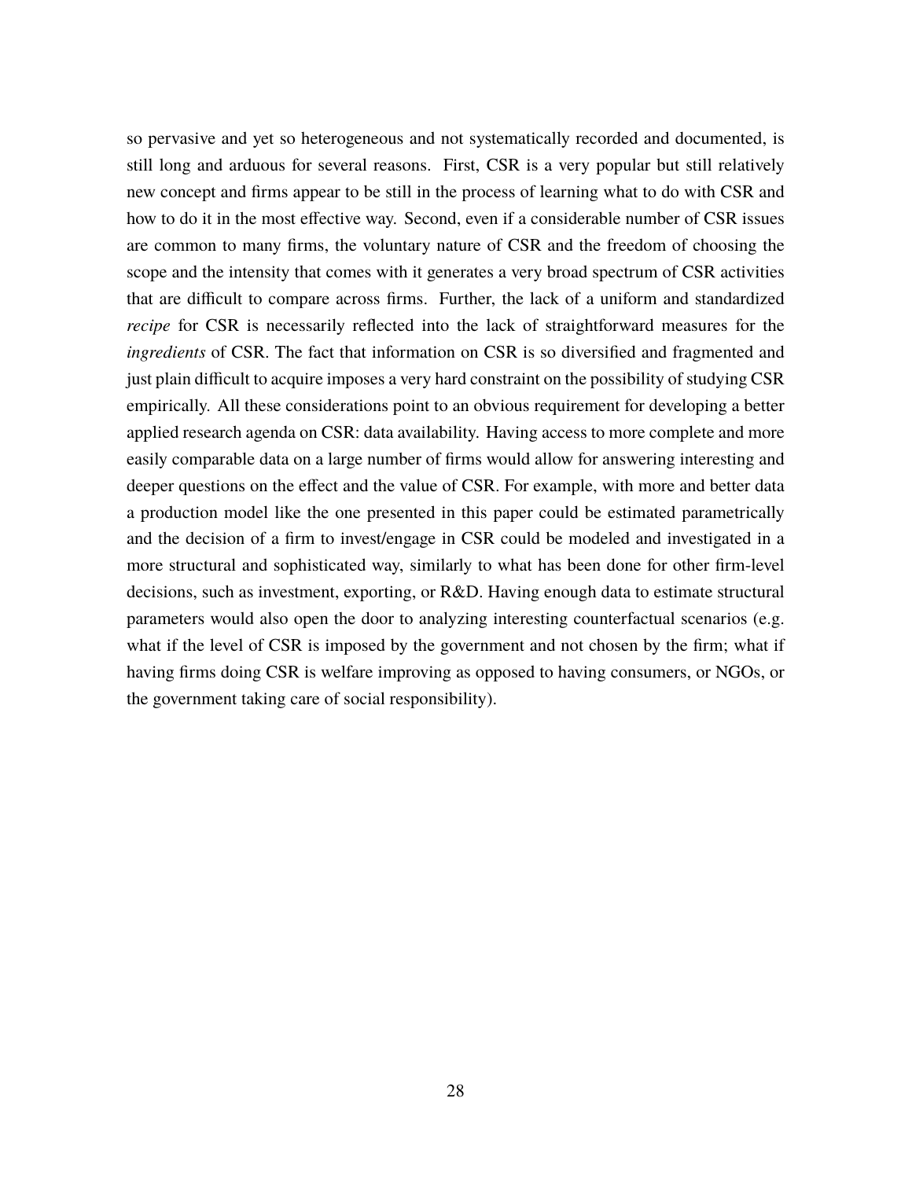so pervasive and yet so heterogeneous and not systematically recorded and documented, is still long and arduous for several reasons. First, CSR is a very popular but still relatively new concept and firms appear to be still in the process of learning what to do with CSR and how to do it in the most effective way. Second, even if a considerable number of CSR issues are common to many firms, the voluntary nature of CSR and the freedom of choosing the scope and the intensity that comes with it generates a very broad spectrum of CSR activities that are difficult to compare across firms. Further, the lack of a uniform and standardized *recipe* for CSR is necessarily reflected into the lack of straightforward measures for the *ingredients* of CSR. The fact that information on CSR is so diversified and fragmented and just plain difficult to acquire imposes a very hard constraint on the possibility of studying CSR empirically. All these considerations point to an obvious requirement for developing a better applied research agenda on CSR: data availability. Having access to more complete and more easily comparable data on a large number of firms would allow for answering interesting and deeper questions on the effect and the value of CSR. For example, with more and better data a production model like the one presented in this paper could be estimated parametrically and the decision of a firm to invest/engage in CSR could be modeled and investigated in a more structural and sophisticated way, similarly to what has been done for other firm-level decisions, such as investment, exporting, or R&D. Having enough data to estimate structural parameters would also open the door to analyzing interesting counterfactual scenarios (e.g. what if the level of CSR is imposed by the government and not chosen by the firm; what if having firms doing CSR is welfare improving as opposed to having consumers, or NGOs, or the government taking care of social responsibility).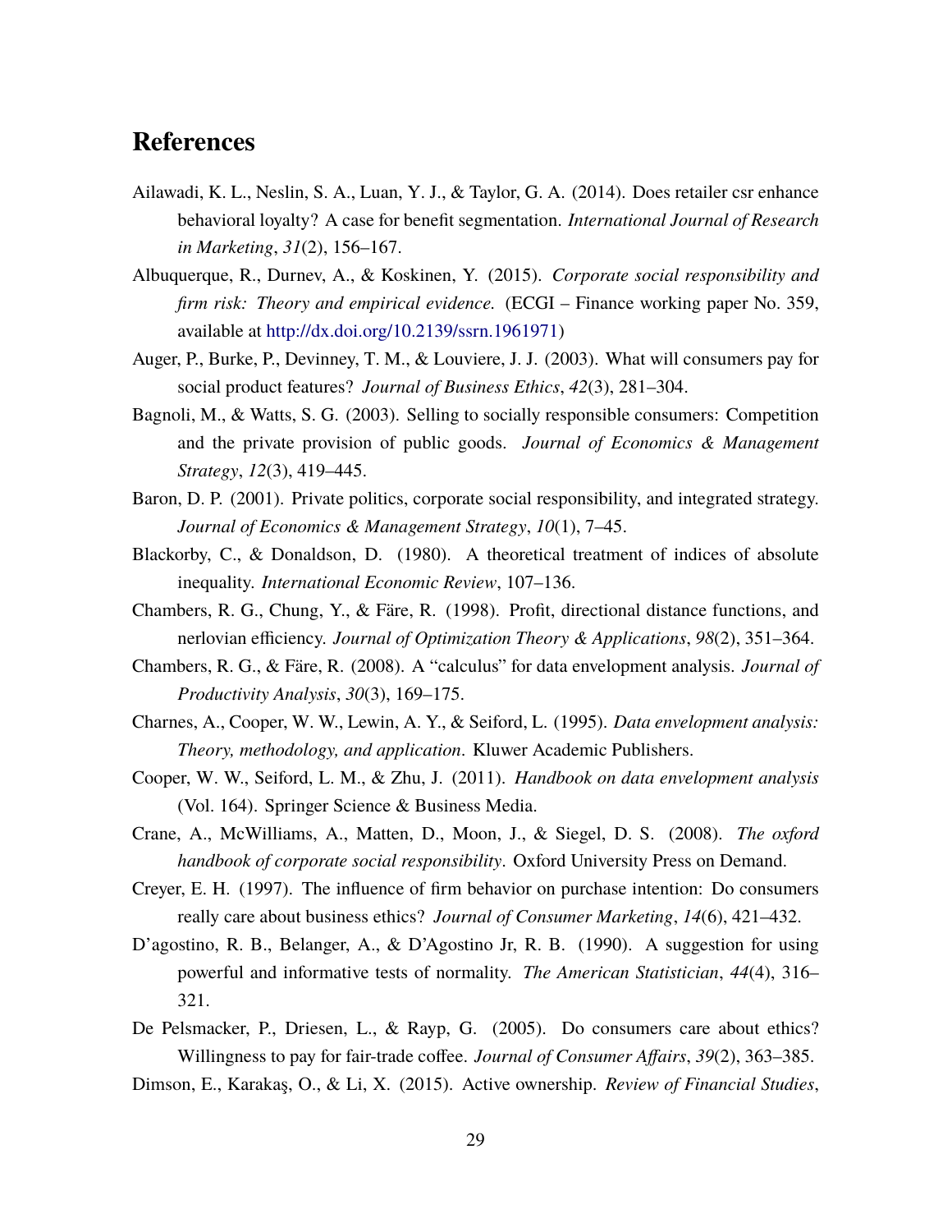# References

Ailawadi, K. L., Neslin, S. A., Luan, Y. J., & Taylor, G. A. (2014). Does retailer csr enhance behavioral loyalty? A case for benefit segmentation. *International Journal of Research in Marketing*, *31*(2), 156–167.

Albuquerque, R., Durnev, A., & Koskinen, Y. (2015). *Corporate social responsibility and firm risk: Theory and empirical evidence.* (ECGI – Finance working paper No. 359, available at http://dx.doi.org/10.2139/ssrn.1961971)

Auger, P., Burke, P., Devinney, T. M., & Louviere, J. J. (2003). What will consumers pay for social product features? *Journal of Business Ethics*, *42*(3), 281–304.

Bagnoli, M., & Watts, S. G. (2003). Selling to socially responsible consumers: Competition and the private provision of public goods. *Journal of Economics & Management Strategy*, *12*(3), 419–445.

Baron, D. P. (2001). Private politics, corporate social responsibility, and integrated strategy. *Journal of Economics & Management Strategy*, *10*(1), 7–45.

Blackorby, C., & Donaldson, D. (1980). A theoretical treatment of indices of absolute inequality. *International Economic Review*, 107–136.

Chambers, R. G., Chung, Y., & Färe, R. (1998). Profit, directional distance functions, and nerlovian efficiency. *Journal of Optimization Theory & Applications*, *98*(2), 351–364.

Chambers, R. G., & Färe, R. (2008). A "calculus" for data envelopment analysis. *Journal of Productivity Analysis*, *30*(3), 169–175.

Charnes, A., Cooper, W. W., Lewin, A. Y., & Seiford, L. (1995). *Data envelopment analysis: Theory, methodology, and application*. Kluwer Academic Publishers.

Cooper, W. W., Seiford, L. M., & Zhu, J. (2011). *Handbook on data envelopment analysis* (Vol. 164). Springer Science & Business Media.

Crane, A., McWilliams, A., Matten, D., Moon, J., & Siegel, D. S. (2008). *The oxford handbook of corporate social responsibility*. Oxford University Press on Demand.

Creyer, E. H. (1997). The influence of firm behavior on purchase intention: Do consumers really care about business ethics? *Journal of Consumer Marketing*, *14*(6), 421–432.

D'agostino, R. B., Belanger, A., & D'Agostino Jr, R. B. (1990). A suggestion for using powerful and informative tests of normality. *The American Statistician*, *44*(4), 316–321.

De Pelsmacker, P., Driesen, L., & Rayp, G. (2005). Do consumers care about ethics? Willingness to pay for fair-trade coffee. *Journal of Consumer Affairs*, *39*(2), 363–385.

Dimson, E., Karakaş, O., & Li, X. (2015). Active ownership. *Review of Financial Studies*,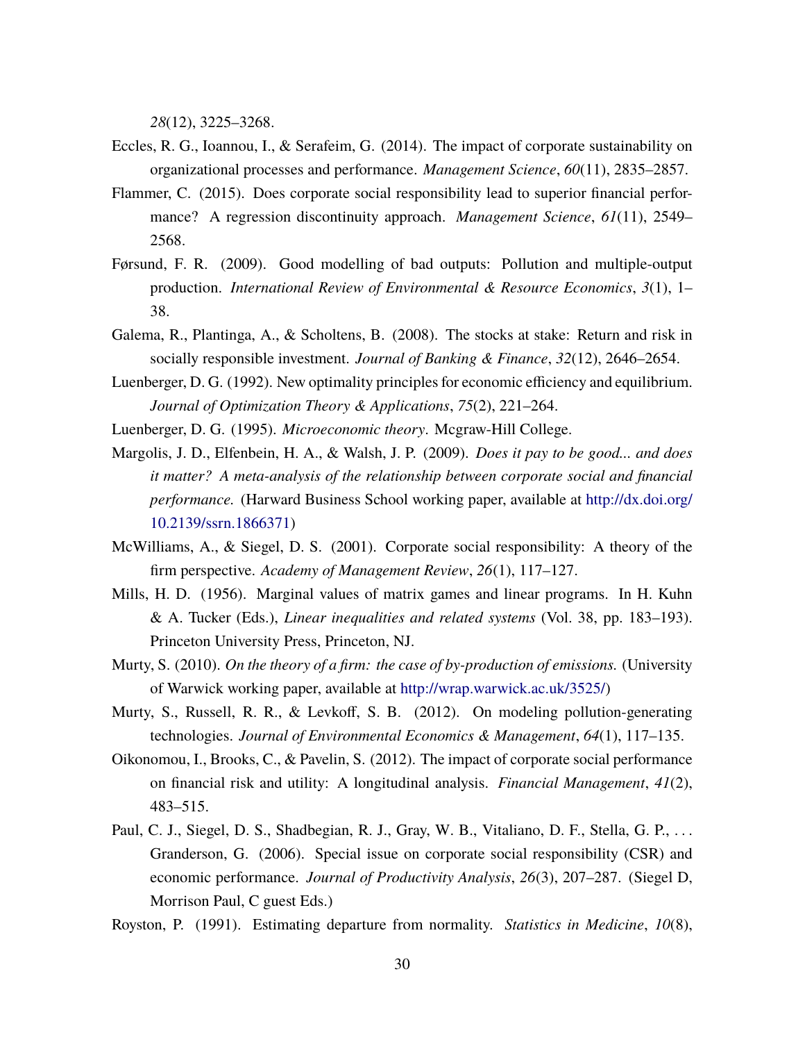*28*(12), 3225–3268.

Eccles, R. G., Ioannou, I., & Serafeim, G. (2014). The impact of corporate sustainability on organizational processes and performance. *Management Science*, *60*(11), 2835–2857.

Flammer, C. (2015). Does corporate social responsibility lead to superior financial performance? A regression discontinuity approach. *Management Science*, *61*(11), 2549–2568.

Førsund, F. R. (2009). Good modelling of bad outputs: Pollution and multiple-output production. *International Review of Environmental & Resource Economics*, *3*(1), 1–38.

Galema, R., Plantinga, A., & Scholtens, B. (2008). The stocks at stake: Return and risk in socially responsible investment. *Journal of Banking & Finance*, *32*(12), 2646–2654.

Luenberger, D. G. (1992). New optimality principles for economic efficiency and equilibrium. *Journal of Optimization Theory & Applications*, *75*(2), 221–264.

Luenberger, D. G. (1995). *Microeconomic theory*. Mcgraw-Hill College.

Margolis, J. D., Elfenbein, H. A., & Walsh, J. P. (2009). *Does it pay to be good... and does it matter? A meta-analysis of the relationship between corporate social and financial performance.* (Harward Business School working paper, available at http://dx.doi.org/10.2139/ssrn.1866371)

McWilliams, A., & Siegel, D. S. (2001). Corporate social responsibility: A theory of the firm perspective. *Academy of Management Review*, *26*(1), 117–127.

Mills, H. D. (1956). Marginal values of matrix games and linear programs. In H. Kuhn & A. Tucker (Eds.), *Linear inequalities and related systems* (Vol. 38, pp. 183–193). Princeton University Press, Princeton, NJ.

Murty, S. (2010). *On the theory of a firm: the case of by-production of emissions.* (University of Warwick working paper, available at http://wrap.warwick.ac.uk/3525/)

Murty, S., Russell, R. R., & Levkoff, S. B. (2012). On modeling pollution-generating technologies. *Journal of Environmental Economics & Management*, *64*(1), 117–135.

Oikonomou, I., Brooks, C., & Pavelin, S. (2012). The impact of corporate social performance on financial risk and utility: A longitudinal analysis. *Financial Management*, *41*(2), 483–515.

Paul, C. J., Siegel, D. S., Shadbegian, R. J., Gray, W. B., Vitaliano, D. F., Stella, G. P., ... Granderson, G. (2006). Special issue on corporate social responsibility (CSR) and economic performance. *Journal of Productivity Analysis*, *26*(3), 207–287. (Siegel D, Morrison Paul, C guest Eds.)

Royston, P. (1991). Estimating departure from normality. *Statistics in Medicine*, *10*(8),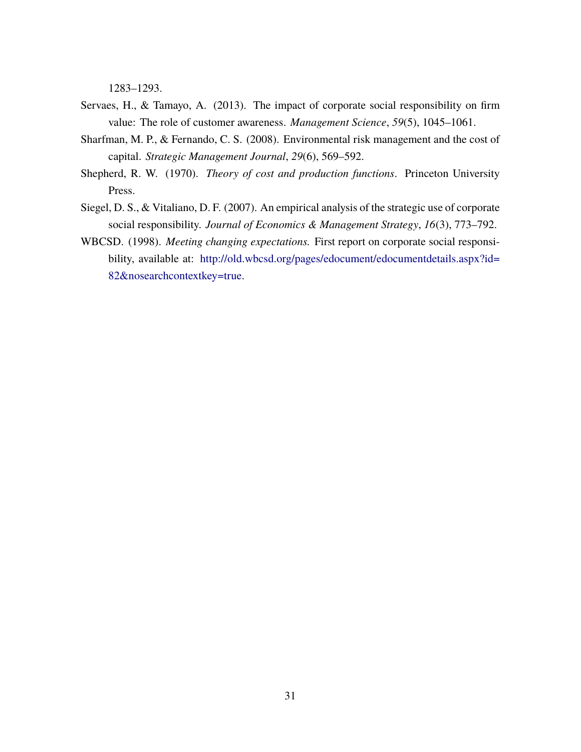1283–1293.

Servaes, H., & Tamayo, A. (2013). The impact of corporate social responsibility on firm value: The role of customer awareness. *Management Science*, *59*(5), 1045–1061.

Sharfman, M. P., & Fernando, C. S. (2008). Environmental risk management and the cost of capital. *Strategic Management Journal*, *29*(6), 569–592.

Shepherd, R. W. (1970). *Theory of cost and production functions*. Princeton University Press.

Siegel, D. S., & Vitaliano, D. F. (2007). An empirical analysis of the strategic use of corporate social responsibility. *Journal of Economics & Management Strategy*, *16*(3), 773–792.

WBCSD. (1998). *Meeting changing expectations.* First report on corporate social responsibility, available at: http://old.wbcsd.org/pages/edocument/edocumentdetails.aspx?id=82&nosearchcontextkey=true.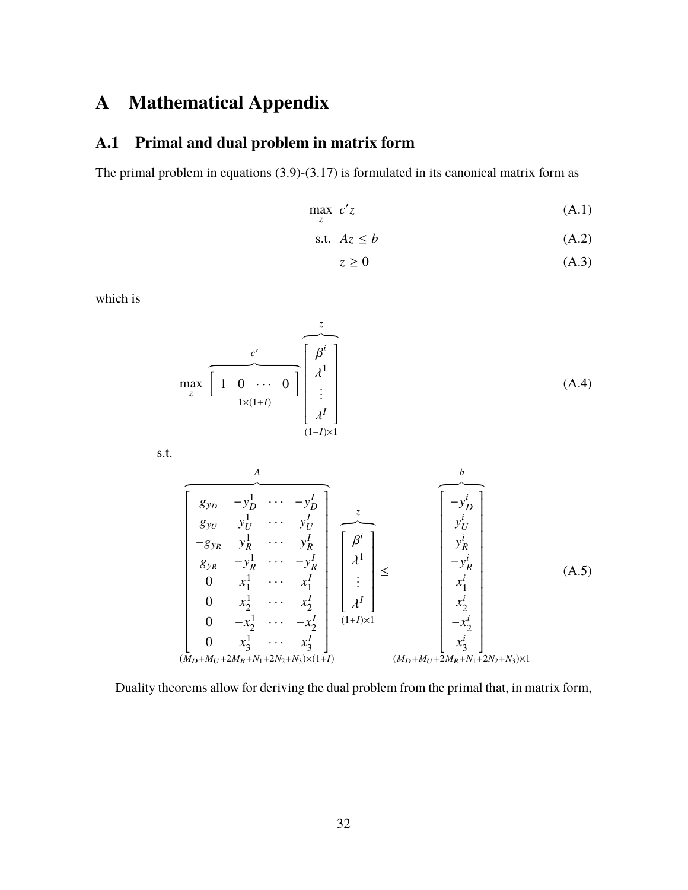# A Mathematical Appendix

## A.1 Primal and dual problem in matrix form

The primal problem in equations (3.9)-(3.17) is formulated in its canonical matrix form as

$$\max_{z} \; c'z \tag{A.1}$$

$$\text{s.t.} \; Az \leq b \tag{A.2}$$

$$z \geq 0 \tag{A.3}$$

which is

$$\max_{z} \overbrace{\underset{1\times(1+I)}{\begin{bmatrix} 1 & 0 & \cdots & 0 \end{bmatrix}}}^{c'} \overbrace{\underset{(1+I)\times 1}{\begin{bmatrix} \beta^i \\ \lambda^1 \\ \vdots \\ \lambda^I \end{bmatrix}}}^{z} \tag{A.4}$$

s.t.

$$\overbrace{\underset{(M_D+M_U+2M_R+N_1+2N_2+N_3)\times(1+I)}{\begin{bmatrix} g_{y_D} & -y_D^1 & \cdots & -y_D^I \\ g_{y_U} & y_U^1 & \cdots & y_U^I \\ -g_{y_R} & y_R^1 & \cdots & y_R^I \\ g_{y_R} & -y_R^1 & \cdots & -y_R^I \\ 0 & x_1^1 & \cdots & x_1^I \\ 0 & x_2^1 & \cdots & x_2^I \\ 0 & -x_2^1 & \cdots & -x_2^I \\ 0 & x_3^1 & \cdots & x_3^I \end{bmatrix}}}^{A} \overbrace{\underset{(1+I)\times 1}{\begin{bmatrix} \beta^i \\ \lambda^1 \\ \vdots \\ \lambda^I \end{bmatrix}}}^{z} \leq \overbrace{\underset{(M_D+M_U+2M_R+N_1+2N_2+N_3)\times 1}{\begin{bmatrix} -y_D^i \\ y_U^i \\ y_R^i \\ -y_R^i \\ x_1^i \\ x_2^i \\ -x_2^i \\ x_3^i \end{bmatrix}}}^{b} \tag{A.5}$$

Duality theorems allow for deriving the dual problem from the primal that, in matrix form,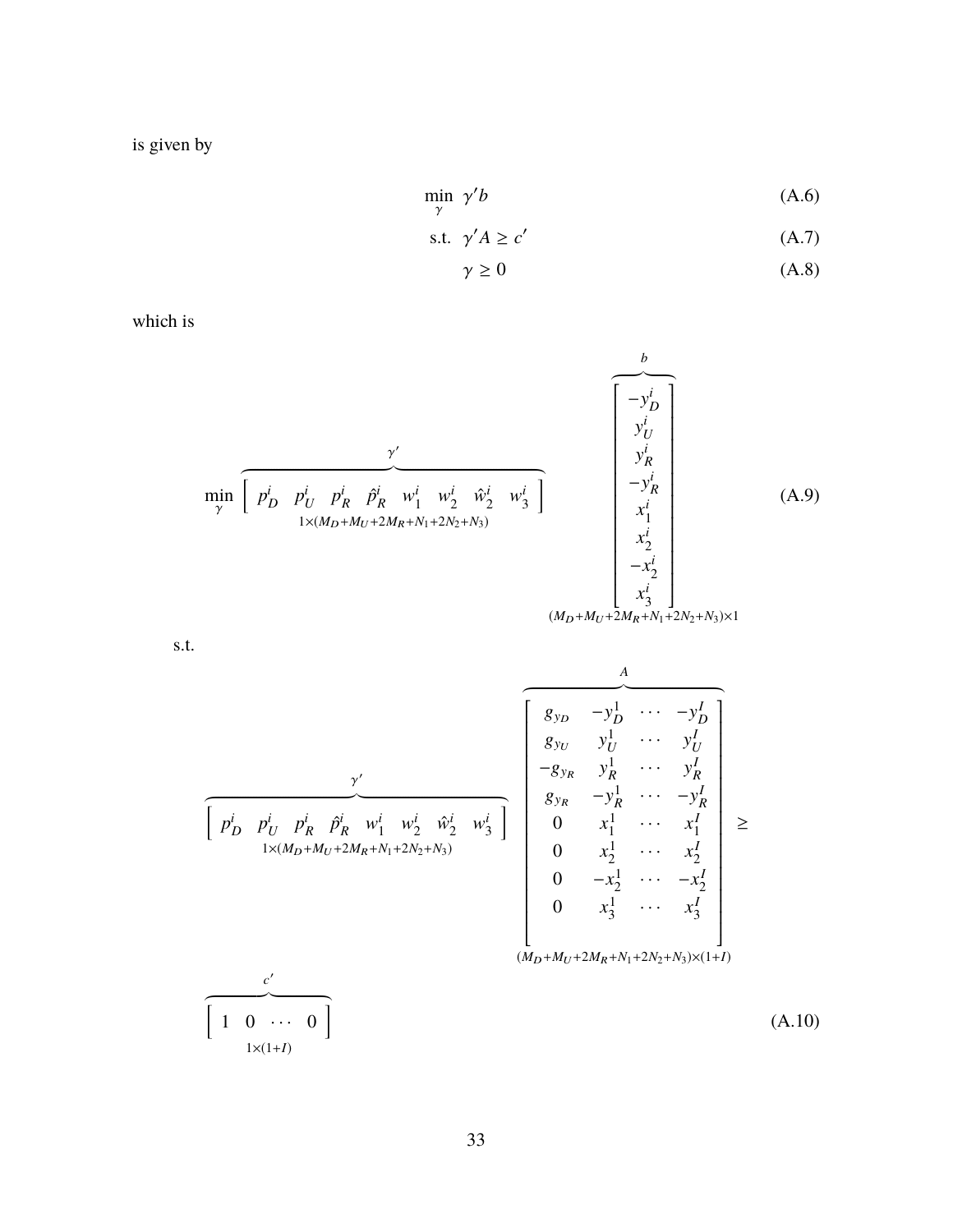is given by

$$
\begin{aligned}
\min_{\gamma} \ & \gamma' b && \text{(A.6)}\\
\text{s.t.} \ & \gamma' A \geq c' && \text{(A.7)}\\
& \gamma \geq 0 && \text{(A.8)}
\end{aligned}
$$

which is

$$
\min_{\gamma} \overbrace{\underset{1\times(M_D+M_U+2M_R+N_1+2N_2+N_3)}{\left[\begin{array}{cccccccc} p_D^i & p_U^i & p_R^i & \hat{p}_R^i & w_1^i & w_2^i & \hat{w}_2^i & w_3^i \end{array}\right]}}^{\gamma'} \overbrace{\underset{(M_D+M_U+2M_R+N_1+2N_2+N_3)\times 1}{\left[\begin{array}{c} -y_D^i \\ y_U^i \\ y_R^i \\ -y_R^i \\ x_1^i \\ x_2^i \\ -x_2^i \\ x_3^i \end{array}\right]}}^{b} \tag{A.9}
$$

s.t.

$$
\overbrace{\underset{1\times(M_D+M_U+2M_R+N_1+2N_2+N_3)}{\left[\begin{array}{cccccccc} p_D^i & p_U^i & p_R^i & \hat{p}_R^i & w_1^i & w_2^i & \hat{w}_2^i & w_3^i \end{array}\right]}}^{\gamma'} \overbrace{\underset{(M_D+M_U+2M_R+N_1+2N_2+N_3)\times(1+I)}{\left[\begin{array}{cccc} g_{y_D} & -y_D^1 & \cdots & -y_D^I \\ g_{y_U} & y_U^1 & \cdots & y_U^I \\ -g_{y_R} & y_R^1 & \cdots & y_R^I \\ g_{y_R} & -y_R^1 & \cdots & -y_R^I \\ 0 & x_1^1 & \cdots & x_1^I \\ 0 & x_2^1 & \cdots & x_2^I \\ 0 & -x_2^1 & \cdots & -x_2^I \\ 0 & x_3^1 & \cdots & x_3^I \end{array}\right]}}^{A} \geq
$$

$$
\overbrace{\underset{1\times(1+I)}{\left[\begin{array}{cccc} 1 & 0 & \cdots & 0 \end{array}\right]}}^{c'} \tag{A.10}
$$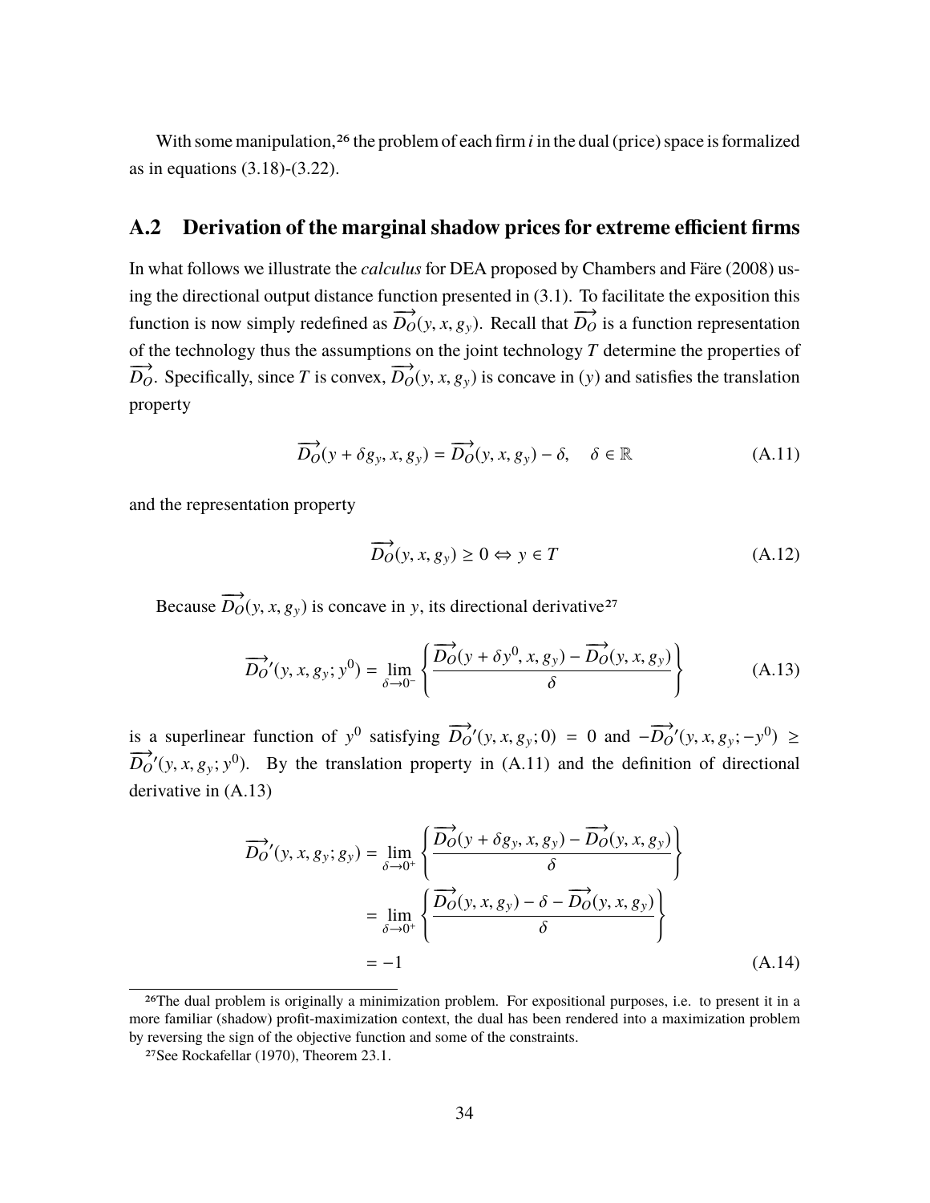With some manipulation,[26] the problem of each firm $i$ in the dual (price) space is formalized as in equations (3.18)-(3.22).

## A.2 Derivation of the marginal shadow prices for extreme efficient firms

In what follows we illustrate the *calculus* for DEA proposed by Chambers and Färe (2008) using the directional output distance function presented in (3.1). To facilitate the exposition this function is now simply redefined as $\overrightarrow{D_O}(y, x, g_y)$. Recall that $\overrightarrow{D_O}$ is a function representation of the technology thus the assumptions on the joint technology $T$ determine the properties of $\overrightarrow{D_O}$. Specifically, since $T$ is convex, $\overrightarrow{D_O}(y, x, g_y)$ is concave in $(y)$ and satisfies the translation property

$$\overrightarrow{D_O}(y + \delta g_y, x, g_y) = \overrightarrow{D_O}(y, x, g_y) - \delta, \quad \delta \in \mathbb{R} \tag{A.11}$$

and the representation property

$$\overrightarrow{D_O}(y, x, g_y) \geq 0 \Leftrightarrow y \in T \tag{A.12}$$

Because $\overrightarrow{D_O}(y, x, g_y)$ is concave in $y$, its directional derivative[27]

$$\overrightarrow{D_O}'(y, x, g_y; y^0) = \lim_{\delta \to 0^-} \left\{ \frac{\overrightarrow{D_O}(y + \delta y^0, x, g_y) - \overrightarrow{D_O}(y, x, g_y)}{\delta} \right\} \tag{A.13}$$

is a superlinear function of $y^0$ satisfying $\overrightarrow{D_O}'(y, x, g_y; 0) = 0$ and $-\overrightarrow{D_O}'(y, x, g_y; -y^0) \geq \overrightarrow{D_O}'(y, x, g_y; y^0)$. By the translation property in (A.11) and the definition of directional derivative in (A.13)

$$\begin{aligned}
\overrightarrow{D_O}'(y, x, g_y; g_y) &= \lim_{\delta \to 0^+} \left\{ \frac{\overrightarrow{D_O}(y + \delta g_y, x, g_y) - \overrightarrow{D_O}(y, x, g_y)}{\delta} \right\} \\
&= \lim_{\delta \to 0^+} \left\{ \frac{\overrightarrow{D_O}(y, x, g_y) - \delta - \overrightarrow{D_O}(y, x, g_y)}{\delta} \right\} \\
&= -1
\end{aligned} \tag{A.14}$$

[26] The dual problem is originally a minimization problem. For expositional purposes, i.e. to present it in a more familiar (shadow) profit-maximization context, the dual has been rendered into a maximization problem by reversing the sign of the objective function and some of the constraints.

[27] See Rockafellar (1970), Theorem 23.1.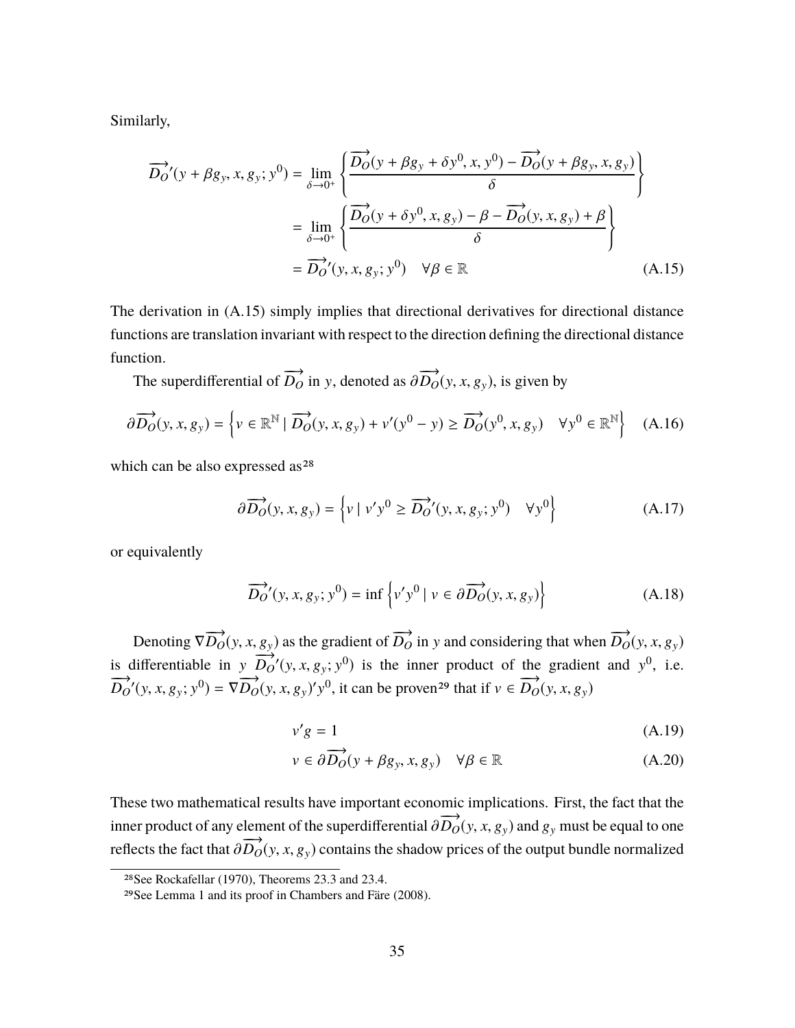Similarly,

$$\overrightarrow{D_O}'(y + \beta g_y, x, g_y; y^0) = \lim_{\delta \to 0^+} \left\{ \frac{\overrightarrow{D_O}(y + \beta g_y + \delta y^0, x, y^0) - \overrightarrow{D_O}(y + \beta g_y, x, g_y)}{\delta} \right\}$$
$$= \lim_{\delta \to 0^+} \left\{ \frac{\overrightarrow{D_O}(y + \delta y^0, x, g_y) - \beta - \overrightarrow{D_O}(y, x, g_y) + \beta}{\delta} \right\}$$
$$= \overrightarrow{D_O}'(y, x, g_y; y^0) \quad \forall \beta \in \mathbb{R} \tag{A.15}$$

The derivation in (A.15) simply implies that directional derivatives for directional distance functions are translation invariant with respect to the direction defining the directional distance function.

The superdifferential of $\overrightarrow{D_O}$ in $y$, denoted as $\partial \overrightarrow{D_O}(y, x, g_y)$, is given by

$$\partial \overrightarrow{D_O}(y, x, g_y) = \left\{ v \in \mathbb{R}^{\mathbb{N}} \mid \overrightarrow{D_O}(y, x, g_y) + v'(y^0 - y) \geq \overrightarrow{D_O}(y^0, x, g_y) \quad \forall y^0 \in \mathbb{R}^{\mathbb{N}} \right\} \tag{A.16}$$

which can be also expressed as[28]

$$\partial \overrightarrow{D_O}(y, x, g_y) = \left\{ v \mid v' y^0 \geq \overrightarrow{D_O}'(y, x, g_y; y^0) \quad \forall y^0 \right\} \tag{A.17}$$

or equivalently

$$\overrightarrow{D_O}'(y, x, g_y; y^0) = \inf \left\{ v' y^0 \mid v \in \partial \overrightarrow{D_O}(y, x, g_y) \right\} \tag{A.18}$$

Denoting $\nabla \overrightarrow{D_O}(y, x, g_y)$ as the gradient of $\overrightarrow{D_O}$ in $y$ and considering that when $\overrightarrow{D_O}(y, x, g_y)$ is differentiable in $y$ $\overrightarrow{D_O}'(y, x, g_y; y^0)$ is the inner product of the gradient and $y^0$, i.e. $\overrightarrow{D_O}'(y, x, g_y; y^0) = \nabla \overrightarrow{D_O}(y, x, g_y)' y^0$, it can be proven[29] that if $v \in \overrightarrow{D_O}(y, x, g_y)$

$$v' g = 1 \tag{A.19}$$

$$v \in \partial \overrightarrow{D_O}(y + \beta g_y, x, g_y) \quad \forall \beta \in \mathbb{R} \tag{A.20}$$

These two mathematical results have important economic implications. First, the fact that the inner product of any element of the superdifferential $\partial \overrightarrow{D_O}(y, x, g_y)$ and $g_y$ must be equal to one reflects the fact that $\partial \overrightarrow{D_O}(y, x, g_y)$ contains the shadow prices of the output bundle normalized

[28] See Rockafellar (1970), Theorems 23.3 and 23.4.

[29] See Lemma 1 and its proof in Chambers and Färe (2008).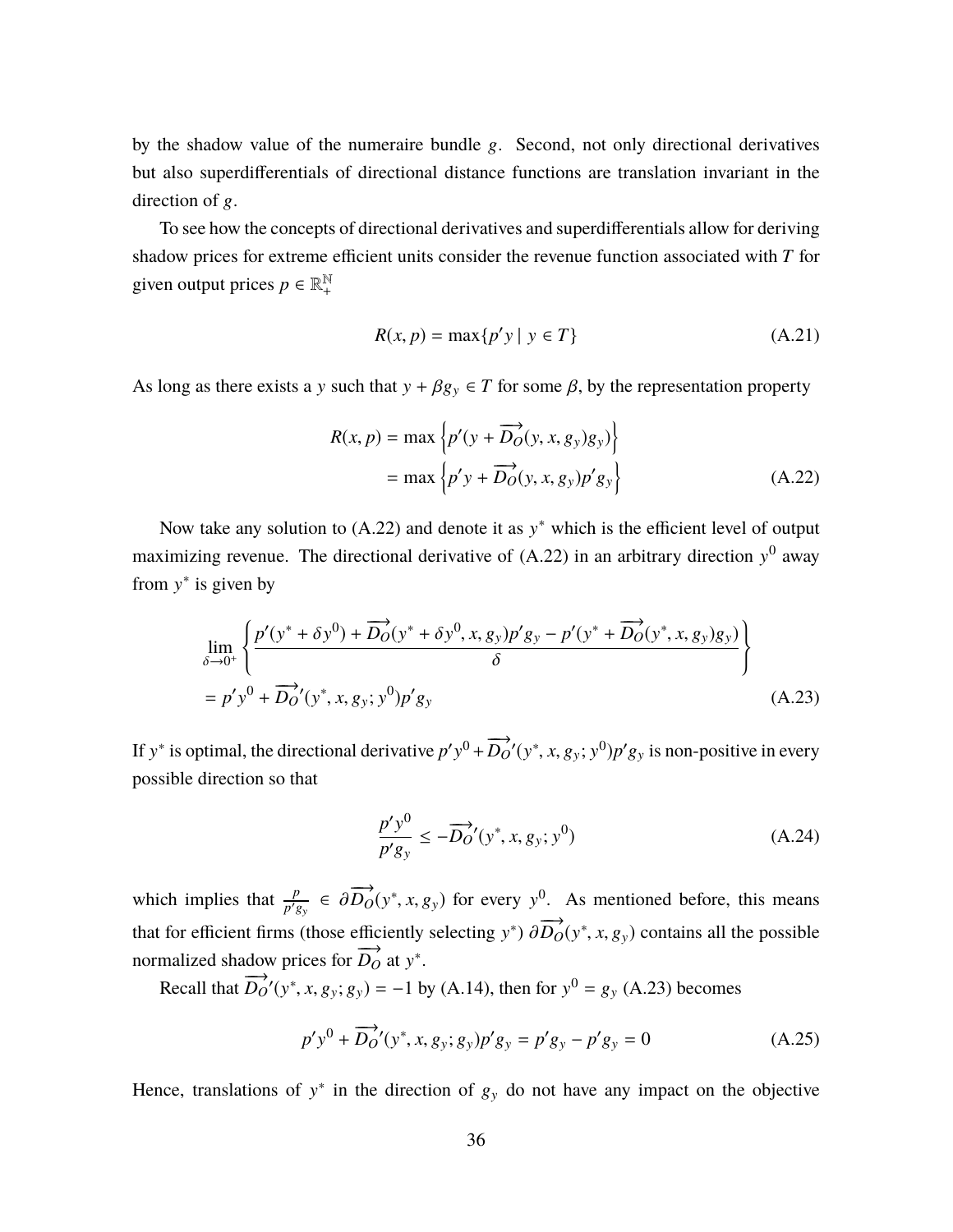by the shadow value of the numeraire bundle $g$. Second, not only directional derivatives but also superdifferentials of directional distance functions are translation invariant in the direction of $g$.

To see how the concepts of directional derivatives and superdifferentials allow for deriving shadow prices for extreme efficient units consider the revenue function associated with $T$ for given output prices $p \in \mathbb{R}_{+}^{\mathbb{N}}$

$$R(x, p) = \max\{p'y \mid y \in T\} \tag{A.21}$$

As long as there exists a $y$ such that $y + \beta g_y \in T$ for some $\beta$, by the representation property

$$\begin{aligned} R(x, p) &= \max\left\{p'(y + \overrightarrow{D_O}(y, x, g_y)g_y)\right\} \\ &= \max\left\{p'y + \overrightarrow{D_O}(y, x, g_y)p'g_y\right\} \end{aligned} \tag{A.22}$$

Now take any solution to (A.22) and denote it as $y^*$ which is the efficient level of output maximizing revenue. The directional derivative of (A.22) in an arbitrary direction $y^0$ away from $y^*$ is given by

$$\begin{aligned} &\lim_{\delta \to 0^+} \left\{ \frac{p'(y^* + \delta y^0) + \overrightarrow{D_O}(y^* + \delta y^0, x, g_y)p'g_y - p'(y^* + \overrightarrow{D_O}(y^*, x, g_y)g_y)}{\delta} \right\} \\ &= p'y^0 + \overrightarrow{D_O}'(y^*, x, g_y; y^0)p'g_y \end{aligned} \tag{A.23}$$

If $y^*$ is optimal, the directional derivative $p'y^0 + \overrightarrow{D_O}'(y^*, x, g_y; y^0)p'g_y$ is non-positive in every possible direction so that

$$\frac{p'y^0}{p'g_y} \leq -\overrightarrow{D_O}'(y^*, x, g_y; y^0) \tag{A.24}$$

which implies that $\frac{p}{p'g_y} \in \partial\overrightarrow{D_O}(y^*, x, g_y)$ for every $y^0$. As mentioned before, this means that for efficient firms (those efficiently selecting $y^*$) $\partial\overrightarrow{D_O}(y^*, x, g_y)$ contains all the possible normalized shadow prices for $\overrightarrow{D_O}$ at $y^*$.

Recall that $\overrightarrow{D_O}'(y^*, x, g_y; g_y) = -1$ by (A.14), then for $y^0 = g_y$ (A.23) becomes

$$p'y^0 + \overrightarrow{D_O}'(y^*, x, g_y; g_y)p'g_y = p'g_y - p'g_y = 0 \tag{A.25}$$

Hence, translations of $y^*$ in the direction of $g_y$ do not have any impact on the objective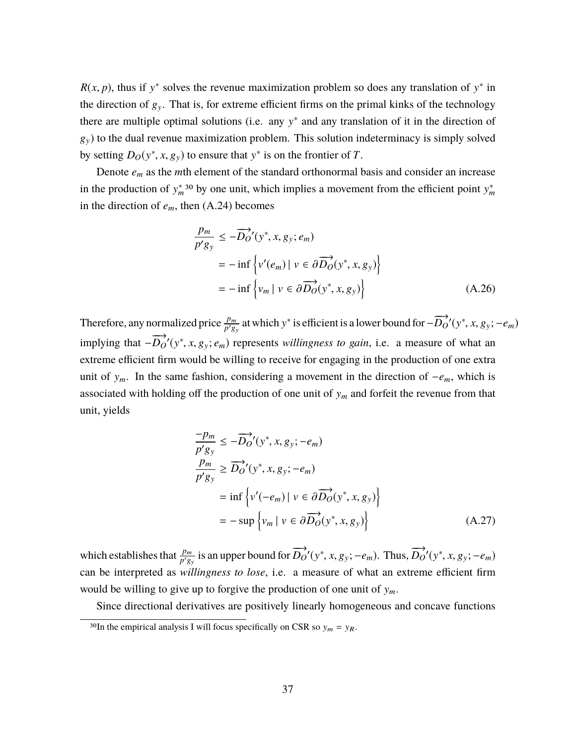$R(x, p)$, thus if $y^*$ solves the revenue maximization problem so does any translation of $y^*$ in the direction of $g_y$. That is, for extreme efficient firms on the primal kinks of the technology there are multiple optimal solutions (i.e. any $y^*$ and any translation of it in the direction of $g_y$) to the dual revenue maximization problem. This solution indeterminacy is simply solved by setting $D_O(y^*, x, g_y)$ to ensure that $y^*$ is on the frontier of $T$.

Denote $e_m$ as the $m$th element of the standard orthonormal basis and consider an increase in the production of $y_m^*$[30] by one unit, which implies a movement from the efficient point $y_m^*$ in the direction of $e_m$, then (A.24) becomes

$$
\begin{aligned}
\frac{p_m}{p' g_y} &\leq -\overrightarrow{D_O}'(y^*, x, g_y; e_m) \\
&= -\inf\left\{ v'(e_m) \mid v \in \partial \overrightarrow{D_O}(y^*, x, g_y) \right\} \\
&= -\inf\left\{ v_m \mid v \in \partial \overrightarrow{D_O}(y^*, x, g_y) \right\}
\end{aligned}
\tag{A.26}
$$

Therefore, any normalized price $\frac{p_m}{p' g_y}$ at which $y^*$ is efficient is a lower bound for $-\overrightarrow{D_O}'(y^*, x, g_y; -e_m)$ implying that $-\overrightarrow{D_O}'(y^*, x, g_y; e_m)$ represents *willingness to gain*, i.e. a measure of what an extreme efficient firm would be willing to receive for engaging in the production of one extra unit of $y_m$. In the same fashion, considering a movement in the direction of $-e_m$, which is associated with holding off the production of one unit of $y_m$ and forfeit the revenue from that unit, yields

$$
\begin{aligned}
\frac{-p_m}{p' g_y} &\leq -\overrightarrow{D_O}'(y^*, x, g_y; -e_m) \\
\frac{p_m}{p' g_y} &\geq \overrightarrow{D_O}'(y^*, x, g_y; -e_m) \\
&= \inf\left\{ v'(-e_m) \mid v \in \partial \overrightarrow{D_O}(y^*, x, g_y) \right\} \\
&= -\sup\left\{ v_m \mid v \in \partial \overrightarrow{D_O}(y^*, x, g_y) \right\}
\end{aligned}
\tag{A.27}
$$

which establishes that $\frac{p_m}{p' g_y}$ is an upper bound for $\overrightarrow{D_O}'(y^*, x, g_y; -e_m)$. Thus, $\overrightarrow{D_O}'(y^*, x, g_y; -e_m)$ can be interpreted as *willingness to lose*, i.e. a measure of what an extreme efficient firm would be willing to give up to forgive the production of one unit of $y_m$.

Since directional derivatives are positively linearly homogeneous and concave functions

[30] In the empirical analysis I will focus specifically on CSR so $y_m = y_R$.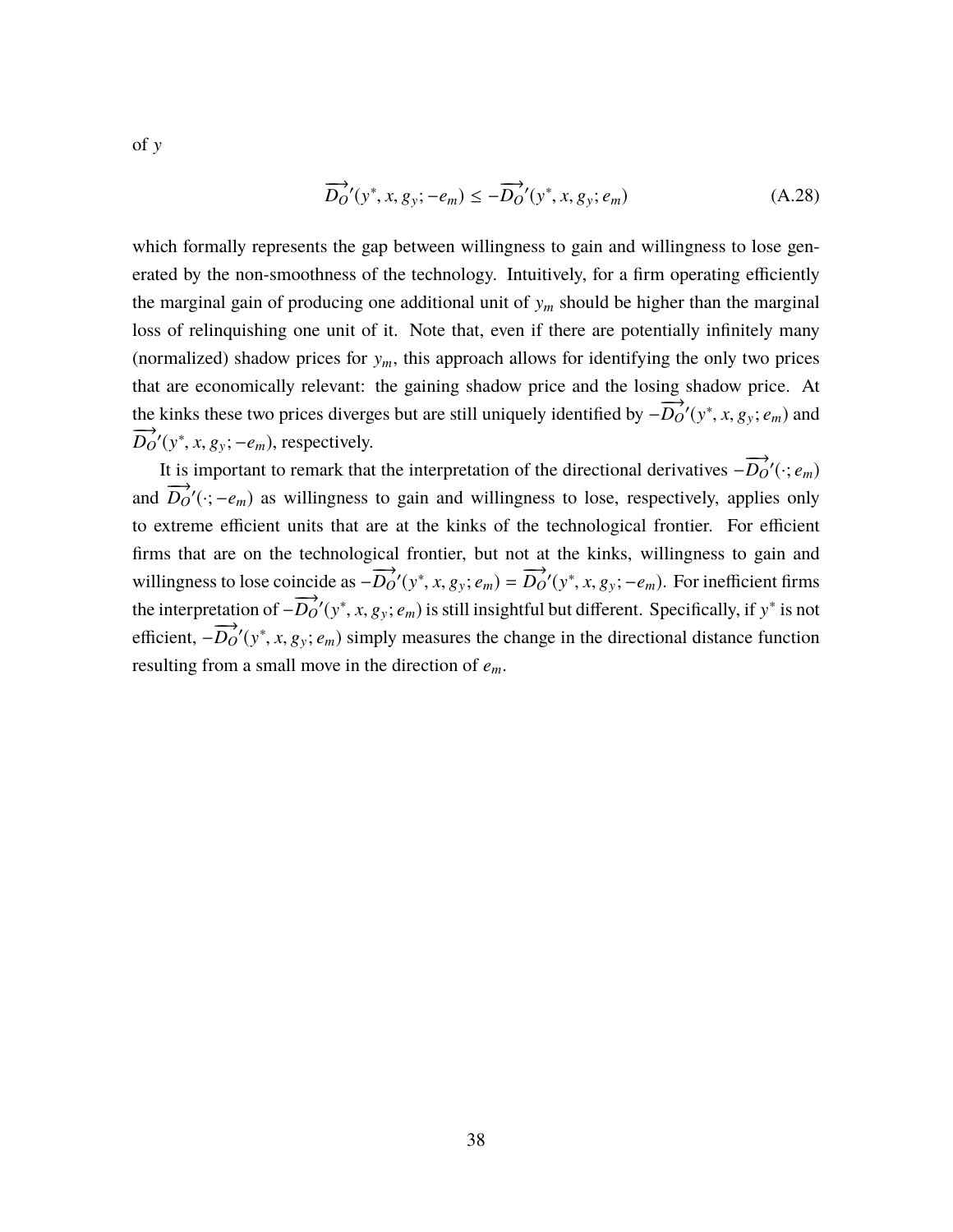of $y$

$$\overrightarrow{D_O}'(y^*, x, g_y; -e_m) \leq -\overrightarrow{D_O}'(y^*, x, g_y; e_m) \tag{A.28}$$

which formally represents the gap between willingness to gain and willingness to lose generated by the non-smoothness of the technology. Intuitively, for a firm operating efficiently the marginal gain of producing one additional unit of $y_m$ should be higher than the marginal loss of relinquishing one unit of it. Note that, even if there are potentially infinitely many (normalized) shadow prices for $y_m$, this approach allows for identifying the only two prices that are economically relevant: the gaining shadow price and the losing shadow price. At the kinks these two prices diverges but are still uniquely identified by $-\overrightarrow{D_O}'(y^*, x, g_y; e_m)$ and $\overrightarrow{D_O}'(y^*, x, g_y; -e_m)$, respectively.

It is important to remark that the interpretation of the directional derivatives $-\overrightarrow{D_O}'(\cdot; e_m)$ and $\overrightarrow{D_O}'(\cdot; -e_m)$ as willingness to gain and willingness to lose, respectively, applies only to extreme efficient units that are at the kinks of the technological frontier. For efficient firms that are on the technological frontier, but not at the kinks, willingness to gain and willingness to lose coincide as $-\overrightarrow{D_O}'(y^*, x, g_y; e_m) = \overrightarrow{D_O}'(y^*, x, g_y; -e_m)$. For inefficient firms the interpretation of $-\overrightarrow{D_O}'(y^*, x, g_y; e_m)$ is still insightful but different. Specifically, if $y^*$ is not efficient, $-\overrightarrow{D_O}'(y^*, x, g_y; e_m)$ simply measures the change in the directional distance function resulting from a small move in the direction of $e_m$.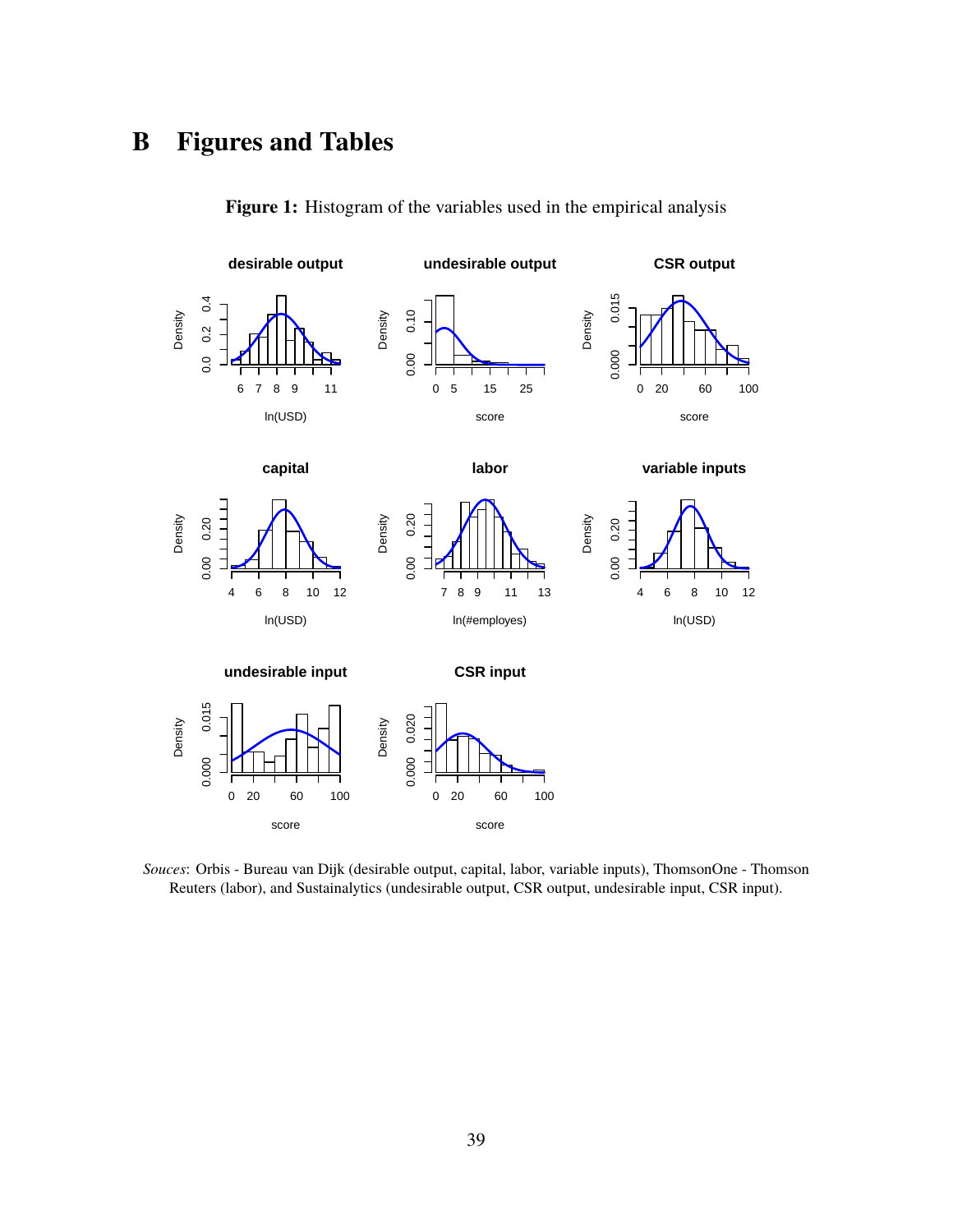# B Figures and Tables

**Figure 1:** Histogram of the variables used in the empirical analysis

*Souces*: Orbis - Bureau van Dijk (desirable output, capital, labor, variable inputs), ThomsonOne - Thomson Reuters (labor), and Sustainalytics (undesirable output, CSR output, undesirable input, CSR input).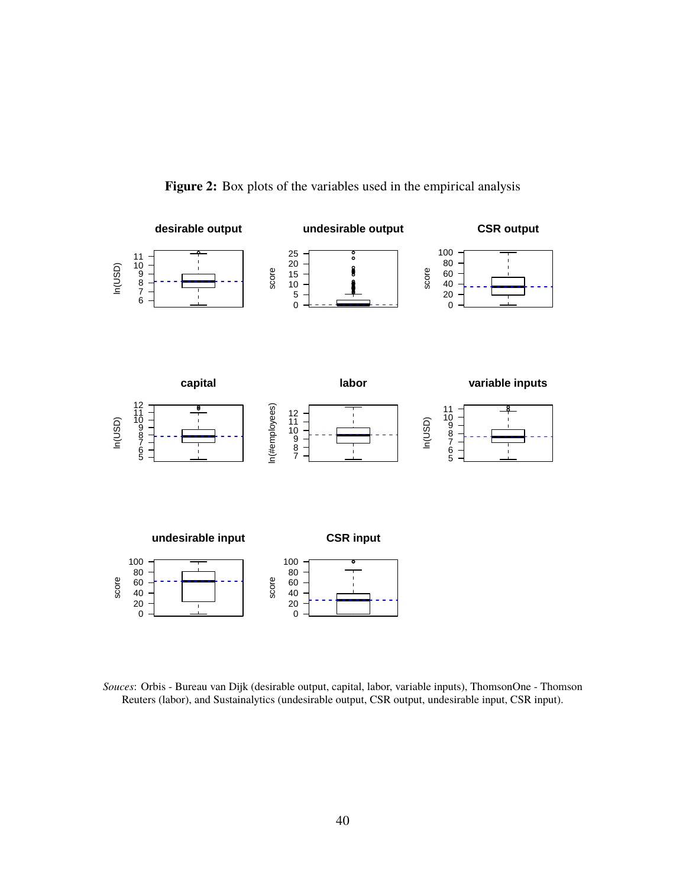**Figure 2:** Box plots of the variables used in the empirical analysis

*Souces*: Orbis - Bureau van Dijk (desirable output, capital, labor, variable inputs), ThomsonOne - Thomson Reuters (labor), and Sustainalytics (undesirable output, CSR output, undesirable input, CSR input).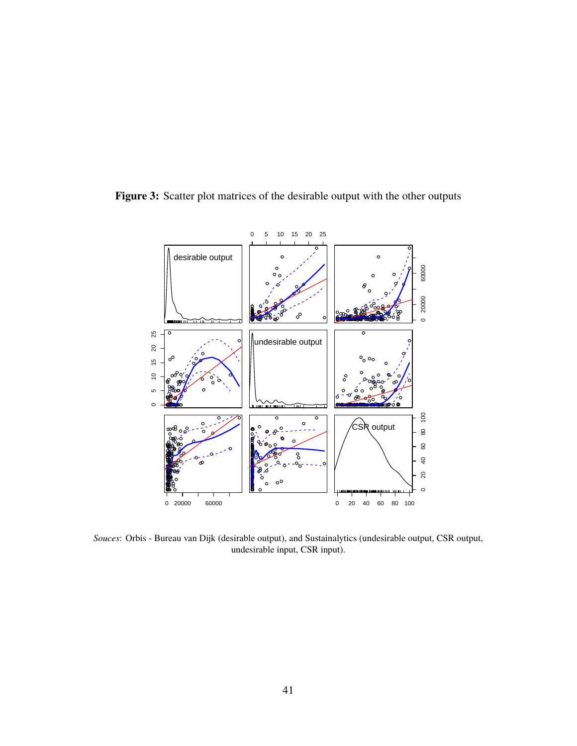**Figure 3:** Scatter plot matrices of the desirable output with the other outputs

*Souces*: Orbis - Bureau van Dijk (desirable output), and Sustainalytics (undesirable output, CSR output, undesirable input, CSR input).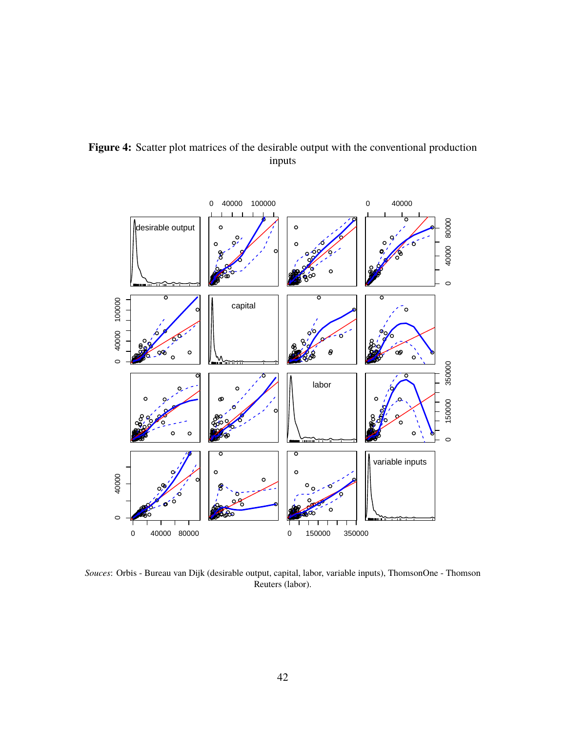**Figure 4:** Scatter plot matrices of the desirable output with the conventional production inputs

*Souces*: Orbis - Bureau van Dijk (desirable output, capital, labor, variable inputs), ThomsonOne - Thomson Reuters (labor).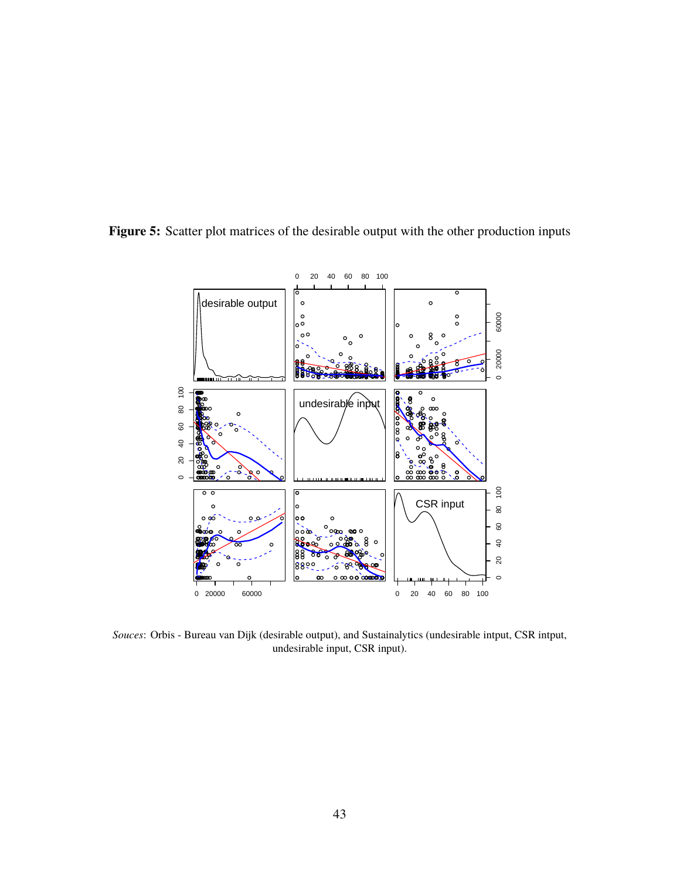**Figure 5:** Scatter plot matrices of the desirable output with the other production inputs

*Souces*: Orbis - Bureau van Dijk (desirable output), and Sustainalytics (undesirable intput, CSR intput, undesirable input, CSR input).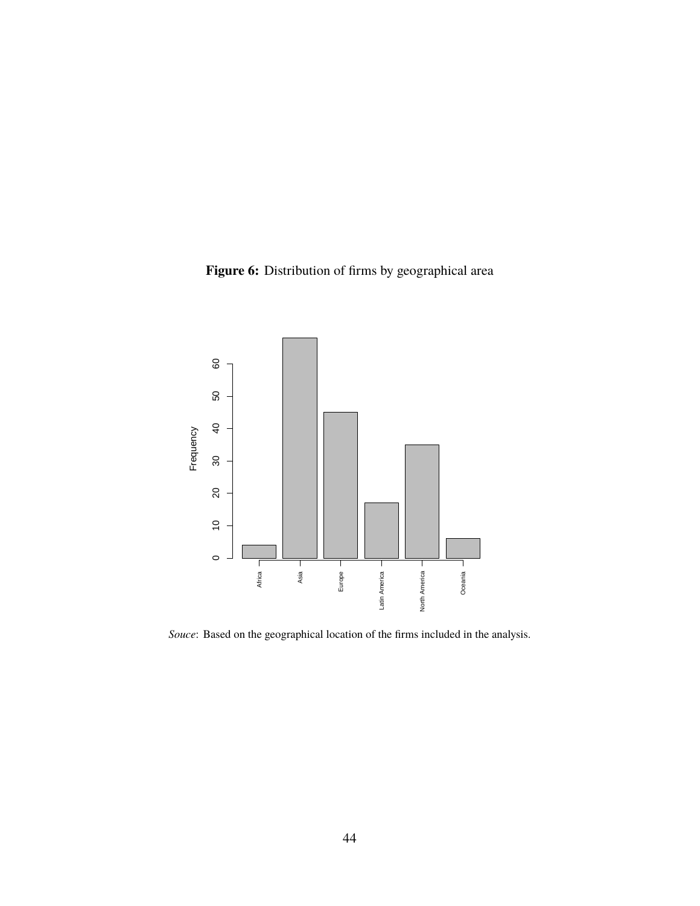**Figure 6:** Distribution of firms by geographical area

*Souce*: Based on the geographical location of the firms included in the analysis.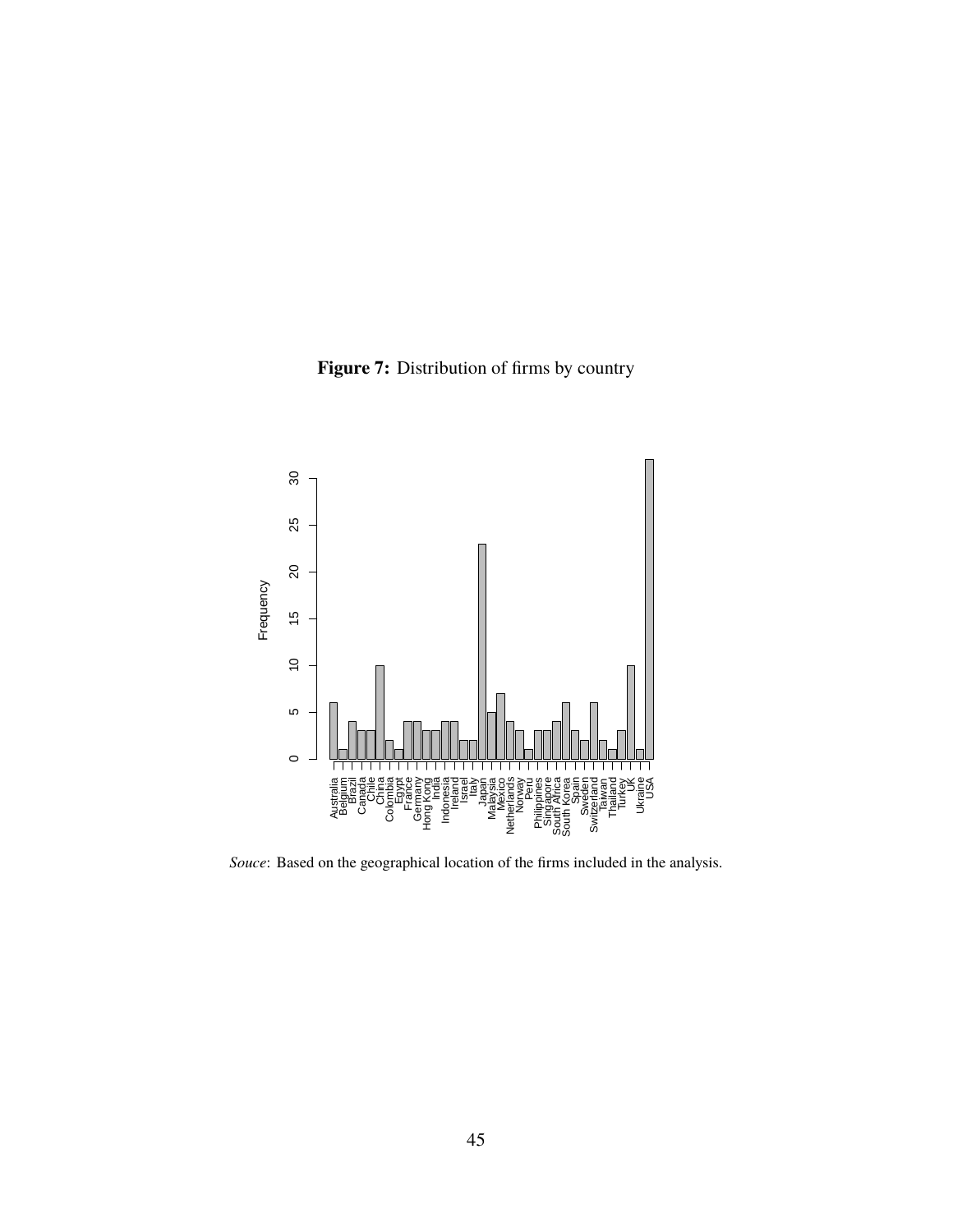**Figure 7:** Distribution of firms by country

*Souce*: Based on the geographical location of the firms included in the analysis.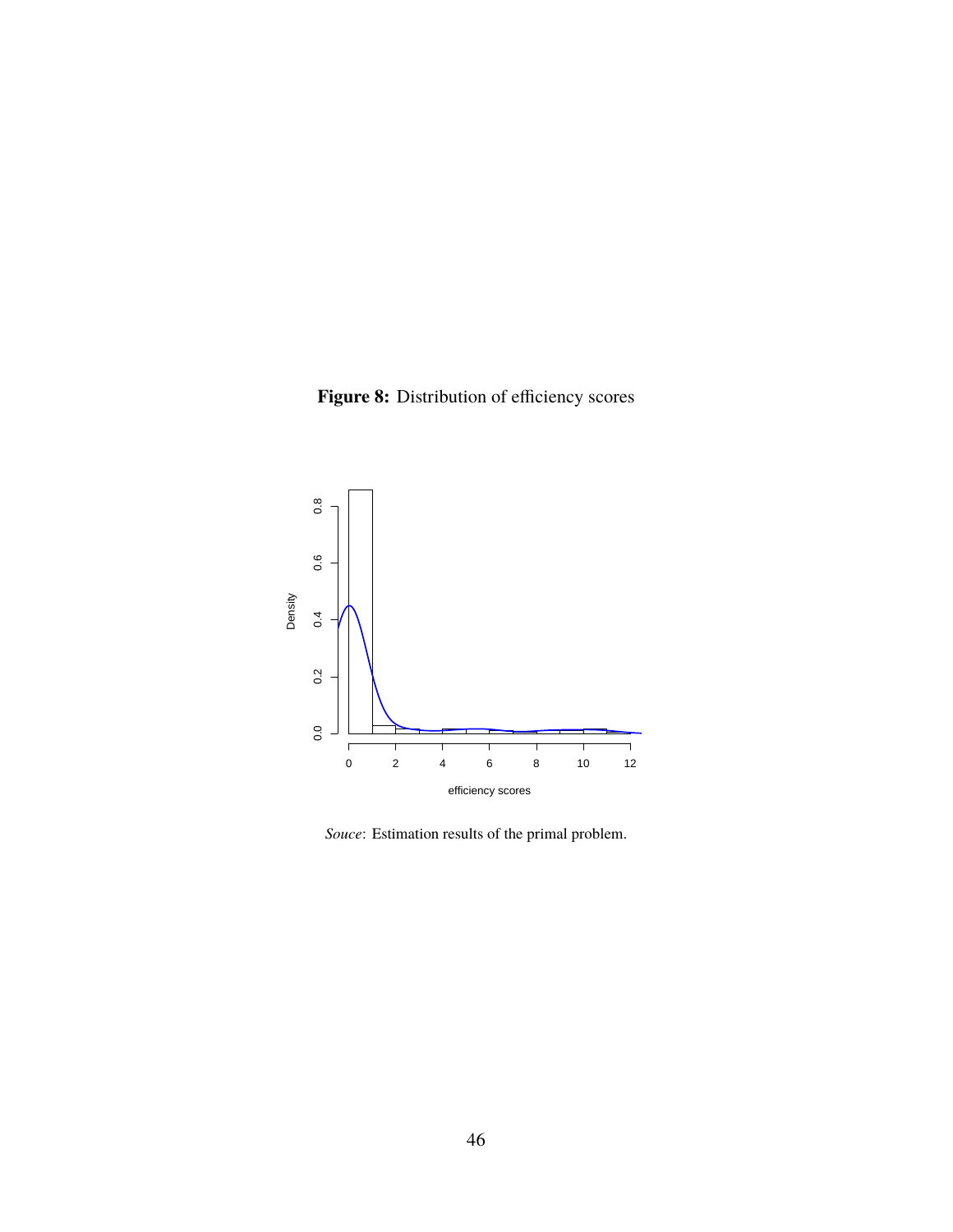**Figure 8:** Distribution of efficiency scores

*Souce*: Estimation results of the primal problem.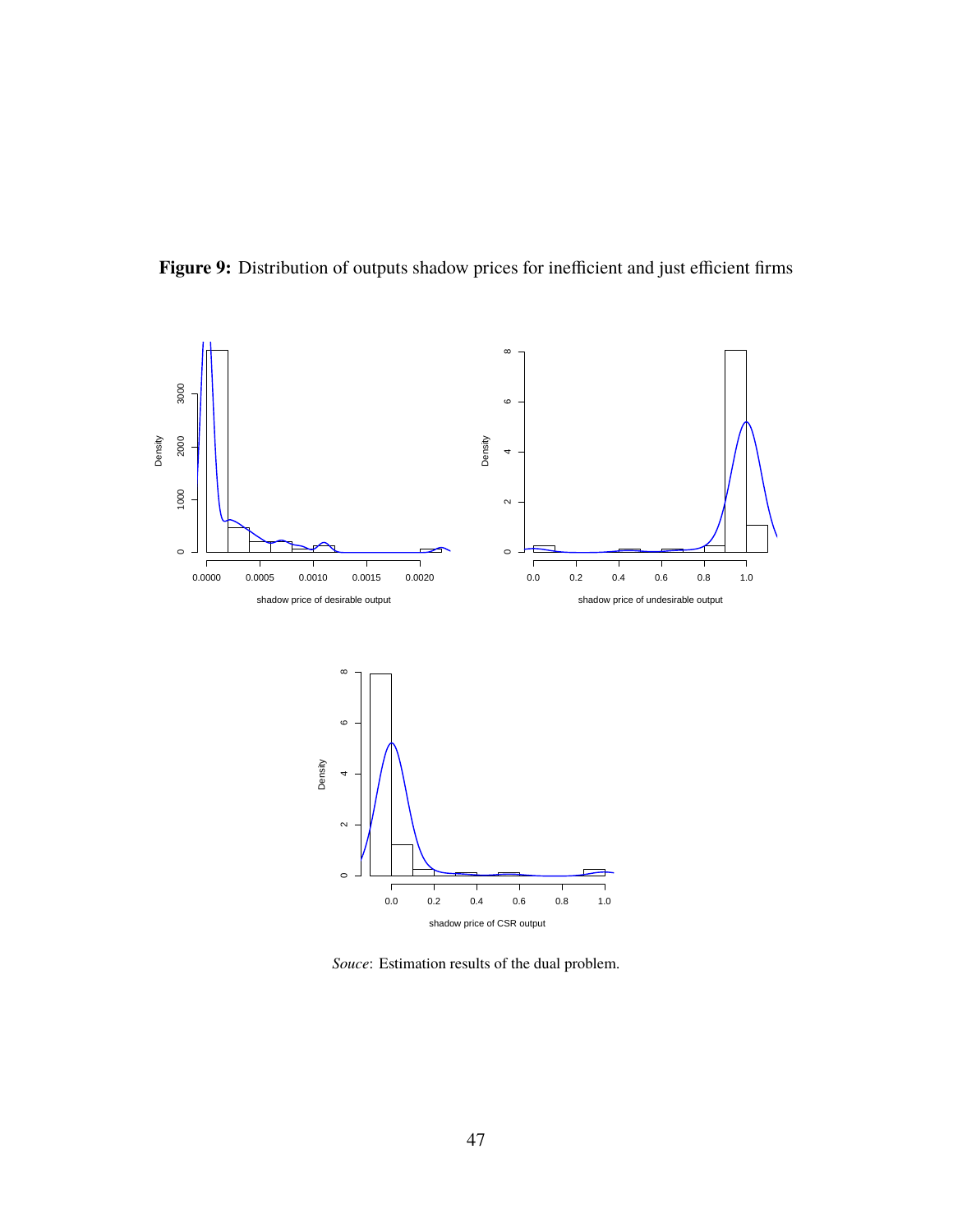**Figure 9:** Distribution of outputs shadow prices for inefficient and just efficient firms

*Souce*: Estimation results of the dual problem.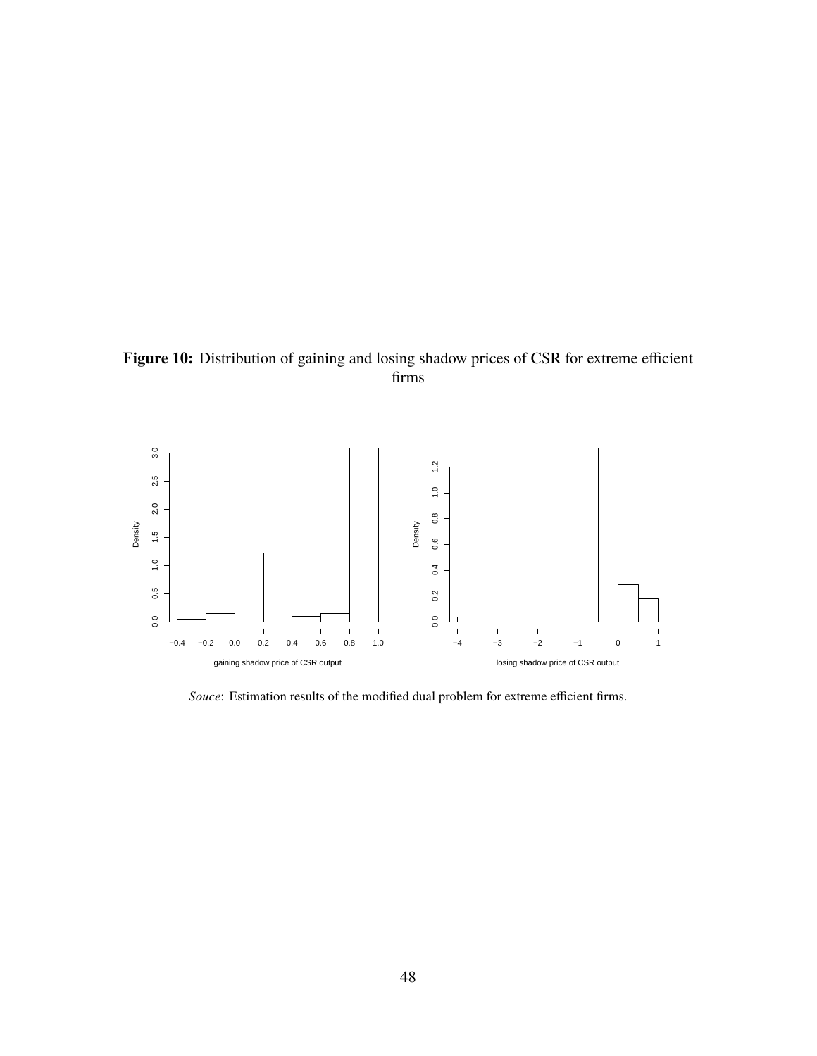**Figure 10:** Distribution of gaining and losing shadow prices of CSR for extreme efficient firms

*Souce*: Estimation results of the modified dual problem for extreme efficient firms.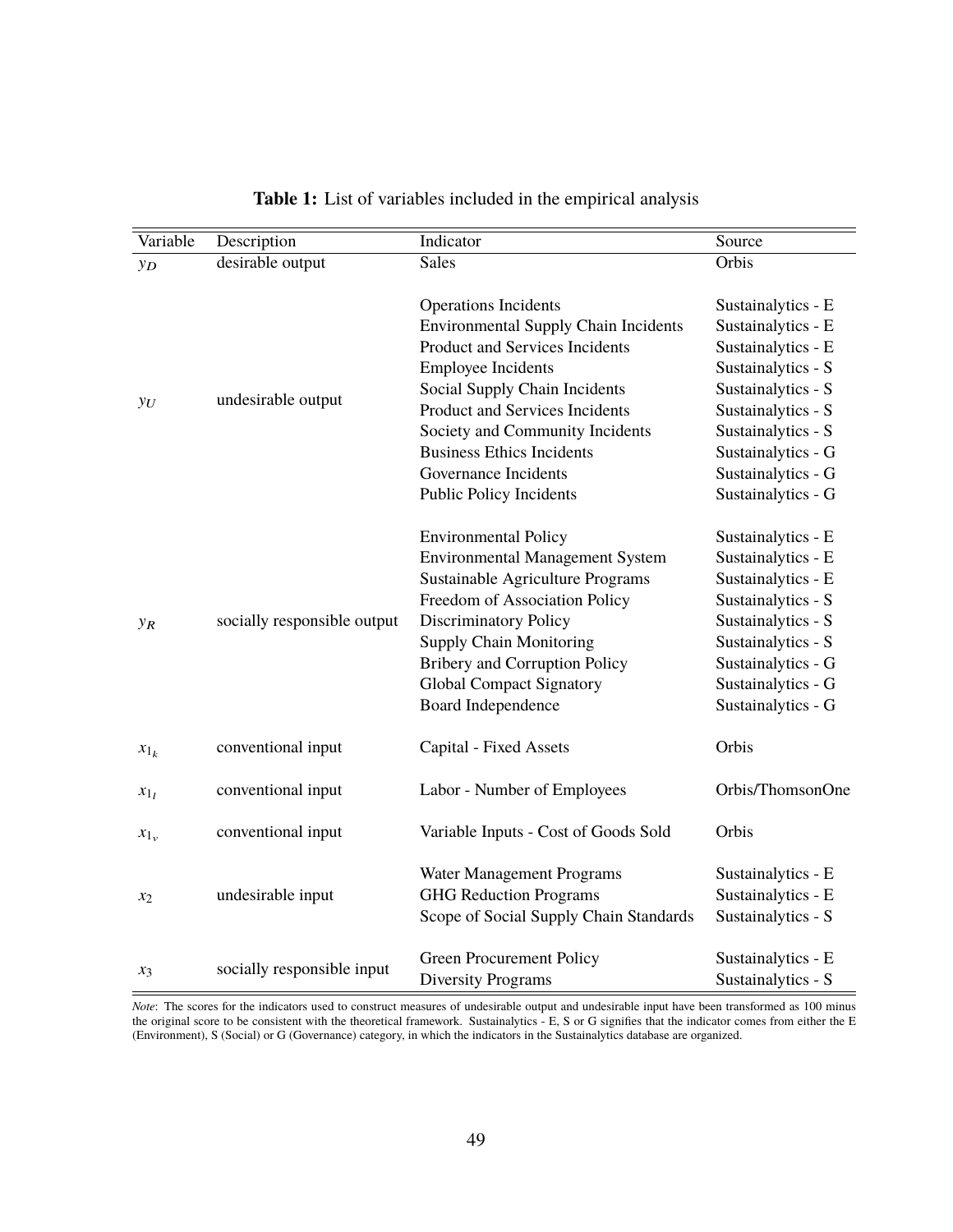**Table 1:** List of variables included in the empirical analysis

| Variable | Description | Indicator | Source |
|---|---|---|---|
| $y_D$ | desirable output | Sales | Orbis |
| $y_U$ | undesirable output | Operations Incidents | Sustainalytics - E |
| | | Environmental Supply Chain Incidents | Sustainalytics - E |
| | | Product and Services Incidents | Sustainalytics - E |
| | | Employee Incidents | Sustainalytics - S |
| | | Social Supply Chain Incidents | Sustainalytics - S |
| | | Product and Services Incidents | Sustainalytics - S |
| | | Society and Community Incidents | Sustainalytics - S |
| | | Business Ethics Incidents | Sustainalytics - G |
| | | Governance Incidents | Sustainalytics - G |
| | | Public Policy Incidents | Sustainalytics - G |
| $y_R$ | socially responsible output | Environmental Policy | Sustainalytics - E |
| | | Environmental Management System | Sustainalytics - E |
| | | Sustainable Agriculture Programs | Sustainalytics - E |
| | | Freedom of Association Policy | Sustainalytics - S |
| | | Discriminatory Policy | Sustainalytics - S |
| | | Supply Chain Monitoring | Sustainalytics - S |
| | | Bribery and Corruption Policy | Sustainalytics - G |
| | | Global Compact Signatory | Sustainalytics - G |
| | | Board Independence | Sustainalytics - G |
| $x_{1_k}$ | conventional input | Capital - Fixed Assets | Orbis |
| $x_{1_l}$ | conventional input | Labor - Number of Employees | Orbis/ThomsonOne |
| $x_{1_v}$ | conventional input | Variable Inputs - Cost of Goods Sold | Orbis |
| $x_2$ | undesirable input | Water Management Programs | Sustainalytics - E |
| | | GHG Reduction Programs | Sustainalytics - E |
| | | Scope of Social Supply Chain Standards | Sustainalytics - S |
| $x_3$ | socially responsible input | Green Procurement Policy | Sustainalytics - E |
| | | Diversity Programs | Sustainalytics - S |

*Note*: The scores for the indicators used to construct measures of undesirable output and undesirable input have been transformed as 100 minus the original score to be consistent with the theoretical framework. Sustainalytics - E, S or G signifies that the indicator comes from either the E (Environment), S (Social) or G (Governance) category, in which the indicators in the Sustainalytics database are organized.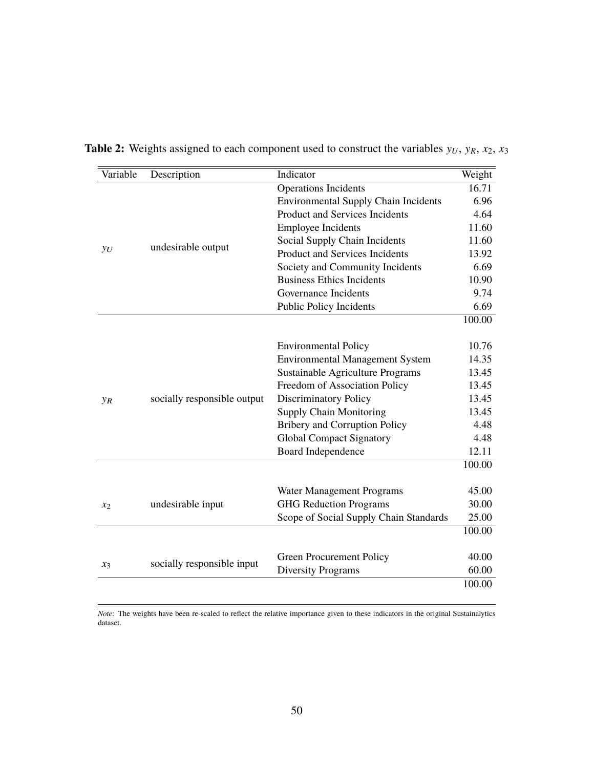**Table 2:** Weights assigned to each component used to construct the variables $y_U$, $y_R$, $x_2$, $x_3$

| Variable | Description | Indicator | Weight |
|---|---|---|---|
| $y_U$ | undesirable output | Operations Incidents | 16.71 |
| | | Environmental Supply Chain Incidents | 6.96 |
| | | Product and Services Incidents | 4.64 |
| | | Employee Incidents | 11.60 |
| | | Social Supply Chain Incidents | 11.60 |
| | | Product and Services Incidents | 13.92 |
| | | Society and Community Incidents | 6.69 |
| | | Business Ethics Incidents | 10.90 |
| | | Governance Incidents | 9.74 |
| | | Public Policy Incidents | 6.69 |
| | | | 100.00 |
| $y_R$ | socially responsible output | Environmental Policy | 10.76 |
| | | Environmental Management System | 14.35 |
| | | Sustainable Agriculture Programs | 13.45 |
| | | Freedom of Association Policy | 13.45 |
| | | Discriminatory Policy | 13.45 |
| | | Supply Chain Monitoring | 13.45 |
| | | Bribery and Corruption Policy | 4.48 |
| | | Global Compact Signatory | 4.48 |
| | | Board Independence | 12.11 |
| | | | 100.00 |
| $x_2$ | undesirable input | Water Management Programs | 45.00 |
| | | GHG Reduction Programs | 30.00 |
| | | Scope of Social Supply Chain Standards | 25.00 |
| | | | 100.00 |
| $x_3$ | socially responsible input | Green Procurement Policy | 40.00 |
| | | Diversity Programs | 60.00 |
| | | | 100.00 |

*Note*: The weights have been re-scaled to reflect the relative importance given to these indicators in the original Sustainalytics dataset.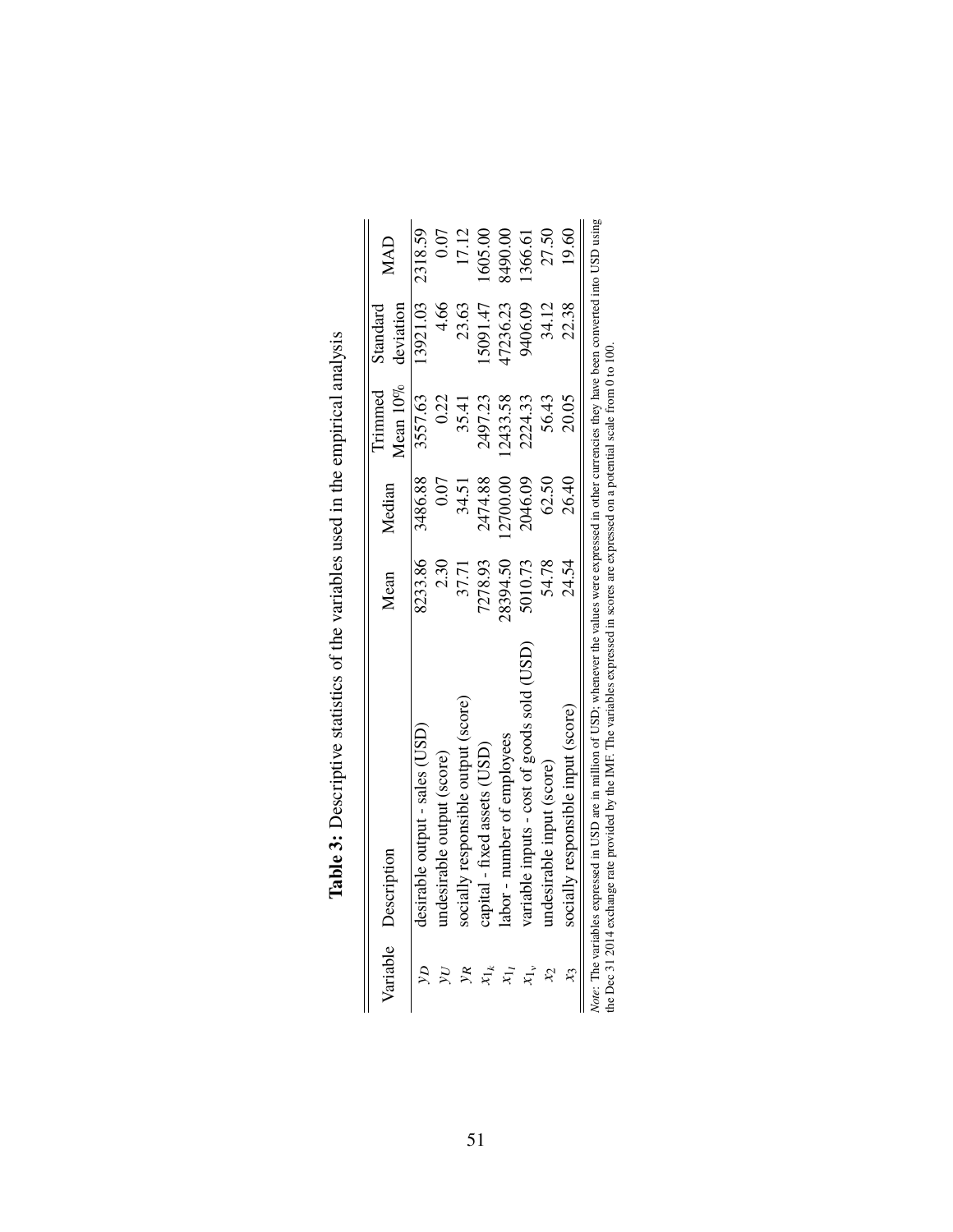**Table 3:** Descriptive statistics of the variables used in the empirical analysis

| Variable | Description | Mean | Median | Trimmed Mean 10% | Standard deviation | MAD |
|---|---|---|---|---|---|---|
| $y_D$ | desirable output - sales (USD) | 8233.86 | 3486.88 | 3557.63 | 13921.03 | 2318.59 |
| $y_U$ | undesirable output (score) | 2.30 | 0.07 | 0.22 | 4.66 | 0.07 |
| $y_R$ | socially responsible output (score) | 37.71 | 34.51 | 35.41 | 23.63 | 17.12 |
| $x_{1_k}$ | capital - fixed assets (USD) | 7278.93 | 2474.88 | 2497.23 | 15091.47 | 1605.00 |
| $x_{1_l}$ | labor - number of employees | 28394.50 | 12700.00 | 12433.58 | 47236.23 | 8490.00 |
| $x_{1_v}$ | variable inputs - cost of goods sold (USD) | 5010.73 | 2046.09 | 2224.33 | 9406.09 | 1366.61 |
| $x_2$ | undesirable input (score) | 54.78 | 62.50 | 56.43 | 34.12 | 27.50 |
| $x_3$ | socially responsible input (score) | 24.54 | 26.40 | 20.05 | 22.38 | 19.60 |

*Note*: The variables expressed in USD are in million of USD; whenever the values were expressed in other currencies they have been converted into USD using the Dec 31 2014 exchange rate provided by the IMF. The variables expressed in scores are expressed on a potential scale from 0 to 100.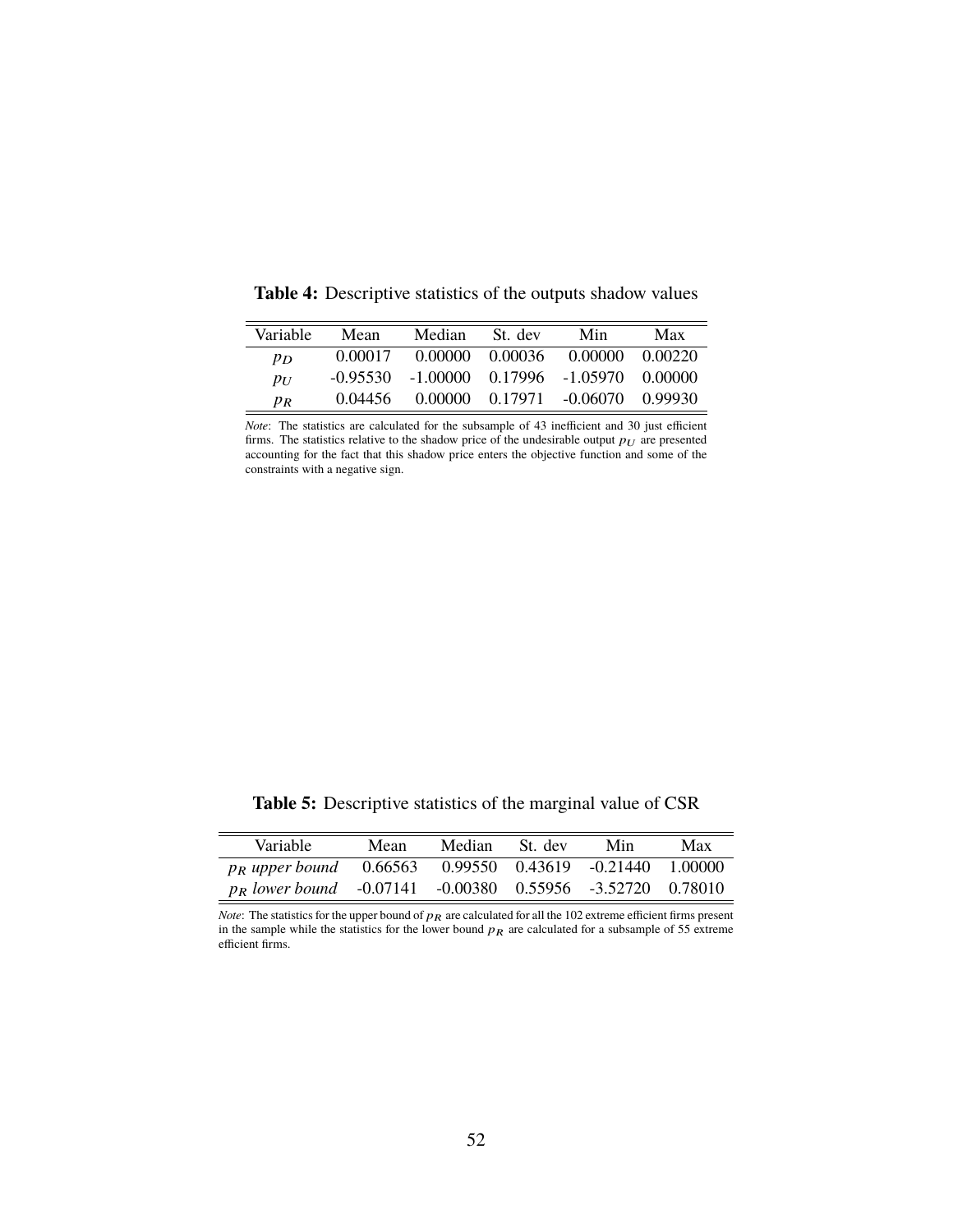**Table 4:** Descriptive statistics of the outputs shadow values

| Variable | Mean | Median | St. dev | Min | Max |
|---|---|---|---|---|---|
| $p_D$ | 0.00017 | 0.00000 | 0.00036 | 0.00000 | 0.00220 |
| $p_U$ | -0.95530 | -1.00000 | 0.17996 | -1.05970 | 0.00000 |
| $p_R$ | 0.04456 | 0.00000 | 0.17971 | -0.06070 | 0.99930 |

*Note*: The statistics are calculated for the subsample of 43 inefficient and 30 just efficient firms. The statistics relative to the shadow price of the undesirable output $p_U$ are presented accounting for the fact that this shadow price enters the objective function and some of the constraints with a negative sign.

**Table 5:** Descriptive statistics of the marginal value of CSR

| Variable | Mean | Median | St. dev | Min | Max |
|---|---|---|---|---|---|
| $p_R$ *upper bound* | 0.66563 | 0.99550 | 0.43619 | -0.21440 | 1.00000 |
| $p_R$ *lower bound* | -0.07141 | -0.00380 | 0.55956 | -3.52720 | 0.78010 |

*Note*: The statistics for the upper bound of $p_R$ are calculated for all the 102 extreme efficient firms present in the sample while the statistics for the lower bound $p_R$ are calculated for a subsample of 55 extreme efficient firms.